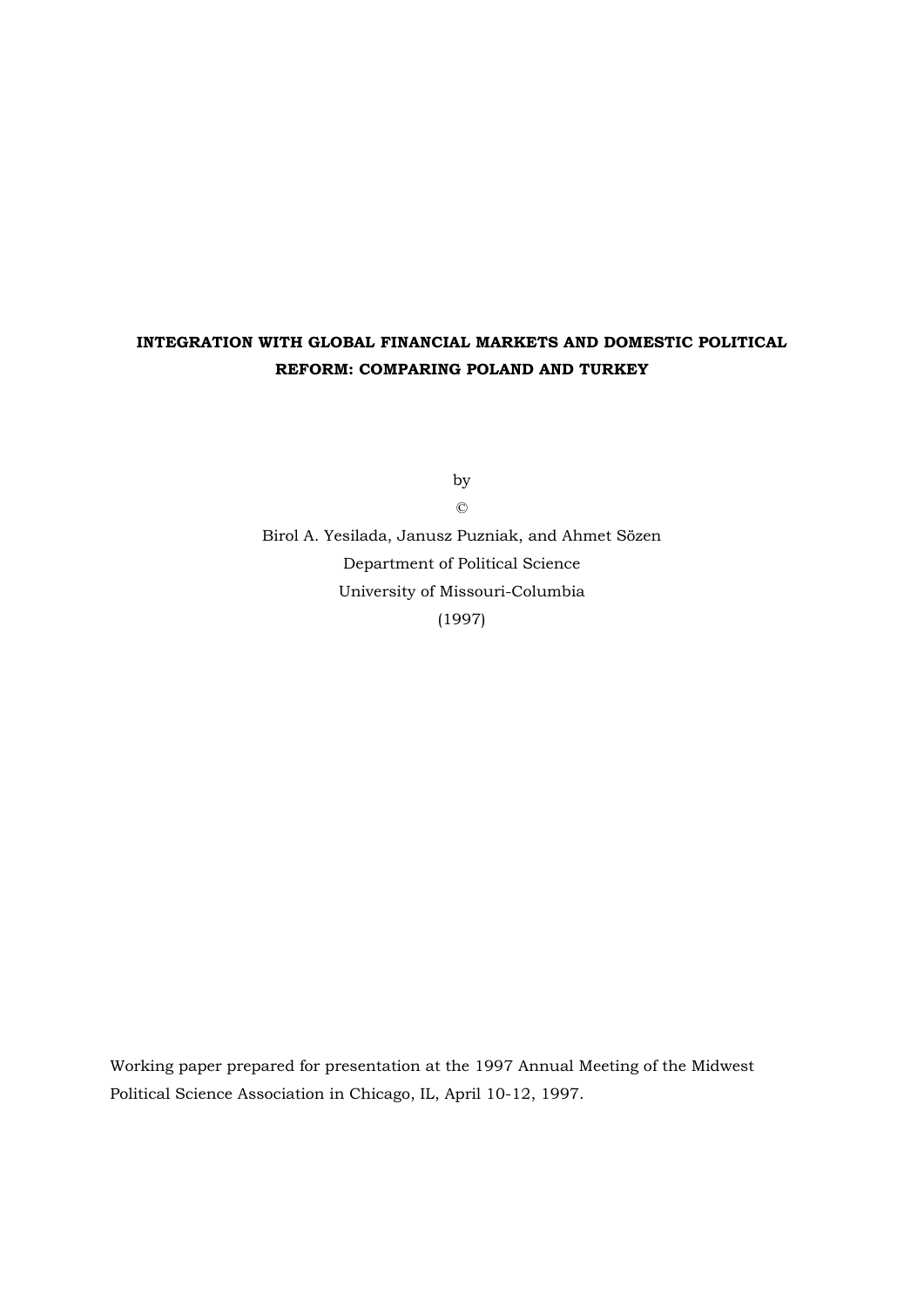**INTEGRATION WITH GLOBAL FINANCIAL MARKETS AND DOMESTIC POLITICAL REFORM: COMPARING POLAND AND TURKEY**

by

©

Birol A. Yesilada, Janusz Puzniak, and Ahmet Sözen

Department of Political Science

University of Missouri-Columbia

(1997)

Working paper prepared for presentation at the 1997 Annual Meeting of the Midwest Political Science Association in Chicago, IL, April 10-12, 1997.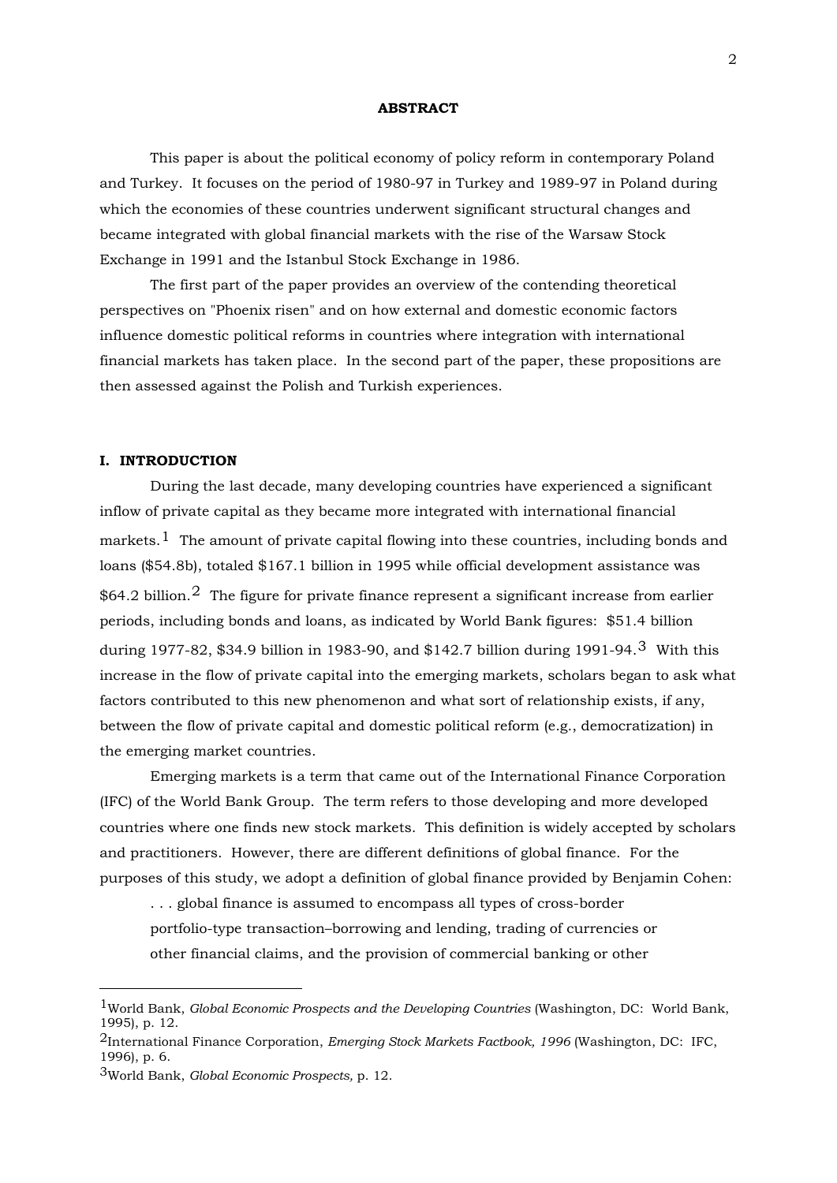**ABSTRACT**

This paper is about the political economy of policy reform in contemporary Poland and Turkey. It focuses on the period of 1980-97 in Turkey and 1989-97 in Poland during which the economies of these countries underwent significant structural changes and became integrated with global financial markets with the rise of the Warsaw Stock Exchange in 1991 and the Istanbul Stock Exchange in 1986.

The first part of the paper provides an overview of the contending theoretical perspectives on "Phoenix risen" and on how external and domestic economic factors influence domestic political reforms in countries where integration with international financial markets has taken place. In the second part of the paper, these propositions are then assessed against the Polish and Turkish experiences.

## I. INTRODUCTION

During the last decade, many developing countries have experienced a significant inflow of private capital as they became more integrated with international financial markets.[1] The amount of private capital flowing into these countries, including bonds and loans ($54.8b), totaled $167.1 billion in 1995 while official development assistance was $64.2 billion.[2] The figure for private finance represent a significant increase from earlier periods, including bonds and loans, as indicated by World Bank figures: $51.4 billion during 1977-82, $34.9 billion in 1983-90, and $142.7 billion during 1991-94.[3] With this increase in the flow of private capital into the emerging markets, scholars began to ask what factors contributed to this new phenomenon and what sort of relationship exists, if any, between the flow of private capital and domestic political reform (e.g., democratization) in the emerging market countries.

Emerging markets is a term that came out of the International Finance Corporation (IFC) of the World Bank Group. The term refers to those developing and more developed countries where one finds new stock markets. This definition is widely accepted by scholars and practitioners. However, there are different definitions of global finance. For the purposes of this study, we adopt a definition of global finance provided by Benjamin Cohen:

> . . . global finance is assumed to encompass all types of cross-border portfolio-type transaction–borrowing and lending, trading of currencies or other financial claims, and the provision of commercial banking or other

---

[1]World Bank, *Global Economic Prospects and the Developing Countries* (Washington, DC: World Bank, 1995), p. 12.

[2]International Finance Corporation, *Emerging Stock Markets Factbook, 1996* (Washington, DC: IFC, 1996), p. 6.

[3]World Bank, *Global Economic Prospects,* p. 12.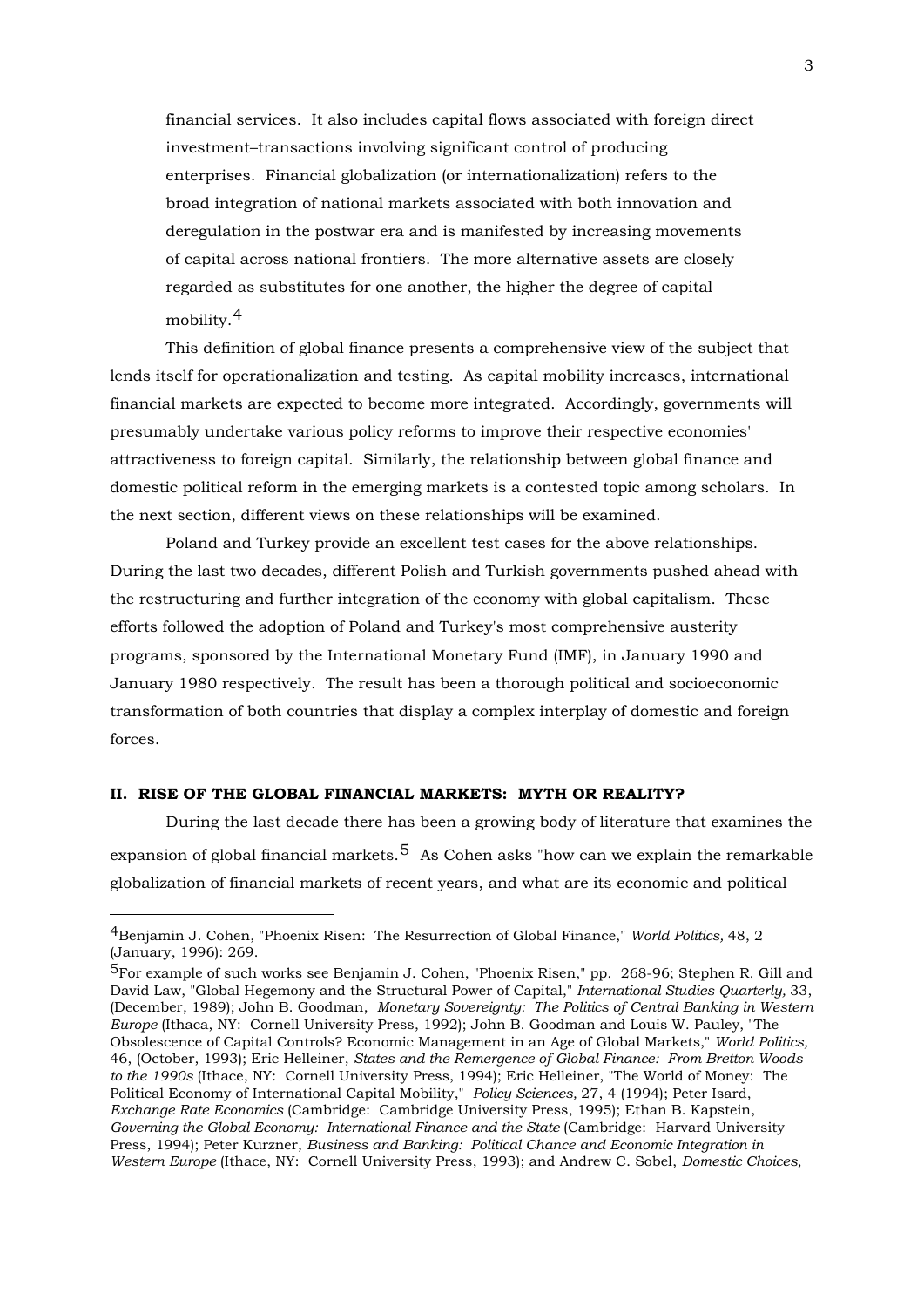> financial services. It also includes capital flows associated with foreign direct investment–transactions involving significant control of producing enterprises. Financial globalization (or internationalization) refers to the broad integration of national markets associated with both innovation and deregulation in the postwar era and is manifested by increasing movements of capital across national frontiers. The more alternative assets are closely regarded as substitutes for one another, the higher the degree of capital mobility.[4]

This definition of global finance presents a comprehensive view of the subject that lends itself for operationalization and testing. As capital mobility increases, international financial markets are expected to become more integrated. Accordingly, governments will presumably undertake various policy reforms to improve their respective economies' attractiveness to foreign capital. Similarly, the relationship between global finance and domestic political reform in the emerging markets is a contested topic among scholars. In the next section, different views on these relationships will be examined.

Poland and Turkey provide an excellent test cases for the above relationships. During the last two decades, different Polish and Turkish governments pushed ahead with the restructuring and further integration of the economy with global capitalism. These efforts followed the adoption of Poland and Turkey's most comprehensive austerity programs, sponsored by the International Monetary Fund (IMF), in January 1990 and January 1980 respectively. The result has been a thorough political and socioeconomic transformation of both countries that display a complex interplay of domestic and foreign forces.

## II. RISE OF THE GLOBAL FINANCIAL MARKETS: MYTH OR REALITY?

During the last decade there has been a growing body of literature that examines the expansion of global financial markets.[5] As Cohen asks "how can we explain the remarkable globalization of financial markets of recent years, and what are its economic and political

---

[4] Benjamin J. Cohen, "Phoenix Risen: The Resurrection of Global Finance," *World Politics,* 48, 2 (January, 1996): 269.

[5] For example of such works see Benjamin J. Cohen, "Phoenix Risen," pp. 268-96; Stephen R. Gill and David Law, "Global Hegemony and the Structural Power of Capital," *International Studies Quarterly,* 33, (December, 1989); John B. Goodman, *Monetary Sovereignty: The Politics of Central Banking in Western Europe* (Ithaca, NY: Cornell University Press, 1992); John B. Goodman and Louis W. Pauley, "The Obsolescence of Capital Controls? Economic Management in an Age of Global Markets," *World Politics,* 46, (October, 1993); Eric Helleiner, *States and the Remergence of Global Finance: From Bretton Woods to the 1990s* (Ithace, NY: Cornell University Press, 1994); Eric Helleiner, "The World of Money: The Political Economy of International Capital Mobility," *Policy Sciences,* 27, 4 (1994); Peter Isard, *Exchange Rate Economics* (Cambridge: Cambridge University Press, 1995); Ethan B. Kapstein, *Governing the Global Economy: International Finance and the State* (Cambridge: Harvard University Press, 1994); Peter Kurzner, *Business and Banking: Political Chance and Economic Integration in Western Europe* (Ithace, NY: Cornell University Press, 1993); and Andrew C. Sobel, *Domestic Choices,*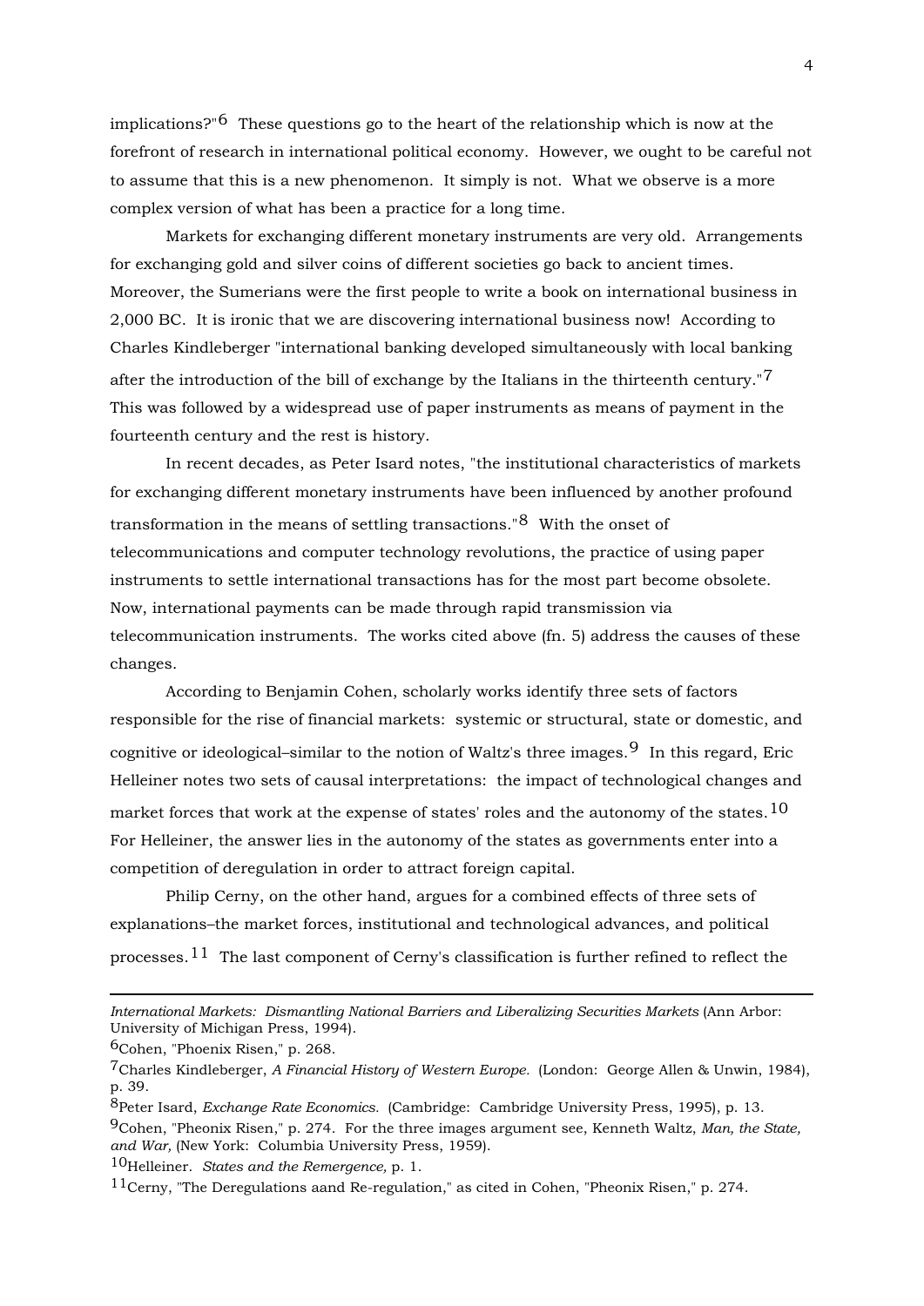implications?"[6] These questions go to the heart of the relationship which is now at the forefront of research in international political economy. However, we ought to be careful not to assume that this is a new phenomenon. It simply is not. What we observe is a more complex version of what has been a practice for a long time.

Markets for exchanging different monetary instruments are very old. Arrangements for exchanging gold and silver coins of different societies go back to ancient times. Moreover, the Sumerians were the first people to write a book on international business in 2,000 BC. It is ironic that we are discovering international business now! According to Charles Kindleberger "international banking developed simultaneously with local banking after the introduction of the bill of exchange by the Italians in the thirteenth century."[7] This was followed by a widespread use of paper instruments as means of payment in the fourteenth century and the rest is history.

In recent decades, as Peter Isard notes, "the institutional characteristics of markets for exchanging different monetary instruments have been influenced by another profound transformation in the means of settling transactions."[8] With the onset of telecommunications and computer technology revolutions, the practice of using paper instruments to settle international transactions has for the most part become obsolete. Now, international payments can be made through rapid transmission via telecommunication instruments. The works cited above (fn. 5) address the causes of these changes.

According to Benjamin Cohen, scholarly works identify three sets of factors responsible for the rise of financial markets: systemic or structural, state or domestic, and cognitive or ideological–similar to the notion of Waltz's three images.[9] In this regard, Eric Helleiner notes two sets of causal interpretations: the impact of technological changes and market forces that work at the expense of states' roles and the autonomy of the states.[10] For Helleiner, the answer lies in the autonomy of the states as governments enter into a competition of deregulation in order to attract foreign capital.

Philip Cerny, on the other hand, argues for a combined effects of three sets of explanations–the market forces, institutional and technological advances, and political processes.[11] The last component of Cerny's classification is further refined to reflect the

---

*International Markets: Dismantling National Barriers and Liberalizing Securities Markets* (Ann Arbor: University of Michigan Press, 1994).

[6] Cohen, "Phoenix Risen," p. 268.

[7] Charles Kindleberger, *A Financial History of Western Europe.* (London: George Allen & Unwin, 1984), p. 39.

[8] Peter Isard, *Exchange Rate Economics.* (Cambridge: Cambridge University Press, 1995), p. 13.

[9] Cohen, "Pheonix Risen," p. 274. For the three images argument see, Kenneth Waltz, *Man, the State, and War,* (New York: Columbia University Press, 1959).

[10] Helleiner. *States and the Remergence,* p. 1.

[11] Cerny, "The Deregulations aand Re-regulation," as cited in Cohen, "Pheonix Risen," p. 274.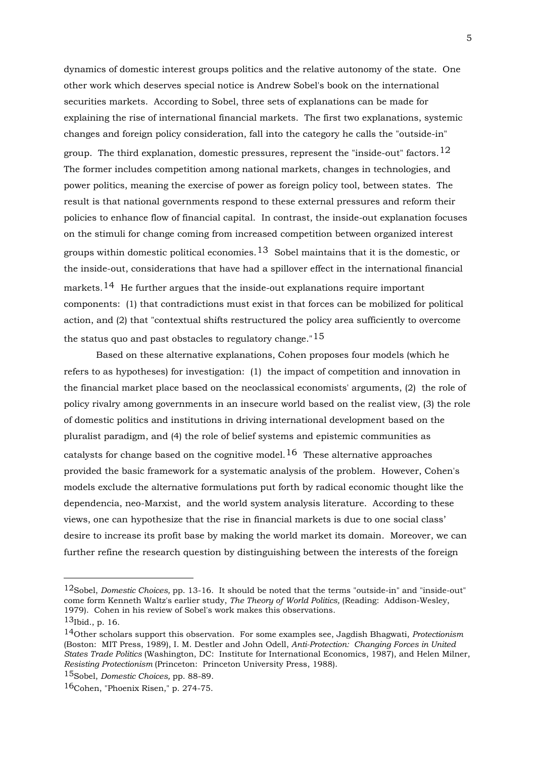dynamics of domestic interest groups politics and the relative autonomy of the state. One other work which deserves special notice is Andrew Sobel's book on the international securities markets. According to Sobel, three sets of explanations can be made for explaining the rise of international financial markets. The first two explanations, systemic changes and foreign policy consideration, fall into the category he calls the "outside-in" group. The third explanation, domestic pressures, represent the "inside-out" factors.[12] The former includes competition among national markets, changes in technologies, and power politics, meaning the exercise of power as foreign policy tool, between states. The result is that national governments respond to these external pressures and reform their policies to enhance flow of financial capital. In contrast, the inside-out explanation focuses on the stimuli for change coming from increased competition between organized interest groups within domestic political economies.[13] Sobel maintains that it is the domestic, or the inside-out, considerations that have had a spillover effect in the international financial markets.[14] He further argues that the inside-out explanations require important components: (1) that contradictions must exist in that forces can be mobilized for political action, and (2) that "contextual shifts restructured the policy area sufficiently to overcome the status quo and past obstacles to regulatory change."[15]

Based on these alternative explanations, Cohen proposes four models (which he refers to as hypotheses) for investigation: (1) the impact of competition and innovation in the financial market place based on the neoclassical economists' arguments, (2) the role of policy rivalry among governments in an insecure world based on the realist view, (3) the role of domestic politics and institutions in driving international development based on the pluralist paradigm, and (4) the role of belief systems and epistemic communities as catalysts for change based on the cognitive model.[16] These alternative approaches provided the basic framework for a systematic analysis of the problem. However, Cohen's models exclude the alternative formulations put forth by radical economic thought like the dependencia, neo-Marxist, and the world system analysis literature. According to these views, one can hypothesize that the rise in financial markets is due to one social class' desire to increase its profit base by making the world market its domain. Moreover, we can further refine the research question by distinguishing between the interests of the foreign

---

[12]Sobel, *Domestic Choices,* pp. 13-16. It should be noted that the terms "outside-in" and "inside-out" come form Kenneth Waltz's earlier study, *The Theory of World Politics,* (Reading: Addison-Wesley, 1979). Cohen in his review of Sobel's work makes this observations.

[13]Ibid., p. 16.

[14]Other scholars support this observation. For some examples see, Jagdish Bhagwati, *Protectionism* (Boston: MIT Press, 1989), I. M. Destler and John Odell, *Anti-Protection: Changing Forces in United States Trade Politics* (Washington, DC: Institute for International Economics, 1987), and Helen Milner, *Resisting Protectionism* (Princeton: Princeton University Press, 1988).

[15]Sobel, *Domestic Choices,* pp. 88-89.

[16]Cohen, "Phoenix Risen," p. 274-75.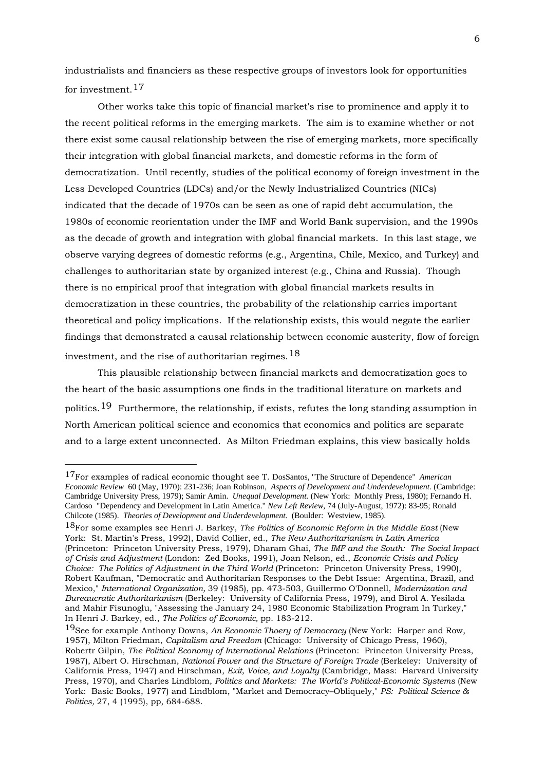industrialists and financiers as these respective groups of investors look for opportunities for investment.[17]

Other works take this topic of financial market's rise to prominence and apply it to the recent political reforms in the emerging markets. The aim is to examine whether or not there exist some causal relationship between the rise of emerging markets, more specifically their integration with global financial markets, and domestic reforms in the form of democratization. Until recently, studies of the political economy of foreign investment in the Less Developed Countries (LDCs) and/or the Newly Industrialized Countries (NICs) indicated that the decade of 1970s can be seen as one of rapid debt accumulation, the 1980s of economic reorientation under the IMF and World Bank supervision, and the 1990s as the decade of growth and integration with global financial markets. In this last stage, we observe varying degrees of domestic reforms (e.g., Argentina, Chile, Mexico, and Turkey) and challenges to authoritarian state by organized interest (e.g., China and Russia). Though there is no empirical proof that integration with global financial markets results in democratization in these countries, the probability of the relationship carries important theoretical and policy implications. If the relationship exists, this would negate the earlier findings that demonstrated a causal relationship between economic austerity, flow of foreign investment, and the rise of authoritarian regimes.[18]

This plausible relationship between financial markets and democratization goes to the heart of the basic assumptions one finds in the traditional literature on markets and politics.[19] Furthermore, the relationship, if exists, refutes the long standing assumption in North American political science and economics that economics and politics are separate and to a large extent unconnected. As Milton Friedman explains, this view basically holds

---

[17] For examples of radical economic thought see T. DosSantos, "The Structure of Dependence" *American Economic Review* 60 (May, 1970): 231-236; Joan Robinson, *Aspects of Development and Underdevelopment.* (Cambridge: Cambridge University Press, 1979); Samir Amin. *Unequal Development.* (New York: Monthly Press, 1980); Fernando H. Cardoso "Dependency and Development in Latin America." *New Left Review,* 74 (July-August, 1972): 83-95; Ronald Chilcote (1985). *Theories of Development and Underdevelopment.* (Boulder: Westview, 1985).

[18] For some examples see Henri J. Barkey, *The Politics of Economic Reform in the Middle East* (New York: St. Martin's Press, 1992), David Collier, ed., *The New Authoritarianism in Latin America* (Princeton: Princeton University Press, 1979), Dharam Ghai, *The IMF and the South: The Social Impact of Crisis and Adjustment* (London: Zed Books, 1991), Joan Nelson, ed., *Economic Crisis and Policy Choice: The Politics of Adjustment in the Third World* (Princeton: Princeton University Press, 1990), Robert Kaufman, "Democratic and Authoritarian Responses to the Debt Issue: Argentina, Brazil, and Mexico," *International Organization,* 39 (1985), pp. 473-503, Guillermo O'Donnell, *Modernization and Bureaucratic Authoritarianism* (Berkeley: University of California Press, 1979), and Birol A. Yesilada and Mahir Fisunoglu, "Assessing the January 24, 1980 Economic Stabilization Program In Turkey," In Henri J. Barkey, ed., *The Politics of Economic,* pp. 183-212.

[19] See for example Anthony Downs, *An Economic Thoery of Democracy* (New York: Harper and Row, 1957), Milton Friedman, *Capitalism and Freedom* (Chicago: University of Chicago Press, 1960), Robertr Gilpin, *The Political Economy of International Relations* (Princeton: Princeton University Press, 1987), Albert O. Hirschman, *National Power and the Structure of Foreign Trade* (Berkeley: University of California Press, 1947) and Hirschman, *Exit, Voice, and Loyalty* (Cambridge, Mass: Harvard University Press, 1970), and Charles Lindblom, *Politics and Markets: The World's Political-Economic Systems* (New York: Basic Books, 1977) and Lindblom, "Market and Democracy–Obliquely," *PS: Political Science & Politics,* 27, 4 (1995), pp, 684-688.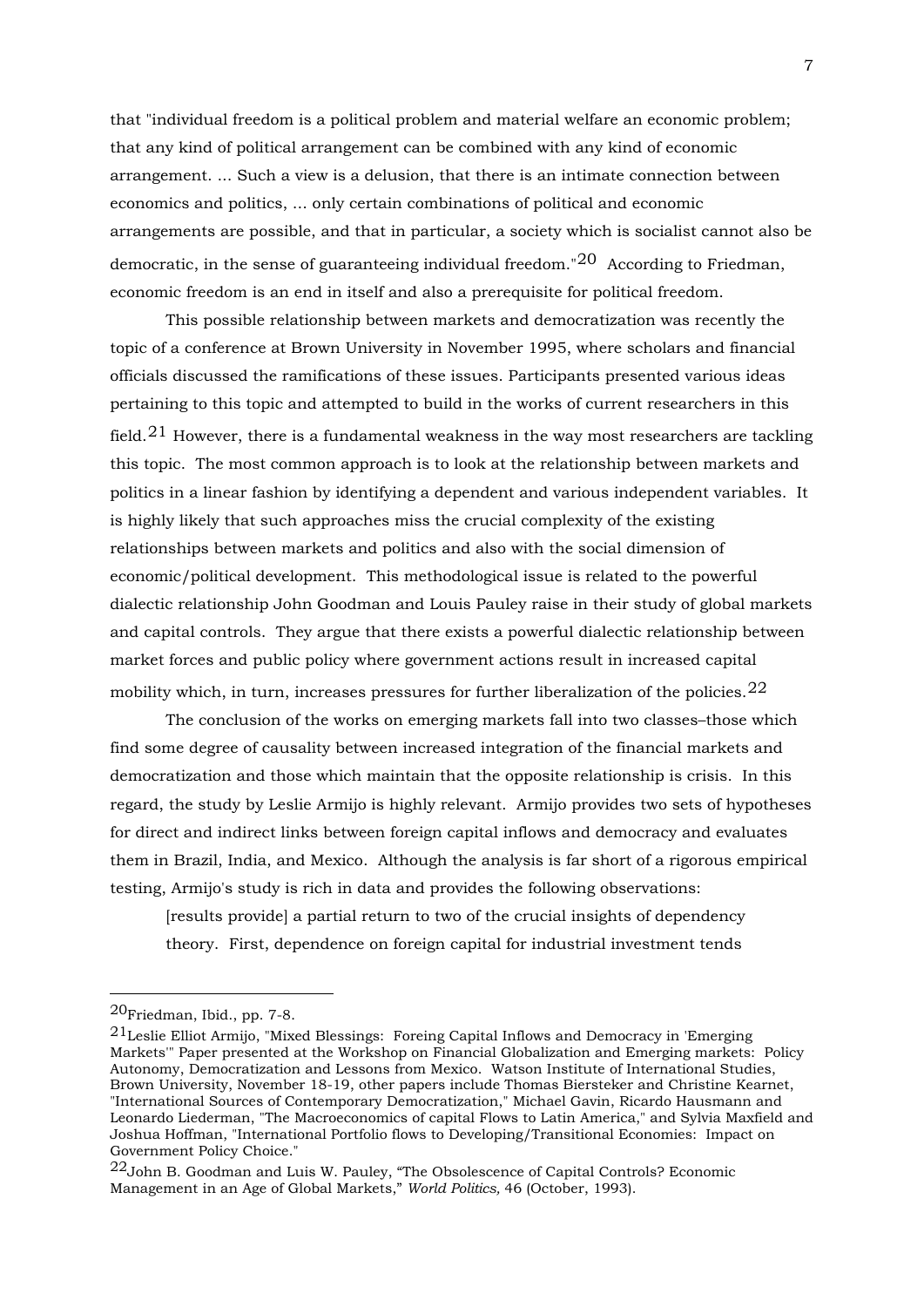that "individual freedom is a political problem and material welfare an economic problem; that any kind of political arrangement can be combined with any kind of economic arrangement. ... Such a view is a delusion, that there is an intimate connection between economics and politics, ... only certain combinations of political and economic arrangements are possible, and that in particular, a society which is socialist cannot also be democratic, in the sense of guaranteeing individual freedom."[20] According to Friedman, economic freedom is an end in itself and also a prerequisite for political freedom.

This possible relationship between markets and democratization was recently the topic of a conference at Brown University in November 1995, where scholars and financial officials discussed the ramifications of these issues. Participants presented various ideas pertaining to this topic and attempted to build in the works of current researchers in this field.[21] However, there is a fundamental weakness in the way most researchers are tackling this topic. The most common approach is to look at the relationship between markets and politics in a linear fashion by identifying a dependent and various independent variables. It is highly likely that such approaches miss the crucial complexity of the existing relationships between markets and politics and also with the social dimension of economic/political development. This methodological issue is related to the powerful dialectic relationship John Goodman and Louis Pauley raise in their study of global markets and capital controls. They argue that there exists a powerful dialectic relationship between market forces and public policy where government actions result in increased capital mobility which, in turn, increases pressures for further liberalization of the policies.[22]

The conclusion of the works on emerging markets fall into two classes–those which find some degree of causality between increased integration of the financial markets and democratization and those which maintain that the opposite relationship is crisis. In this regard, the study by Leslie Armijo is highly relevant. Armijo provides two sets of hypotheses for direct and indirect links between foreign capital inflows and democracy and evaluates them in Brazil, India, and Mexico. Although the analysis is far short of a rigorous empirical testing, Armijo's study is rich in data and provides the following observations:

> [results provide] a partial return to two of the crucial insights of dependency theory. First, dependence on foreign capital for industrial investment tends

---

[20] Friedman, Ibid., pp. 7-8.

[21] Leslie Elliot Armijo, "Mixed Blessings: Foreing Capital Inflows and Democracy in 'Emerging Markets'" Paper presented at the Workshop on Financial Globalization and Emerging markets: Policy Autonomy, Democratization and Lessons from Mexico. Watson Institute of International Studies, Brown University, November 18-19, other papers include Thomas Biersteker and Christine Kearnet, "International Sources of Contemporary Democratization," Michael Gavin, Ricardo Hausmann and Leonardo Liederman, "The Macroeconomics of capital Flows to Latin America," and Sylvia Maxfield and Joshua Hoffman, "International Portfolio flows to Developing/Transitional Economies: Impact on Government Policy Choice."

[22] John B. Goodman and Luis W. Pauley, "The Obsolescence of Capital Controls? Economic Management in an Age of Global Markets," *World Politics,* 46 (October, 1993).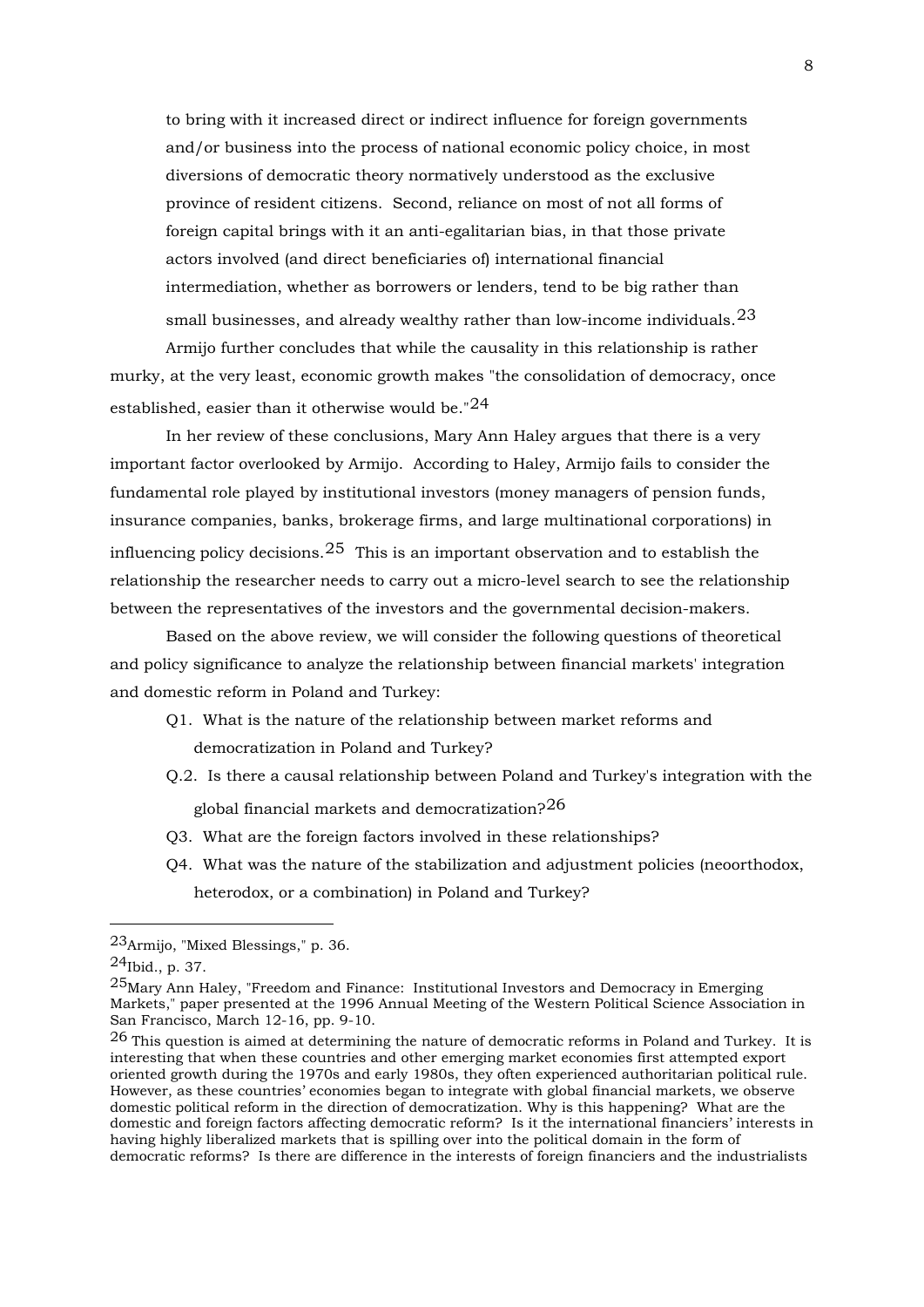to bring with it increased direct or indirect influence for foreign governments and/or business into the process of national economic policy choice, in most diversions of democratic theory normatively understood as the exclusive province of resident citizens. Second, reliance on most of not all forms of foreign capital brings with it an anti-egalitarian bias, in that those private actors involved (and direct beneficiaries of) international financial intermediation, whether as borrowers or lenders, tend to be big rather than small businesses, and already wealthy rather than low-income individuals.[23]

Armijo further concludes that while the causality in this relationship is rather murky, at the very least, economic growth makes "the consolidation of democracy, once established, easier than it otherwise would be."[24]

In her review of these conclusions, Mary Ann Haley argues that there is a very important factor overlooked by Armijo. According to Haley, Armijo fails to consider the fundamental role played by institutional investors (money managers of pension funds, insurance companies, banks, brokerage firms, and large multinational corporations) in influencing policy decisions.[25] This is an important observation and to establish the relationship the researcher needs to carry out a micro-level search to see the relationship between the representatives of the investors and the governmental decision-makers.

Based on the above review, we will consider the following questions of theoretical and policy significance to analyze the relationship between financial markets' integration and domestic reform in Poland and Turkey:

- Q1. What is the nature of the relationship between market reforms and democratization in Poland and Turkey?
- Q.2. Is there a causal relationship between Poland and Turkey's integration with the global financial markets and democratization?[26]
- Q3. What are the foreign factors involved in these relationships?
- Q4. What was the nature of the stabilization and adjustment policies (neoorthodox, heterodox, or a combination) in Poland and Turkey?

---

[23] Armijo, "Mixed Blessings," p. 36.

[24] Ibid., p. 37.

[25] Mary Ann Haley, "Freedom and Finance: Institutional Investors and Democracy in Emerging Markets," paper presented at the 1996 Annual Meeting of the Western Political Science Association in San Francisco, March 12-16, pp. 9-10.

[26] This question is aimed at determining the nature of democratic reforms in Poland and Turkey. It is interesting that when these countries and other emerging market economies first attempted export oriented growth during the 1970s and early 1980s, they often experienced authoritarian political rule. However, as these countries' economies began to integrate with global financial markets, we observe domestic political reform in the direction of democratization. Why is this happening? What are the domestic and foreign factors affecting democratic reform? Is it the international financiers' interests in having highly liberalized markets that is spilling over into the political domain in the form of democratic reforms? Is there are difference in the interests of foreign financiers and the industrialists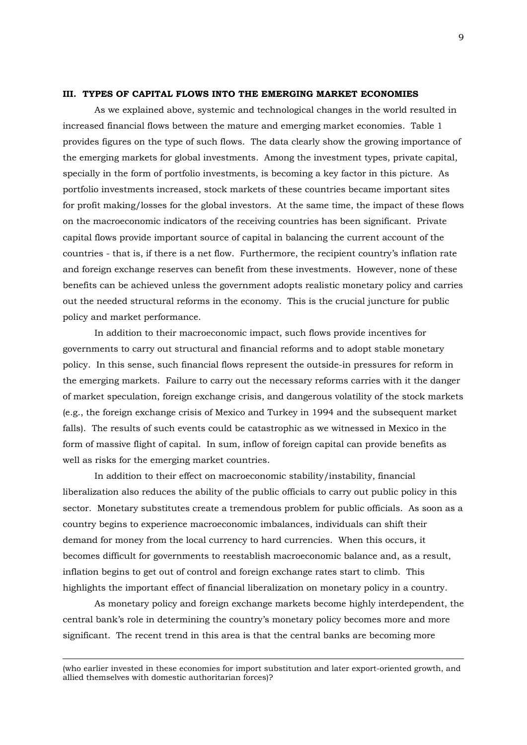## III. TYPES OF CAPITAL FLOWS INTO THE EMERGING MARKET ECONOMIES

As we explained above, systemic and technological changes in the world resulted in increased financial flows between the mature and emerging market economies. Table 1 provides figures on the type of such flows. The data clearly show the growing importance of the emerging markets for global investments. Among the investment types, private capital, specially in the form of portfolio investments, is becoming a key factor in this picture. As portfolio investments increased, stock markets of these countries became important sites for profit making/losses for the global investors. At the same time, the impact of these flows on the macroeconomic indicators of the receiving countries has been significant. Private capital flows provide important source of capital in balancing the current account of the countries - that is, if there is a net flow. Furthermore, the recipient country's inflation rate and foreign exchange reserves can benefit from these investments. However, none of these benefits can be achieved unless the government adopts realistic monetary policy and carries out the needed structural reforms in the economy. This is the crucial juncture for public policy and market performance.

In addition to their macroeconomic impact, such flows provide incentives for governments to carry out structural and financial reforms and to adopt stable monetary policy. In this sense, such financial flows represent the outside-in pressures for reform in the emerging markets. Failure to carry out the necessary reforms carries with it the danger of market speculation, foreign exchange crisis, and dangerous volatility of the stock markets (e.g., the foreign exchange crisis of Mexico and Turkey in 1994 and the subsequent market falls). The results of such events could be catastrophic as we witnessed in Mexico in the form of massive flight of capital. In sum, inflow of foreign capital can provide benefits as well as risks for the emerging market countries.

In addition to their effect on macroeconomic stability/instability, financial liberalization also reduces the ability of the public officials to carry out public policy in this sector. Monetary substitutes create a tremendous problem for public officials. As soon as a country begins to experience macroeconomic imbalances, individuals can shift their demand for money from the local currency to hard currencies. When this occurs, it becomes difficult for governments to reestablish macroeconomic balance and, as a result, inflation begins to get out of control and foreign exchange rates start to climb. This highlights the important effect of financial liberalization on monetary policy in a country.

As monetary policy and foreign exchange markets become highly interdependent, the central bank's role in determining the country's monetary policy becomes more and more significant. The recent trend in this area is that the central banks are becoming more

(who earlier invested in these economies for import substitution and later export-oriented growth, and allied themselves with domestic authoritarian forces)?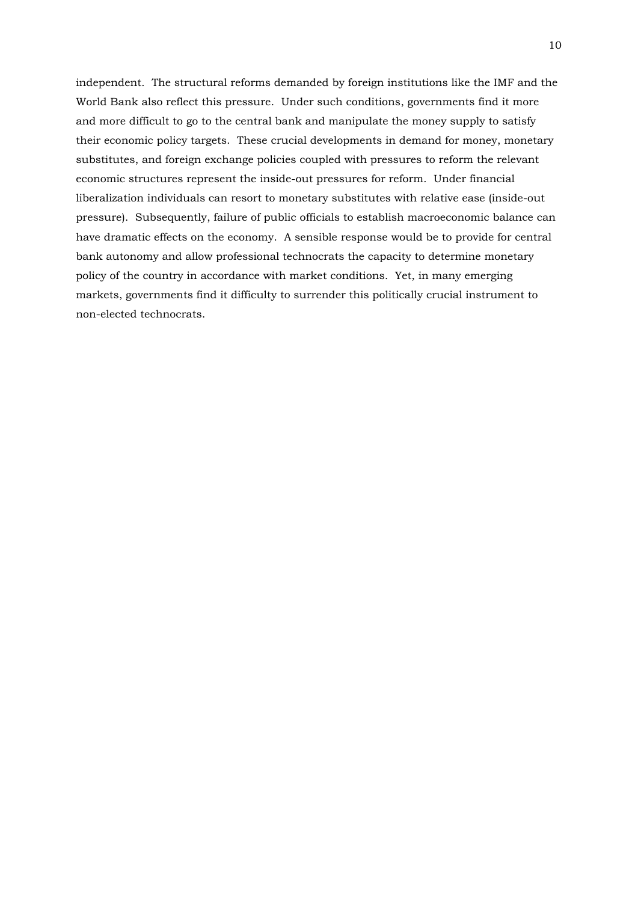independent. The structural reforms demanded by foreign institutions like the IMF and the World Bank also reflect this pressure. Under such conditions, governments find it more and more difficult to go to the central bank and manipulate the money supply to satisfy their economic policy targets. These crucial developments in demand for money, monetary substitutes, and foreign exchange policies coupled with pressures to reform the relevant economic structures represent the inside-out pressures for reform. Under financial liberalization individuals can resort to monetary substitutes with relative ease (inside-out pressure). Subsequently, failure of public officials to establish macroeconomic balance can have dramatic effects on the economy. A sensible response would be to provide for central bank autonomy and allow professional technocrats the capacity to determine monetary policy of the country in accordance with market conditions. Yet, in many emerging markets, governments find it difficulty to surrender this politically crucial instrument to non-elected technocrats.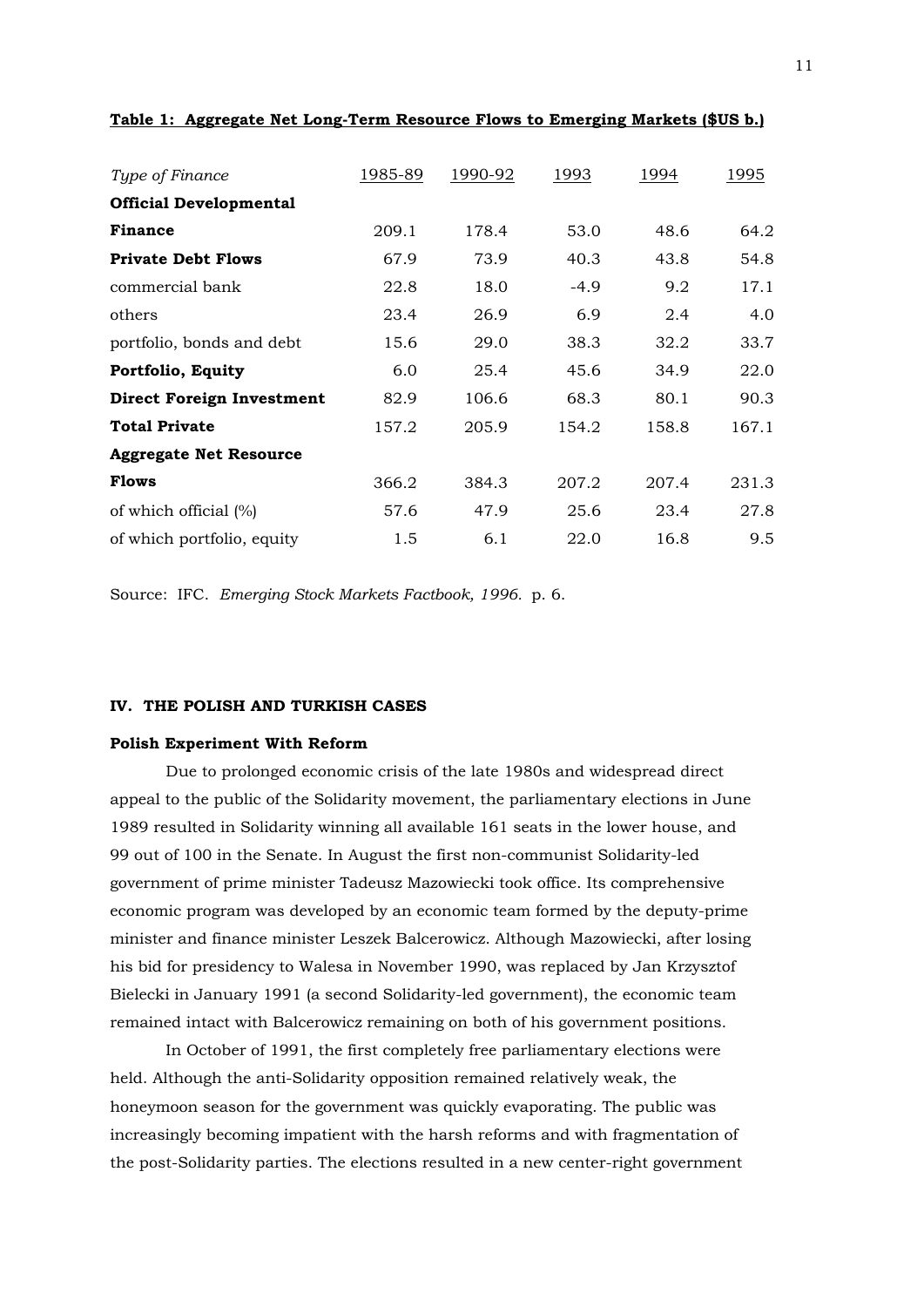**Table 1: Aggregate Net Long-Term Resource Flows to Emerging Markets ($US b.)**

| *Type of Finance* | 1985-89 | 1990-92 | 1993 | 1994 | 1995 |
|---|---|---|---|---|---|
| **Official Developmental Finance** | 209.1 | 178.4 | 53.0 | 48.6 | 64.2 |
| **Private Debt Flows** | 67.9 | 73.9 | 40.3 | 43.8 | 54.8 |
| commercial bank | 22.8 | 18.0 | -4.9 | 9.2 | 17.1 |
| others | 23.4 | 26.9 | 6.9 | 2.4 | 4.0 |
| portfolio, bonds and debt | 15.6 | 29.0 | 38.3 | 32.2 | 33.7 |
| **Portfolio, Equity** | 6.0 | 25.4 | 45.6 | 34.9 | 22.0 |
| **Direct Foreign Investment** | 82.9 | 106.6 | 68.3 | 80.1 | 90.3 |
| **Total Private** | 157.2 | 205.9 | 154.2 | 158.8 | 167.1 |
| **Aggregate Net Resource Flows** | 366.2 | 384.3 | 207.2 | 207.4 | 231.3 |
| of which official (%) | 57.6 | 47.9 | 25.6 | 23.4 | 27.8 |
| of which portfolio, equity | 1.5 | 6.1 | 22.0 | 16.8 | 9.5 |

Source: IFC. *Emerging Stock Markets Factbook, 1996.* p. 6.

## IV. THE POLISH AND TURKISH CASES

### Polish Experiment With Reform

Due to prolonged economic crisis of the late 1980s and widespread direct appeal to the public of the Solidarity movement, the parliamentary elections in June 1989 resulted in Solidarity winning all available 161 seats in the lower house, and 99 out of 100 in the Senate. In August the first non-communist Solidarity-led government of prime minister Tadeusz Mazowiecki took office. Its comprehensive economic program was developed by an economic team formed by the deputy-prime minister and finance minister Leszek Balcerowicz. Although Mazowiecki, after losing his bid for presidency to Walesa in November 1990, was replaced by Jan Krzysztof Bielecki in January 1991 (a second Solidarity-led government), the economic team remained intact with Balcerowicz remaining on both of his government positions.

In October of 1991, the first completely free parliamentary elections were held. Although the anti-Solidarity opposition remained relatively weak, the honeymoon season for the government was quickly evaporating. The public was increasingly becoming impatient with the harsh reforms and with fragmentation of the post-Solidarity parties. The elections resulted in a new center-right government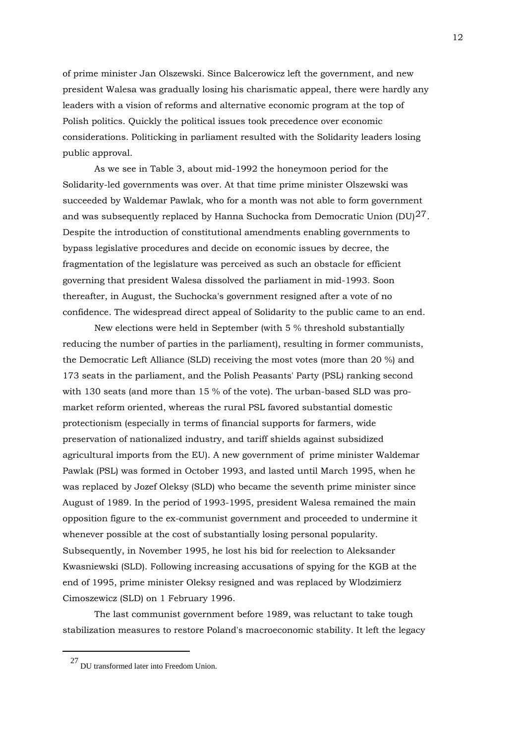of prime minister Jan Olszewski. Since Balcerowicz left the government, and new president Walesa was gradually losing his charismatic appeal, there were hardly any leaders with a vision of reforms and alternative economic program at the top of Polish politics. Quickly the political issues took precedence over economic considerations. Politicking in parliament resulted with the Solidarity leaders losing public approval.

As we see in Table 3, about mid-1992 the honeymoon period for the Solidarity-led governments was over. At that time prime minister Olszewski was succeeded by Waldemar Pawlak, who for a month was not able to form government and was subsequently replaced by Hanna Suchocka from Democratic Union (DU)[27]. Despite the introduction of constitutional amendments enabling governments to bypass legislative procedures and decide on economic issues by decree, the fragmentation of the legislature was perceived as such an obstacle for efficient governing that president Walesa dissolved the parliament in mid-1993. Soon thereafter, in August, the Suchocka's government resigned after a vote of no confidence. The widespread direct appeal of Solidarity to the public came to an end.

New elections were held in September (with 5 % threshold substantially reducing the number of parties in the parliament), resulting in former communists, the Democratic Left Alliance (SLD) receiving the most votes (more than 20 %) and 173 seats in the parliament, and the Polish Peasants' Party (PSL) ranking second with 130 seats (and more than 15 % of the vote). The urban-based SLD was pro-market reform oriented, whereas the rural PSL favored substantial domestic protectionism (especially in terms of financial supports for farmers, wide preservation of nationalized industry, and tariff shields against subsidized agricultural imports from the EU). A new government of prime minister Waldemar Pawlak (PSL) was formed in October 1993, and lasted until March 1995, when he was replaced by Jozef Oleksy (SLD) who became the seventh prime minister since August of 1989. In the period of 1993-1995, president Walesa remained the main opposition figure to the ex-communist government and proceeded to undermine it whenever possible at the cost of substantially losing personal popularity. Subsequently, in November 1995, he lost his bid for reelection to Aleksander Kwasniewski (SLD). Following increasing accusations of spying for the KGB at the end of 1995, prime minister Oleksy resigned and was replaced by Wlodzimierz Cimoszewicz (SLD) on 1 February 1996.

The last communist government before 1989, was reluctant to take tough stabilization measures to restore Poland's macroeconomic stability. It left the legacy

---

[27] DU transformed later into Freedom Union.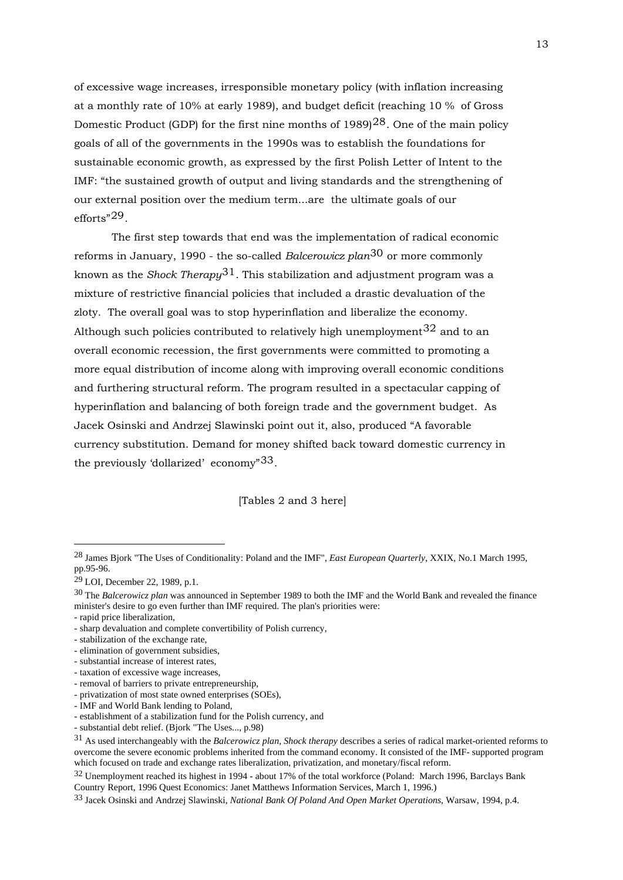of excessive wage increases, irresponsible monetary policy (with inflation increasing at a monthly rate of 10% at early 1989), and budget deficit (reaching 10 % of Gross Domestic Product (GDP) for the first nine months of 1989)[28]. One of the main policy goals of all of the governments in the 1990s was to establish the foundations for sustainable economic growth, as expressed by the first Polish Letter of Intent to the IMF: "the sustained growth of output and living standards and the strengthening of our external position over the medium term...are the ultimate goals of our efforts"[29].

The first step towards that end was the implementation of radical economic reforms in January, 1990 - the so-called *Balcerowicz plan*[30] or more commonly known as the *Shock Therapy*[31]. This stabilization and adjustment program was a mixture of restrictive financial policies that included a drastic devaluation of the zloty. The overall goal was to stop hyperinflation and liberalize the economy. Although such policies contributed to relatively high unemployment[32] and to an overall economic recession, the first governments were committed to promoting a more equal distribution of income along with improving overall economic conditions and furthering structural reform. The program resulted in a spectacular capping of hyperinflation and balancing of both foreign trade and the government budget. As Jacek Osinski and Andrzej Slawinski point out it, also, produced "A favorable currency substitution. Demand for money shifted back toward domestic currency in the previously 'dollarized' economy"[33].

[Tables 2 and 3 here]

---

[28] James Bjork "The Uses of Conditionality: Poland and the IMF", *East European Quarterly*, XXIX, No.1 March 1995, pp.95-96.

[29] LOI, December 22, 1989, p.1.

[30] The *Balcerowicz plan* was announced in September 1989 to both the IMF and the World Bank and revealed the finance minister's desire to go even further than IMF required. The plan's priorities were:
- rapid price liberalization,
- sharp devaluation and complete convertibility of Polish currency,
- stabilization of the exchange rate,
- elimination of government subsidies,
- substantial increase of interest rates,
- taxation of excessive wage increases,
- removal of barriers to private entrepreneurship,
- privatization of most state owned enterprises (SOEs),
- IMF and World Bank lending to Poland,
- establishment of a stabilization fund for the Polish currency, and
- substantial debt relief. (Bjork "The Uses..., p.98)

[31] As used interchangeably with the *Balcerowicz plan*, *Shock therapy* describes a series of radical market-oriented reforms to overcome the severe economic problems inherited from the command economy. It consisted of the IMF- supported program which focused on trade and exchange rates liberalization, privatization, and monetary/fiscal reform.

[32] Unemployment reached its highest in 1994 - about 17% of the total workforce (Poland: March 1996, Barclays Bank Country Report, 1996 Quest Economics: Janet Matthews Information Services, March 1, 1996.)

[33] Jacek Osinski and Andrzej Slawinski, *National Bank Of Poland And Open Market Operations*, Warsaw, 1994, p.4.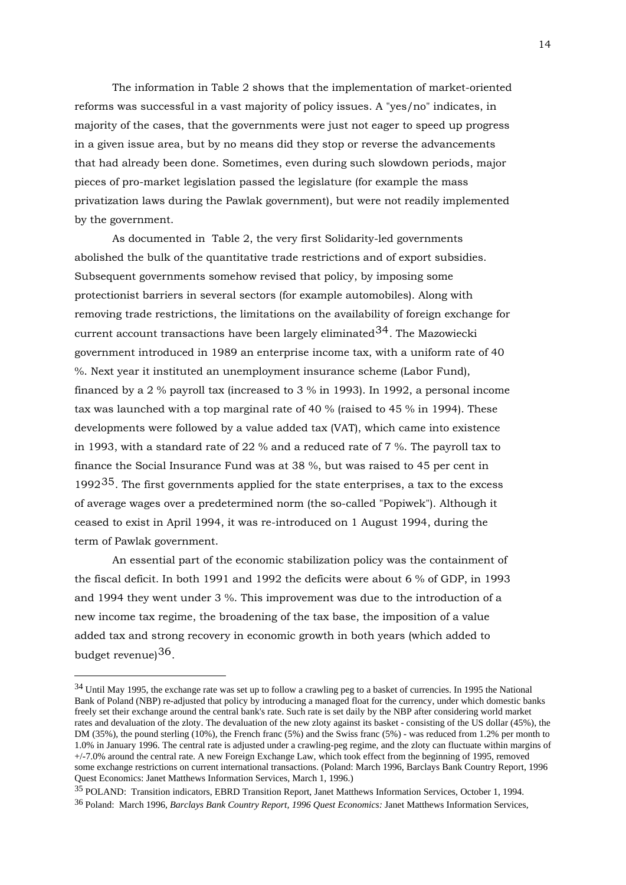The information in Table 2 shows that the implementation of market-oriented reforms was successful in a vast majority of policy issues. A "yes/no" indicates, in majority of the cases, that the governments were just not eager to speed up progress in a given issue area, but by no means did they stop or reverse the advancements that had already been done. Sometimes, even during such slowdown periods, major pieces of pro-market legislation passed the legislature (for example the mass privatization laws during the Pawlak government), but were not readily implemented by the government.

As documented in Table 2, the very first Solidarity-led governments abolished the bulk of the quantitative trade restrictions and of export subsidies. Subsequent governments somehow revised that policy, by imposing some protectionist barriers in several sectors (for example automobiles). Along with removing trade restrictions, the limitations on the availability of foreign exchange for current account transactions have been largely eliminated[34]. The Mazowiecki government introduced in 1989 an enterprise income tax, with a uniform rate of 40 %. Next year it instituted an unemployment insurance scheme (Labor Fund), financed by a 2 % payroll tax (increased to 3 % in 1993). In 1992, a personal income tax was launched with a top marginal rate of 40 % (raised to 45 % in 1994). These developments were followed by a value added tax (VAT), which came into existence in 1993, with a standard rate of 22 % and a reduced rate of 7 %. The payroll tax to finance the Social Insurance Fund was at 38 %, but was raised to 45 per cent in 1992[35]. The first governments applied for the state enterprises, a tax to the excess of average wages over a predetermined norm (the so-called "Popiwek"). Although it ceased to exist in April 1994, it was re-introduced on 1 August 1994, during the term of Pawlak government.

An essential part of the economic stabilization policy was the containment of the fiscal deficit. In both 1991 and 1992 the deficits were about 6 % of GDP, in 1993 and 1994 they went under 3 %. This improvement was due to the introduction of a new income tax regime, the broadening of the tax base, the imposition of a value added tax and strong recovery in economic growth in both years (which added to budget revenue)[36].

---

[34] Until May 1995, the exchange rate was set up to follow a crawling peg to a basket of currencies. In 1995 the National Bank of Poland (NBP) re-adjusted that policy by introducing a managed float for the currency, under which domestic banks freely set their exchange around the central bank's rate. Such rate is set daily by the NBP after considering world market rates and devaluation of the zloty. The devaluation of the new zloty against its basket - consisting of the US dollar (45%), the DM (35%), the pound sterling (10%), the French franc (5%) and the Swiss franc (5%) - was reduced from 1.2% per month to 1.0% in January 1996. The central rate is adjusted under a crawling-peg regime, and the zloty can fluctuate within margins of +/-7.0% around the central rate. A new Foreign Exchange Law, which took effect from the beginning of 1995, removed some exchange restrictions on current international transactions. (Poland: March 1996, Barclays Bank Country Report, 1996 Quest Economics: Janet Matthews Information Services, March 1, 1996.)

[35] POLAND: Transition indicators, EBRD Transition Report, Janet Matthews Information Services, October 1, 1994.

[36] Poland: March 1996, *Barclays Bank Country Report, 1996 Quest Economics:* Janet Matthews Information Services,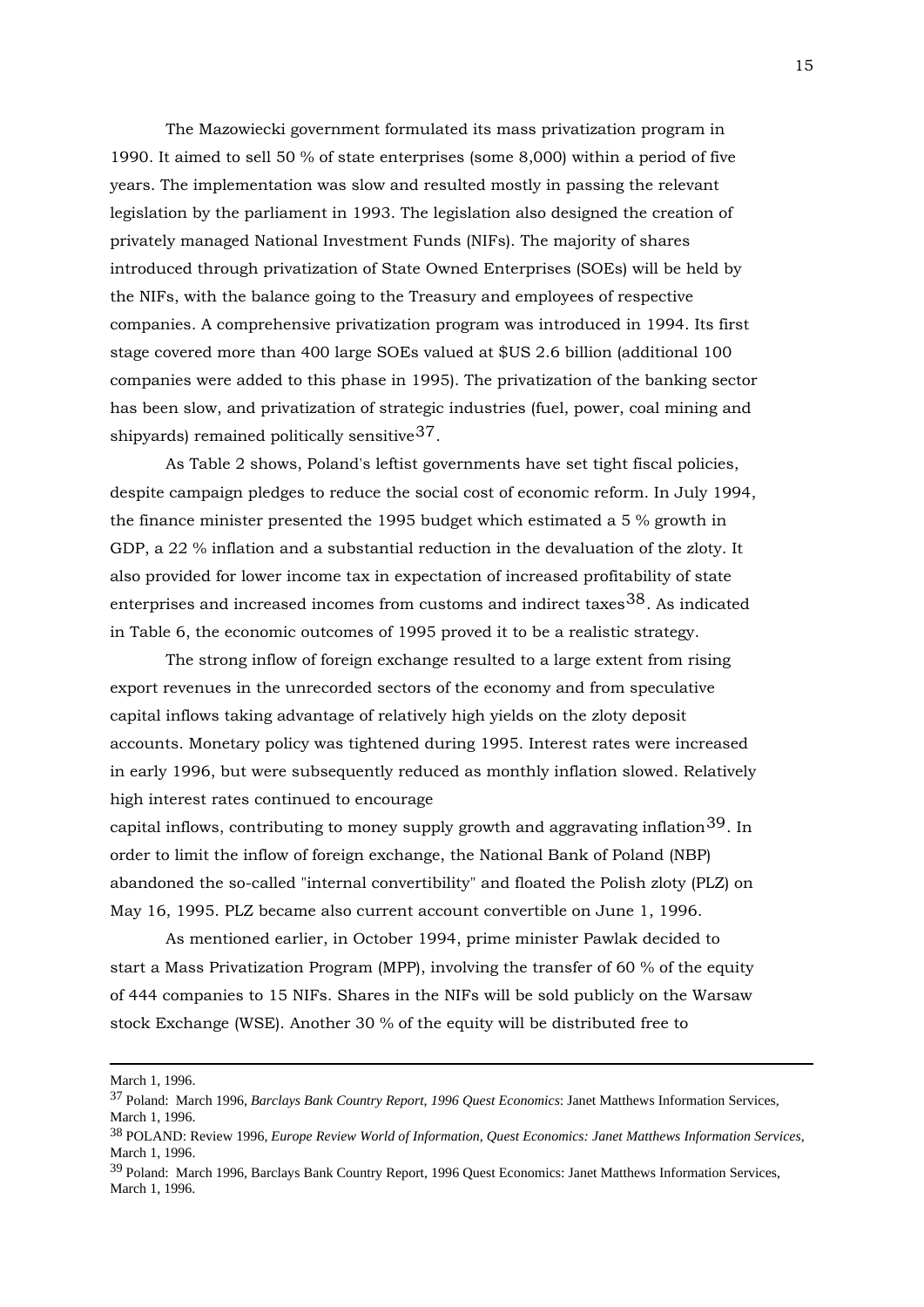The Mazowiecki government formulated its mass privatization program in 1990. It aimed to sell 50 % of state enterprises (some 8,000) within a period of five years. The implementation was slow and resulted mostly in passing the relevant legislation by the parliament in 1993. The legislation also designed the creation of privately managed National Investment Funds (NIFs). The majority of shares introduced through privatization of State Owned Enterprises (SOEs) will be held by the NIFs, with the balance going to the Treasury and employees of respective companies. A comprehensive privatization program was introduced in 1994. Its first stage covered more than 400 large SOEs valued at $US 2.6 billion (additional 100 companies were added to this phase in 1995). The privatization of the banking sector has been slow, and privatization of strategic industries (fuel, power, coal mining and shipyards) remained politically sensitive[37].

As Table 2 shows, Poland's leftist governments have set tight fiscal policies, despite campaign pledges to reduce the social cost of economic reform. In July 1994, the finance minister presented the 1995 budget which estimated a 5 % growth in GDP, a 22 % inflation and a substantial reduction in the devaluation of the zloty. It also provided for lower income tax in expectation of increased profitability of state enterprises and increased incomes from customs and indirect taxes[38]. As indicated in Table 6, the economic outcomes of 1995 proved it to be a realistic strategy.

The strong inflow of foreign exchange resulted to a large extent from rising export revenues in the unrecorded sectors of the economy and from speculative capital inflows taking advantage of relatively high yields on the zloty deposit accounts. Monetary policy was tightened during 1995. Interest rates were increased in early 1996, but were subsequently reduced as monthly inflation slowed. Relatively high interest rates continued to encourage capital inflows, contributing to money supply growth and aggravating inflation[39]. In order to limit the inflow of foreign exchange, the National Bank of Poland (NBP) abandoned the so-called "internal convertibility" and floated the Polish zloty (PLZ) on May 16, 1995. PLZ became also current account convertible on June 1, 1996.

As mentioned earlier, in October 1994, prime minister Pawlak decided to start a Mass Privatization Program (MPP), involving the transfer of 60 % of the equity of 444 companies to 15 NIFs. Shares in the NIFs will be sold publicly on the Warsaw stock Exchange (WSE). Another 30 % of the equity will be distributed free to

---

March 1, 1996.

[37] Poland: March 1996, *Barclays Bank Country Report, 1996 Quest Economics*: Janet Matthews Information Services, March 1, 1996.

[38] POLAND: Review 1996, *Europe Review World of Information, Quest Economics: Janet Matthews Information Services*, March 1, 1996.

[39] Poland: March 1996, Barclays Bank Country Report, 1996 Quest Economics: Janet Matthews Information Services, March 1, 1996.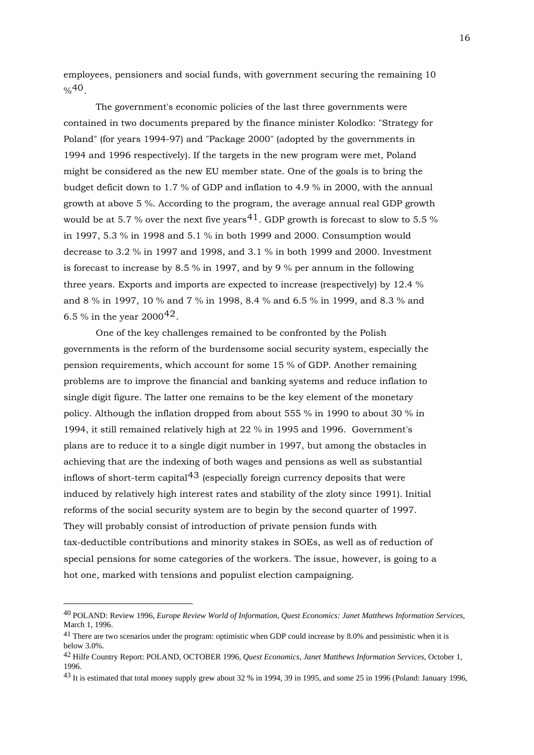employees, pensioners and social funds, with government securing the remaining 10 %[40].

The government's economic policies of the last three governments were contained in two documents prepared by the finance minister Kolodko: "Strategy for Poland" (for years 1994-97) and "Package 2000" (adopted by the governments in 1994 and 1996 respectively). If the targets in the new program were met, Poland might be considered as the new EU member state. One of the goals is to bring the budget deficit down to 1.7 % of GDP and inflation to 4.9 % in 2000, with the annual growth at above 5 %. According to the program, the average annual real GDP growth would be at 5.7 % over the next five years[41]. GDP growth is forecast to slow to 5.5 % in 1997, 5.3 % in 1998 and 5.1 % in both 1999 and 2000. Consumption would decrease to 3.2 % in 1997 and 1998, and 3.1 % in both 1999 and 2000. Investment is forecast to increase by 8.5 % in 1997, and by 9 % per annum in the following three years. Exports and imports are expected to increase (respectively) by 12.4 % and 8 % in 1997, 10 % and 7 % in 1998, 8.4 % and 6.5 % in 1999, and 8.3 % and 6.5 % in the year 2000[42].

One of the key challenges remained to be confronted by the Polish governments is the reform of the burdensome social security system, especially the pension requirements, which account for some 15 % of GDP. Another remaining problems are to improve the financial and banking systems and reduce inflation to single digit figure. The latter one remains to be the key element of the monetary policy. Although the inflation dropped from about 555 % in 1990 to about 30 % in 1994, it still remained relatively high at 22 % in 1995 and 1996. Government's plans are to reduce it to a single digit number in 1997, but among the obstacles in achieving that are the indexing of both wages and pensions as well as substantial inflows of short-term capital[43] (especially foreign currency deposits that were induced by relatively high interest rates and stability of the zloty since 1991). Initial reforms of the social security system are to begin by the second quarter of 1997. They will probably consist of introduction of private pension funds with tax-deductible contributions and minority stakes in SOEs, as well as of reduction of special pensions for some categories of the workers. The issue, however, is going to a hot one, marked with tensions and populist election campaigning.

---

[40] POLAND: Review 1996, *Europe Review World of Information, Quest Economics: Janet Matthews Information Services*, March 1, 1996.

[41] There are two scenarios under the program: optimistic when GDP could increase by 8.0% and pessimistic when it is below 3.0%.

[42] Hilfe Country Report: POLAND, OCTOBER 1996, *Quest Economics, Janet Matthews Information Services*, October 1, 1996.

[43] It is estimated that total money supply grew about 32 % in 1994, 39 in 1995, and some 25 in 1996 (Poland: January 1996,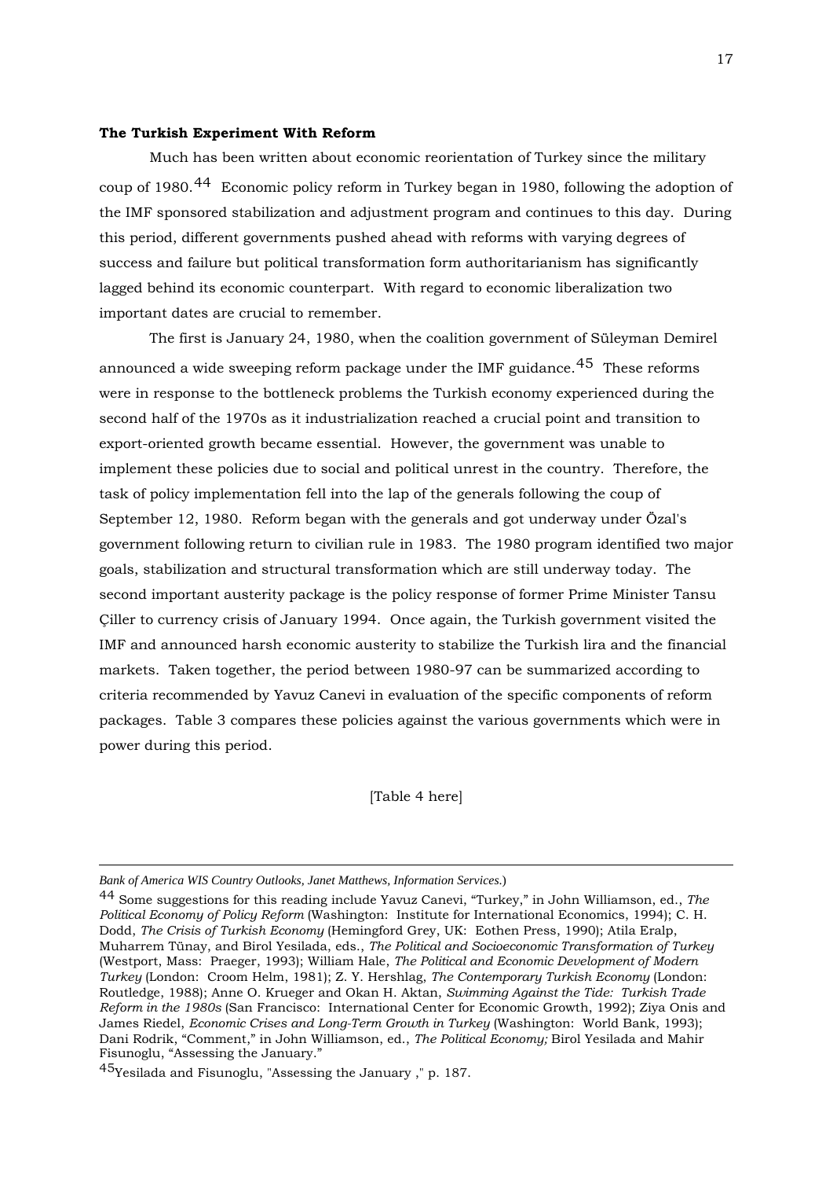**The Turkish Experiment With Reform**

Much has been written about economic reorientation of Turkey since the military coup of 1980.[44] Economic policy reform in Turkey began in 1980, following the adoption of the IMF sponsored stabilization and adjustment program and continues to this day. During this period, different governments pushed ahead with reforms with varying degrees of success and failure but political transformation form authoritarianism has significantly lagged behind its economic counterpart. With regard to economic liberalization two important dates are crucial to remember.

The first is January 24, 1980, when the coalition government of Süleyman Demirel announced a wide sweeping reform package under the IMF guidance.[45] These reforms were in response to the bottleneck problems the Turkish economy experienced during the second half of the 1970s as it industrialization reached a crucial point and transition to export-oriented growth became essential. However, the government was unable to implement these policies due to social and political unrest in the country. Therefore, the task of policy implementation fell into the lap of the generals following the coup of September 12, 1980. Reform began with the generals and got underway under Özal's government following return to civilian rule in 1983. The 1980 program identified two major goals, stabilization and structural transformation which are still underway today. The second important austerity package is the policy response of former Prime Minister Tansu Çiller to currency crisis of January 1994. Once again, the Turkish government visited the IMF and announced harsh economic austerity to stabilize the Turkish lira and the financial markets. Taken together, the period between 1980-97 can be summarized according to criteria recommended by Yavuz Canevi in evaluation of the specific components of reform packages. Table 3 compares these policies against the various governments which were in power during this period.

[Table 4 here]

---

*Bank of America WIS Country Outlooks, Janet Matthews, Information Services.*)

[44] Some suggestions for this reading include Yavuz Canevi, "Turkey," in John Williamson, ed., *The Political Economy of Policy Reform* (Washington: Institute for International Economics, 1994); C. H. Dodd, *The Crisis of Turkish Economy* (Hemingford Grey, UK: Eothen Press, 1990); Atila Eralp, Muharrem Tünay, and Birol Yesilada, eds., *The Political and Socioeconomic Transformation of Turkey* (Westport, Mass: Praeger, 1993); William Hale, *The Political and Economic Development of Modern Turkey* (London: Croom Helm, 1981); Z. Y. Hershlag, *The Contemporary Turkish Economy* (London: Routledge, 1988); Anne O. Krueger and Okan H. Aktan, *Swimming Against the Tide: Turkish Trade Reform in the 1980s* (San Francisco: International Center for Economic Growth, 1992); Ziya Onis and James Riedel, *Economic Crises and Long-Term Growth in Turkey* (Washington: World Bank, 1993); Dani Rodrik, "Comment," in John Williamson, ed., *The Political Economy;* Birol Yesilada and Mahir Fisunoglu, "Assessing the January."

[45] Yesilada and Fisunoglu, "Assessing the January ," p. 187.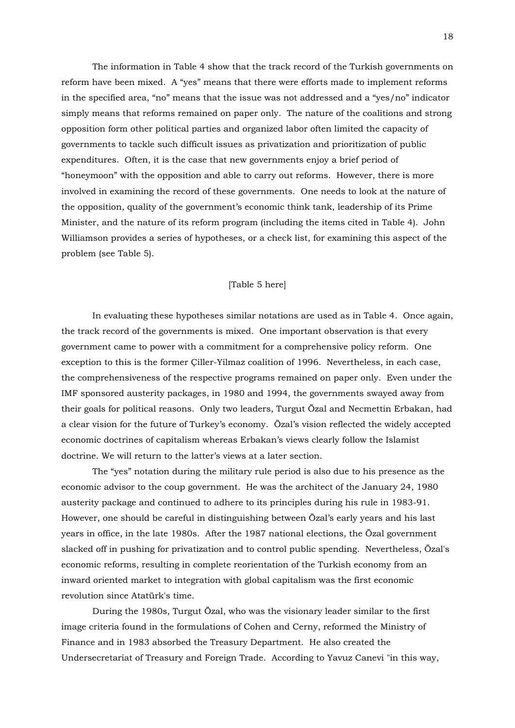The information in Table 4 show that the track record of the Turkish governments on reform have been mixed. A "yes" means that there were efforts made to implement reforms in the specified area, "no" means that the issue was not addressed and a "yes/no" indicator simply means that reforms remained on paper only. The nature of the coalitions and strong opposition form other political parties and organized labor often limited the capacity of governments to tackle such difficult issues as privatization and prioritization of public expenditures. Often, it is the case that new governments enjoy a brief period of "honeymoon" with the opposition and able to carry out reforms. However, there is more involved in examining the record of these governments. One needs to look at the nature of the opposition, quality of the government's economic think tank, leadership of its Prime Minister, and the nature of its reform program (including the items cited in Table 4). John Williamson provides a series of hypotheses, or a check list, for examining this aspect of the problem (see Table 5).

[Table 5 here]

In evaluating these hypotheses similar notations are used as in Table 4. Once again, the track record of the governments is mixed. One important observation is that every government came to power with a commitment for a comprehensive policy reform. One exception to this is the former Çiller-Yilmaz coalition of 1996. Nevertheless, in each case, the comprehensiveness of the respective programs remained on paper only. Even under the IMF sponsored austerity packages, in 1980 and 1994, the governments swayed away from their goals for political reasons. Only two leaders, Turgut Özal and Necmettin Erbakan, had a clear vision for the future of Turkey's economy. Özal's vision reflected the widely accepted economic doctrines of capitalism whereas Erbakan's views clearly follow the Islamist doctrine. We will return to the latter's views at a later section.

The "yes" notation during the military rule period is also due to his presence as the economic advisor to the coup government. He was the architect of the January 24, 1980 austerity package and continued to adhere to its principles during his rule in 1983-91. However, one should be careful in distinguishing between Özal's early years and his last years in office, in the late 1980s. After the 1987 national elections, the Özal government slacked off in pushing for privatization and to control public spending. Nevertheless, Özal's economic reforms, resulting in complete reorientation of the Turkish economy from an inward oriented market to integration with global capitalism was the first economic revolution since Atatürk's time.

During the 1980s, Turgut Özal, who was the visionary leader similar to the first image criteria found in the formulations of Cohen and Cerny, reformed the Ministry of Finance and in 1983 absorbed the Treasury Department. He also created the Undersecretariat of Treasury and Foreign Trade. According to Yavuz Canevi "in this way,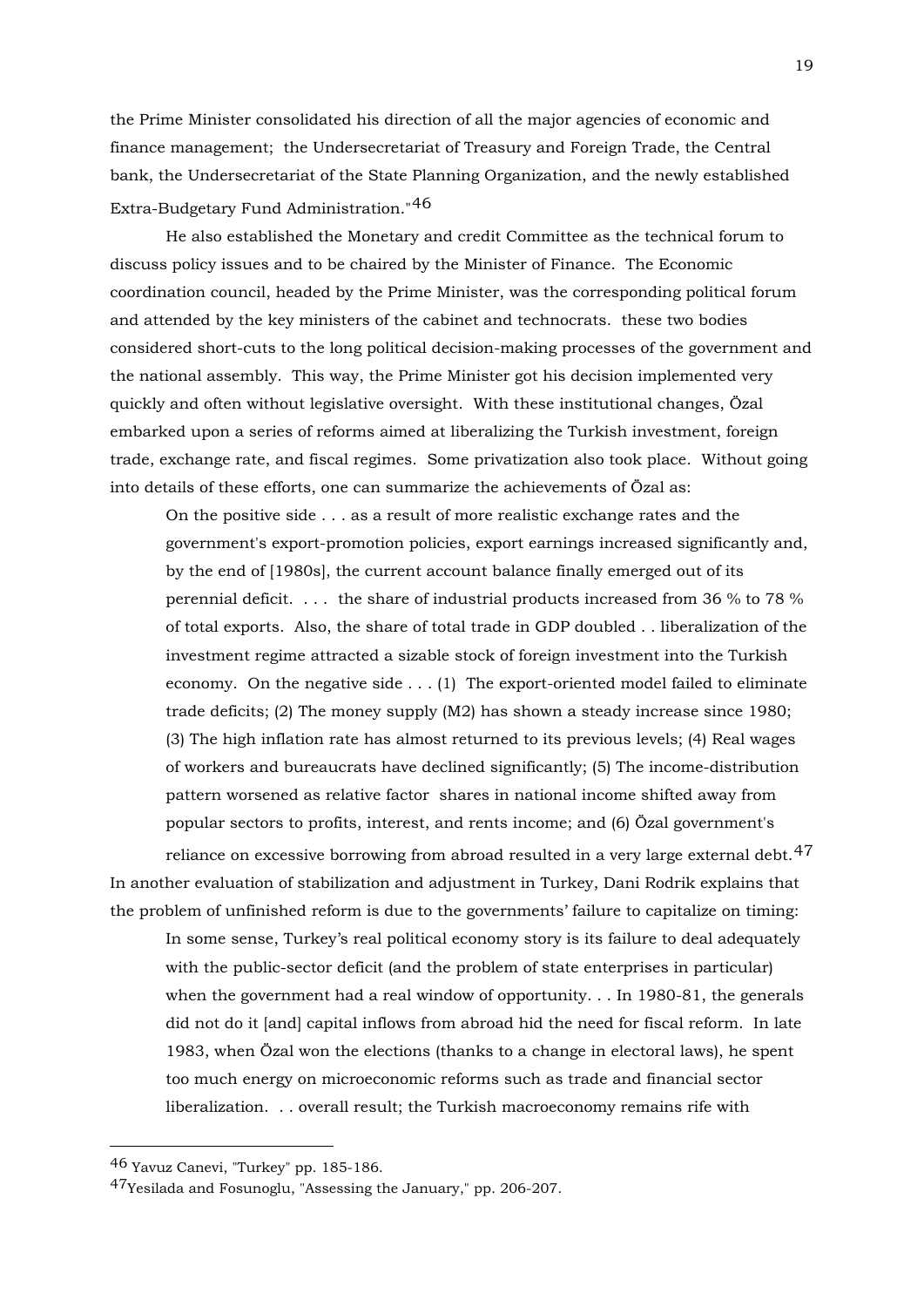the Prime Minister consolidated his direction of all the major agencies of economic and finance management; the Undersecretariat of Treasury and Foreign Trade, the Central bank, the Undersecretariat of the State Planning Organization, and the newly established Extra-Budgetary Fund Administration."[46]

He also established the Monetary and credit Committee as the technical forum to discuss policy issues and to be chaired by the Minister of Finance. The Economic coordination council, headed by the Prime Minister, was the corresponding political forum and attended by the key ministers of the cabinet and technocrats. these two bodies considered short-cuts to the long political decision-making processes of the government and the national assembly. This way, the Prime Minister got his decision implemented very quickly and often without legislative oversight. With these institutional changes, Özal embarked upon a series of reforms aimed at liberalizing the Turkish investment, foreign trade, exchange rate, and fiscal regimes. Some privatization also took place. Without going into details of these efforts, one can summarize the achievements of Özal as:

> On the positive side . . . as a result of more realistic exchange rates and the government's export-promotion policies, export earnings increased significantly and, by the end of [1980s], the current account balance finally emerged out of its perennial deficit. . . . the share of industrial products increased from 36 % to 78 % of total exports. Also, the share of total trade in GDP doubled . . liberalization of the investment regime attracted a sizable stock of foreign investment into the Turkish economy. On the negative side . . . (1) The export-oriented model failed to eliminate trade deficits; (2) The money supply (M2) has shown a steady increase since 1980; (3) The high inflation rate has almost returned to its previous levels; (4) Real wages of workers and bureaucrats have declined significantly; (5) The income-distribution pattern worsened as relative factor shares in national income shifted away from popular sectors to profits, interest, and rents income; and (6) Özal government's reliance on excessive borrowing from abroad resulted in a very large external debt.[47]

In another evaluation of stabilization and adjustment in Turkey, Dani Rodrik explains that the problem of unfinished reform is due to the governments' failure to capitalize on timing:

> In some sense, Turkey's real political economy story is its failure to deal adequately with the public-sector deficit (and the problem of state enterprises in particular) when the government had a real window of opportunity. . . In 1980-81, the generals did not do it [and] capital inflows from abroad hid the need for fiscal reform. In late 1983, when Özal won the elections (thanks to a change in electoral laws), he spent too much energy on microeconomic reforms such as trade and financial sector liberalization. . . overall result; the Turkish macroeconomy remains rife with

---

[46] Yavuz Canevi, "Turkey" pp. 185-186.

[47] Yesilada and Fosunoglu, "Assessing the January," pp. 206-207.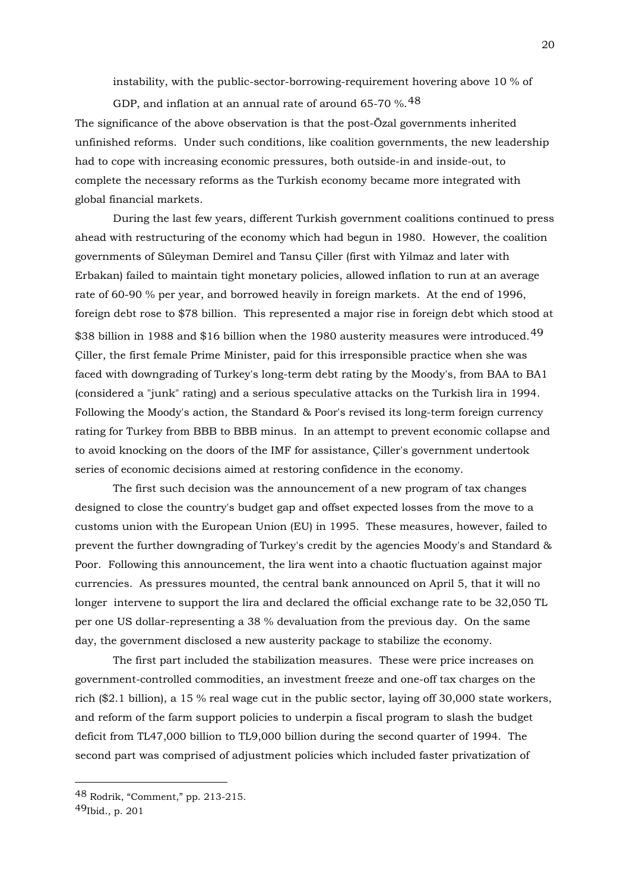instability, with the public-sector-borrowing-requirement hovering above 10 % of GDP, and inflation at an annual rate of around 65-70 %.[48]

The significance of the above observation is that the post-Özal governments inherited unfinished reforms. Under such conditions, like coalition governments, the new leadership had to cope with increasing economic pressures, both outside-in and inside-out, to complete the necessary reforms as the Turkish economy became more integrated with global financial markets.

During the last few years, different Turkish government coalitions continued to press ahead with restructuring of the economy which had begun in 1980. However, the coalition governments of Süleyman Demirel and Tansu Çiller (first with Yilmaz and later with Erbakan) failed to maintain tight monetary policies, allowed inflation to run at an average rate of 60-90 % per year, and borrowed heavily in foreign markets. At the end of 1996, foreign debt rose to $78 billion. This represented a major rise in foreign debt which stood at $38 billion in 1988 and $16 billion when the 1980 austerity measures were introduced.[49] Çiller, the first female Prime Minister, paid for this irresponsible practice when she was faced with downgrading of Turkey's long-term debt rating by the Moody's, from BAA to BA1 (considered a "junk" rating) and a serious speculative attacks on the Turkish lira in 1994. Following the Moody's action, the Standard & Poor's revised its long-term foreign currency rating for Turkey from BBB to BBB minus. In an attempt to prevent economic collapse and to avoid knocking on the doors of the IMF for assistance, Çiller's government undertook series of economic decisions aimed at restoring confidence in the economy.

The first such decision was the announcement of a new program of tax changes designed to close the country's budget gap and offset expected losses from the move to a customs union with the European Union (EU) in 1995. These measures, however, failed to prevent the further downgrading of Turkey's credit by the agencies Moody's and Standard & Poor. Following this announcement, the lira went into a chaotic fluctuation against major currencies. As pressures mounted, the central bank announced on April 5, that it will no longer intervene to support the lira and declared the official exchange rate to be 32,050 TL per one US dollar-representing a 38 % devaluation from the previous day. On the same day, the government disclosed a new austerity package to stabilize the economy.

The first part included the stabilization measures. These were price increases on government-controlled commodities, an investment freeze and one-off tax charges on the rich ($2.1 billion), a 15 % real wage cut in the public sector, laying off 30,000 state workers, and reform of the farm support policies to underpin a fiscal program to slash the budget deficit from TL47,000 billion to TL9,000 billion during the second quarter of 1994. The second part was comprised of adjustment policies which included faster privatization of

---

[48] Rodrik, "Comment," pp. 213-215.

[49] Ibid., p. 201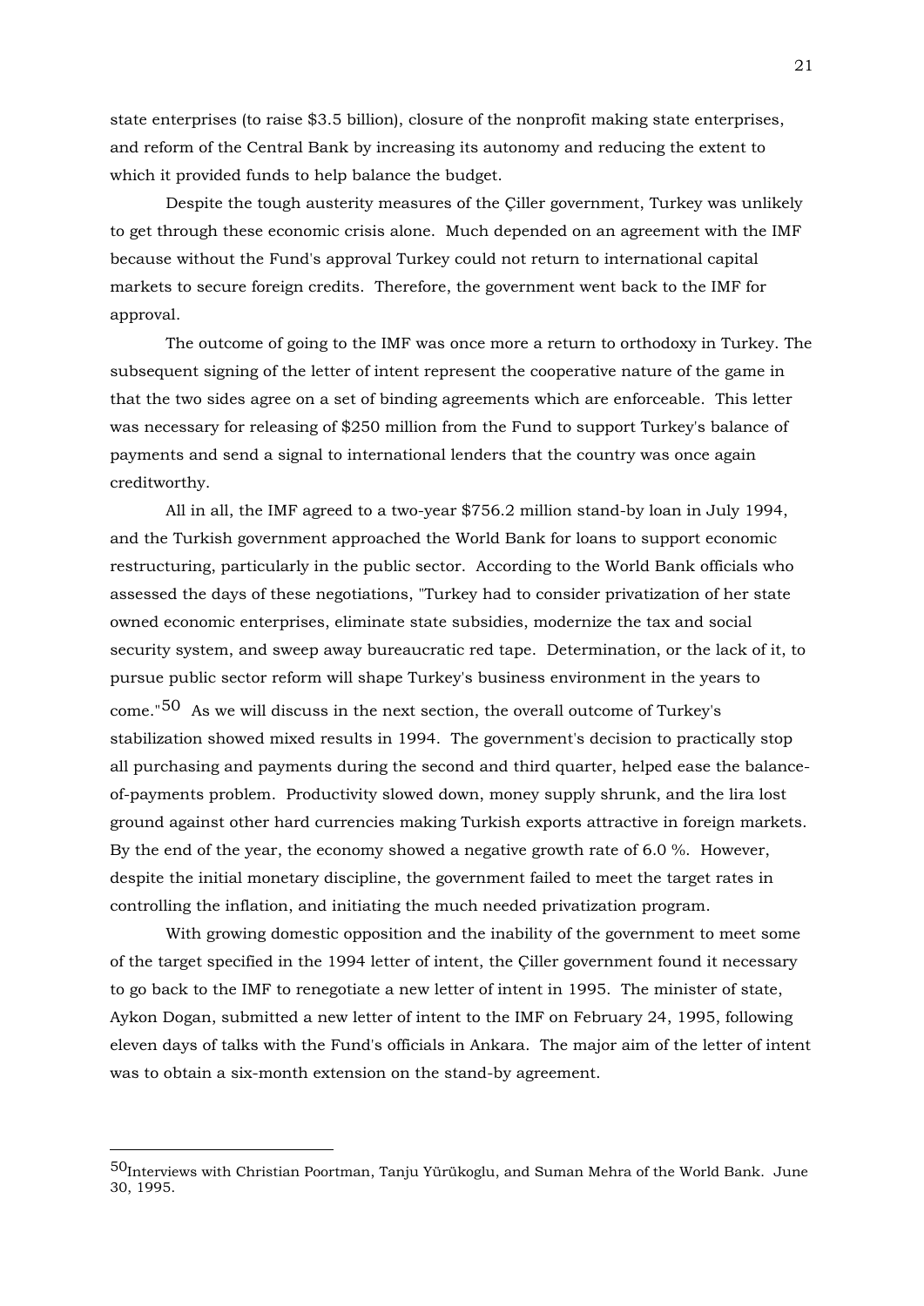state enterprises (to raise $3.5 billion), closure of the nonprofit making state enterprises, and reform of the Central Bank by increasing its autonomy and reducing the extent to which it provided funds to help balance the budget.

Despite the tough austerity measures of the Çiller government, Turkey was unlikely to get through these economic crisis alone. Much depended on an agreement with the IMF because without the Fund's approval Turkey could not return to international capital markets to secure foreign credits. Therefore, the government went back to the IMF for approval.

The outcome of going to the IMF was once more a return to orthodoxy in Turkey. The subsequent signing of the letter of intent represent the cooperative nature of the game in that the two sides agree on a set of binding agreements which are enforceable. This letter was necessary for releasing of $250 million from the Fund to support Turkey's balance of payments and send a signal to international lenders that the country was once again creditworthy.

All in all, the IMF agreed to a two-year $756.2 million stand-by loan in July 1994, and the Turkish government approached the World Bank for loans to support economic restructuring, particularly in the public sector. According to the World Bank officials who assessed the days of these negotiations, "Turkey had to consider privatization of her state owned economic enterprises, eliminate state subsidies, modernize the tax and social security system, and sweep away bureaucratic red tape. Determination, or the lack of it, to pursue public sector reform will shape Turkey's business environment in the years to come."[50] As we will discuss in the next section, the overall outcome of Turkey's stabilization showed mixed results in 1994. The government's decision to practically stop all purchasing and payments during the second and third quarter, helped ease the balance-of-payments problem. Productivity slowed down, money supply shrunk, and the lira lost ground against other hard currencies making Turkish exports attractive in foreign markets. By the end of the year, the economy showed a negative growth rate of 6.0 %. However, despite the initial monetary discipline, the government failed to meet the target rates in controlling the inflation, and initiating the much needed privatization program.

With growing domestic opposition and the inability of the government to meet some of the target specified in the 1994 letter of intent, the Çiller government found it necessary to go back to the IMF to renegotiate a new letter of intent in 1995. The minister of state, Aykon Dogan, submitted a new letter of intent to the IMF on February 24, 1995, following eleven days of talks with the Fund's officials in Ankara. The major aim of the letter of intent was to obtain a six-month extension on the stand-by agreement.

---

[50] Interviews with Christian Poortman, Tanju Yürükoglu, and Suman Mehra of the World Bank. June 30, 1995.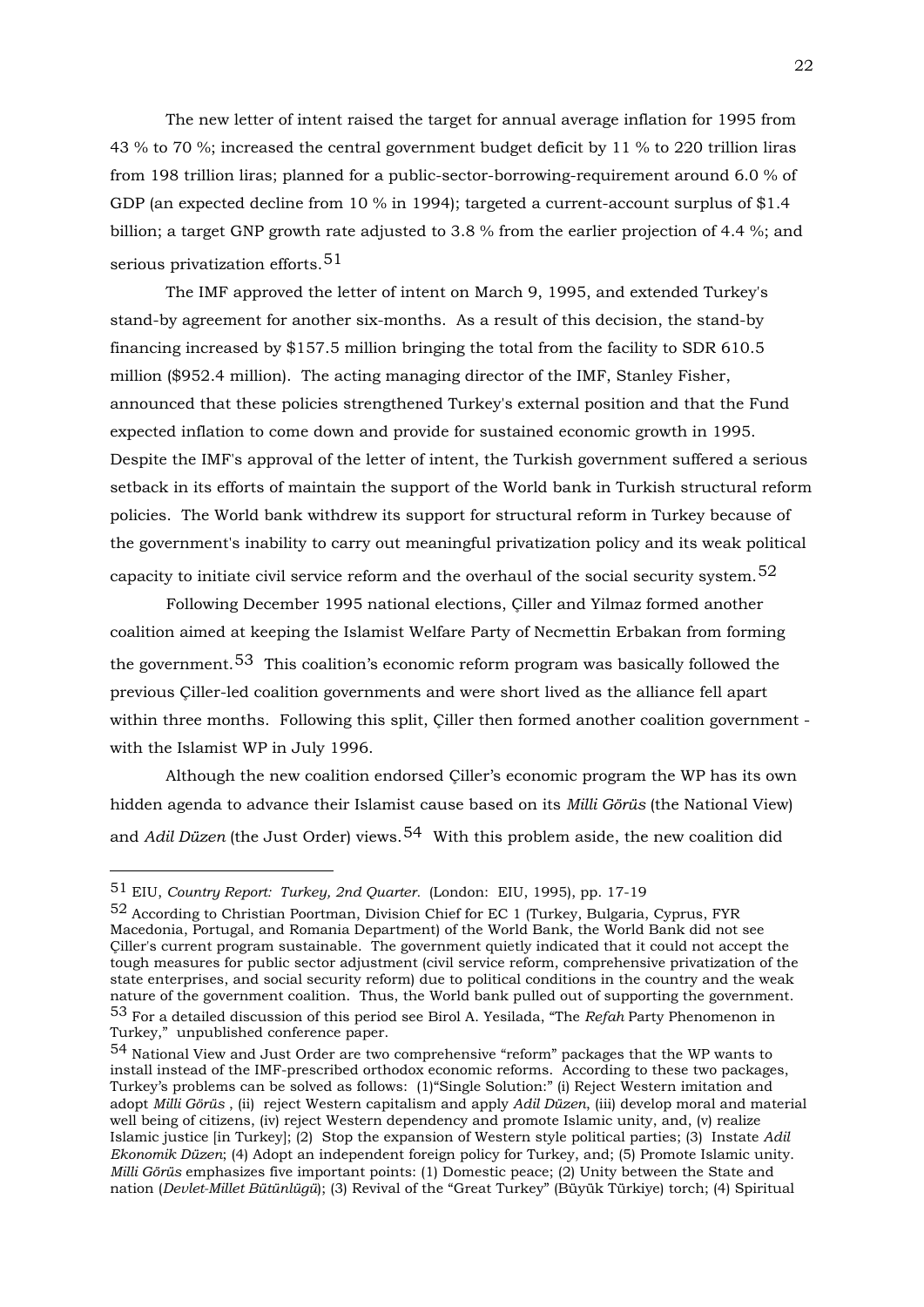The new letter of intent raised the target for annual average inflation for 1995 from 43 % to 70 %; increased the central government budget deficit by 11 % to 220 trillion liras from 198 trillion liras; planned for a public-sector-borrowing-requirement around 6.0 % of GDP (an expected decline from 10 % in 1994); targeted a current-account surplus of $1.4 billion; a target GNP growth rate adjusted to 3.8 % from the earlier projection of 4.4 %; and serious privatization efforts.[51]

The IMF approved the letter of intent on March 9, 1995, and extended Turkey's stand-by agreement for another six-months. As a result of this decision, the stand-by financing increased by $157.5 million bringing the total from the facility to SDR 610.5 million ($952.4 million). The acting managing director of the IMF, Stanley Fisher, announced that these policies strengthened Turkey's external position and that the Fund expected inflation to come down and provide for sustained economic growth in 1995. Despite the IMF's approval of the letter of intent, the Turkish government suffered a serious setback in its efforts of maintain the support of the World bank in Turkish structural reform policies. The World bank withdrew its support for structural reform in Turkey because of the government's inability to carry out meaningful privatization policy and its weak political capacity to initiate civil service reform and the overhaul of the social security system.[52]

Following December 1995 national elections, Çiller and Yilmaz formed another coalition aimed at keeping the Islamist Welfare Party of Necmettin Erbakan from forming the government.[53] This coalition's economic reform program was basically followed the previous Çiller-led coalition governments and were short lived as the alliance fell apart within three months. Following this split, Çiller then formed another coalition government - with the Islamist WP in July 1996.

Although the new coalition endorsed Çiller's economic program the WP has its own hidden agenda to advance their Islamist cause based on its *Milli Görüs* (the National View) and *Adil Düzen* (the Just Order) views.[54] With this problem aside, the new coalition did

---

[51] EIU, *Country Report: Turkey, 2nd Quarter*. (London: EIU, 1995), pp. 17-19

[52] According to Christian Poortman, Division Chief for EC 1 (Turkey, Bulgaria, Cyprus, FYR Macedonia, Portugal, and Romania Department) of the World Bank, the World Bank did not see Çiller's current program sustainable. The government quietly indicated that it could not accept the tough measures for public sector adjustment (civil service reform, comprehensive privatization of the state enterprises, and social security reform) due to political conditions in the country and the weak nature of the government coalition. Thus, the World bank pulled out of supporting the government.

[53] For a detailed discussion of this period see Birol A. Yesilada, "The *Refah* Party Phenomenon in Turkey," unpublished conference paper.

[54] National View and Just Order are two comprehensive "reform" packages that the WP wants to install instead of the IMF-prescribed orthodox economic reforms. According to these two packages, Turkey's problems can be solved as follows: (1)"Single Solution:" (i) Reject Western imitation and adopt *Milli Görüs* , (ii) reject Western capitalism and apply *Adil Düzen*, (iii) develop moral and material well being of citizens, (iv) reject Western dependency and promote Islamic unity, and, (v) realize Islamic justice [in Turkey]; (2) Stop the expansion of Western style political parties; (3) Instate *Adil Ekonomik Düzen*; (4) Adopt an independent foreign policy for Turkey, and; (5) Promote Islamic unity. *Milli Görüs* emphasizes five important points: (1) Domestic peace; (2) Unity between the State and nation (*Devlet-Millet Bütünlügü*); (3) Revival of the "Great Turkey" (Büyük Türkiye) torch; (4) Spiritual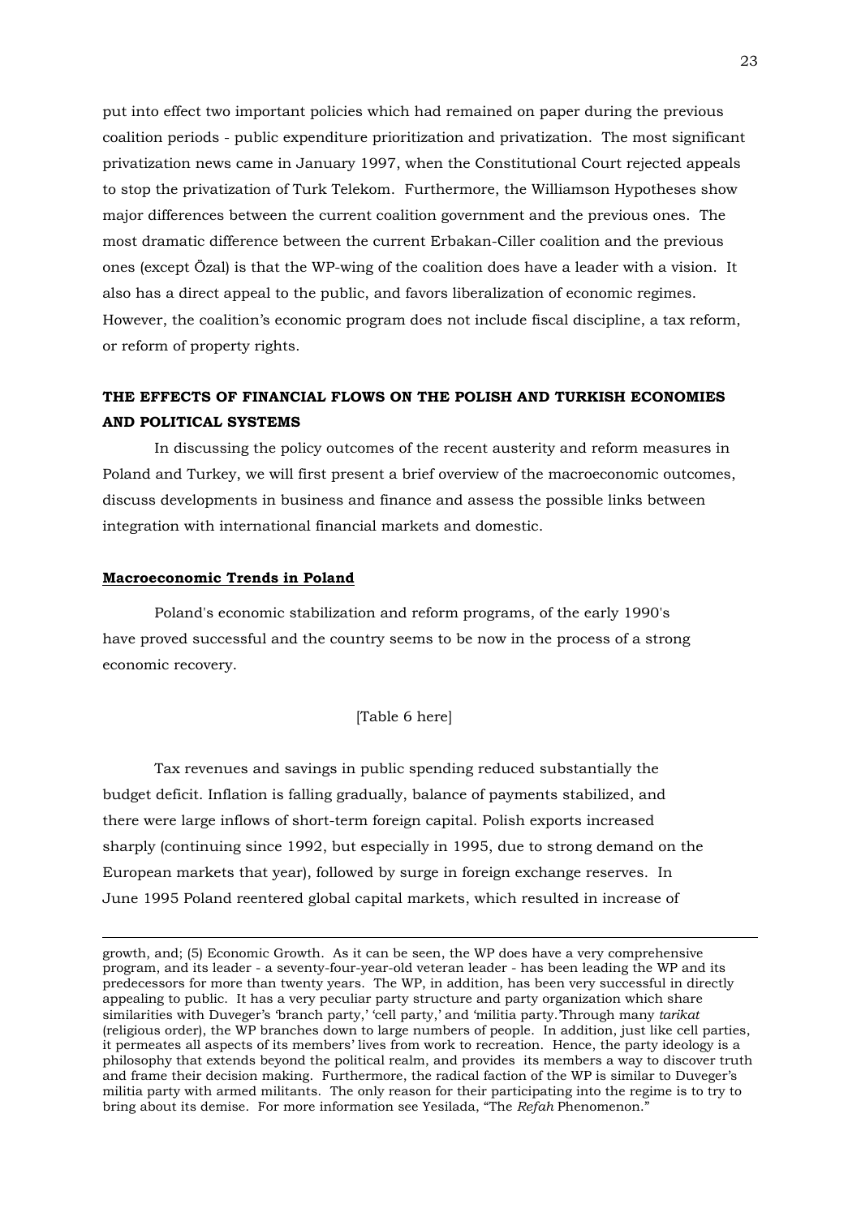put into effect two important policies which had remained on paper during the previous coalition periods - public expenditure prioritization and privatization. The most significant privatization news came in January 1997, when the Constitutional Court rejected appeals to stop the privatization of Turk Telekom. Furthermore, the Williamson Hypotheses show major differences between the current coalition government and the previous ones. The most dramatic difference between the current Erbakan-Ciller coalition and the previous ones (except Özal) is that the WP-wing of the coalition does have a leader with a vision. It also has a direct appeal to the public, and favors liberalization of economic regimes. However, the coalition's economic program does not include fiscal discipline, a tax reform, or reform of property rights.

## THE EFFECTS OF FINANCIAL FLOWS ON THE POLISH AND TURKISH ECONOMIES AND POLITICAL SYSTEMS

In discussing the policy outcomes of the recent austerity and reform measures in Poland and Turkey, we will first present a brief overview of the macroeconomic outcomes, discuss developments in business and finance and assess the possible links between integration with international financial markets and domestic.

### Macroeconomic Trends in Poland

Poland's economic stabilization and reform programs, of the early 1990's have proved successful and the country seems to be now in the process of a strong economic recovery.

[Table 6 here]

Tax revenues and savings in public spending reduced substantially the budget deficit. Inflation is falling gradually, balance of payments stabilized, and there were large inflows of short-term foreign capital. Polish exports increased sharply (continuing since 1992, but especially in 1995, due to strong demand on the European markets that year), followed by surge in foreign exchange reserves. In June 1995 Poland reentered global capital markets, which resulted in increase of

---

growth, and; (5) Economic Growth. As it can be seen, the WP does have a very comprehensive program, and its leader - a seventy-four-year-old veteran leader - has been leading the WP and its predecessors for more than twenty years. The WP, in addition, has been very successful in directly appealing to public. It has a very peculiar party structure and party organization which share similarities with Duveger's 'branch party,' 'cell party,' and 'militia party.'Through many *tarikat* (religious order), the WP branches down to large numbers of people. In addition, just like cell parties, it permeates all aspects of its members' lives from work to recreation. Hence, the party ideology is a philosophy that extends beyond the political realm, and provides its members a way to discover truth and frame their decision making. Furthermore, the radical faction of the WP is similar to Duveger's militia party with armed militants. The only reason for their participating into the regime is to try to bring about its demise. For more information see Yesilada, "The *Refah* Phenomenon."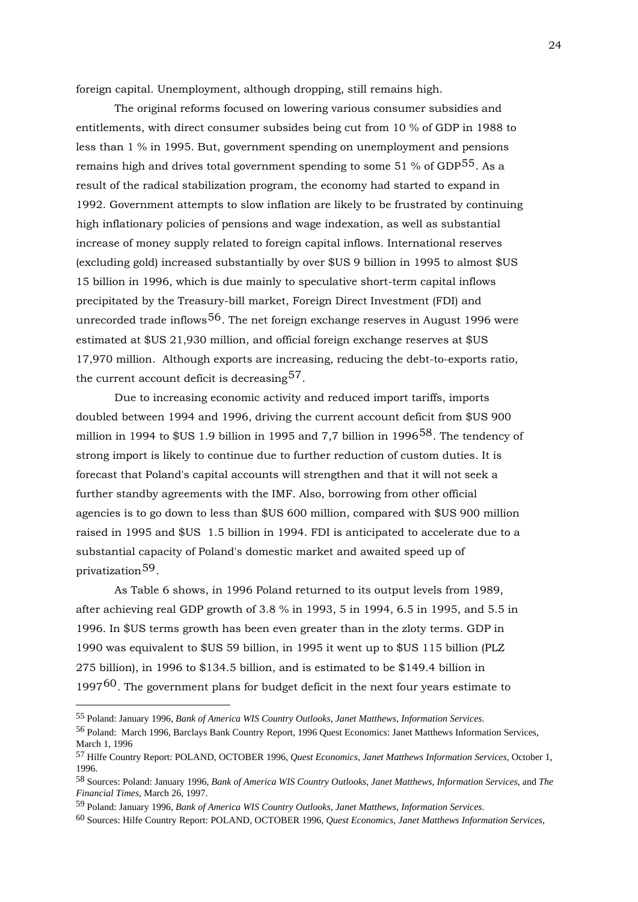foreign capital. Unemployment, although dropping, still remains high.

The original reforms focused on lowering various consumer subsidies and entitlements, with direct consumer subsides being cut from 10 % of GDP in 1988 to less than 1 % in 1995. But, government spending on unemployment and pensions remains high and drives total government spending to some 51 % of GDP[55]. As a result of the radical stabilization program, the economy had started to expand in 1992. Government attempts to slow inflation are likely to be frustrated by continuing high inflationary policies of pensions and wage indexation, as well as substantial increase of money supply related to foreign capital inflows. International reserves (excluding gold) increased substantially by over $US 9 billion in 1995 to almost $US 15 billion in 1996, which is due mainly to speculative short-term capital inflows precipitated by the Treasury-bill market, Foreign Direct Investment (FDI) and unrecorded trade inflows[56]. The net foreign exchange reserves in August 1996 were estimated at $US 21,930 million, and official foreign exchange reserves at $US 17,970 million. Although exports are increasing, reducing the debt-to-exports ratio, the current account deficit is decreasing[57].

Due to increasing economic activity and reduced import tariffs, imports doubled between 1994 and 1996, driving the current account deficit from $US 900 million in 1994 to $US 1.9 billion in 1995 and 7,7 billion in 1996[58]. The tendency of strong import is likely to continue due to further reduction of custom duties. It is forecast that Poland's capital accounts will strengthen and that it will not seek a further standby agreements with the IMF. Also, borrowing from other official agencies is to go down to less than $US 600 million, compared with $US 900 million raised in 1995 and $US 1.5 billion in 1994. FDI is anticipated to accelerate due to a substantial capacity of Poland's domestic market and awaited speed up of privatization[59].

As Table 6 shows, in 1996 Poland returned to its output levels from 1989, after achieving real GDP growth of 3.8 % in 1993, 5 in 1994, 6.5 in 1995, and 5.5 in 1996. In $US terms growth has been even greater than in the zloty terms. GDP in 1990 was equivalent to $US 59 billion, in 1995 it went up to $US 115 billion (PLZ 275 billion), in 1996 to $134.5 billion, and is estimated to be $149.4 billion in 1997[60]. The government plans for budget deficit in the next four years estimate to

---

[55] Poland: January 1996, *Bank of America WIS Country Outlooks, Janet Matthews, Information Services*.

[56] Poland: March 1996, Barclays Bank Country Report, 1996 Quest Economics: Janet Matthews Information Services, March 1, 1996

[57] Hilfe Country Report: POLAND, OCTOBER 1996, *Quest Economics, Janet Matthews Information Services*, October 1, 1996.

[58] Sources: Poland: January 1996, *Bank of America WIS Country Outlooks, Janet Matthews, Information Services*, and *The Financial Times*, March 26, 1997.

[59] Poland: January 1996, *Bank of America WIS Country Outlooks, Janet Matthews, Information Services*.

[60] Sources: Hilfe Country Report: POLAND, OCTOBER 1996, *Quest Economics, Janet Matthews Information Services*,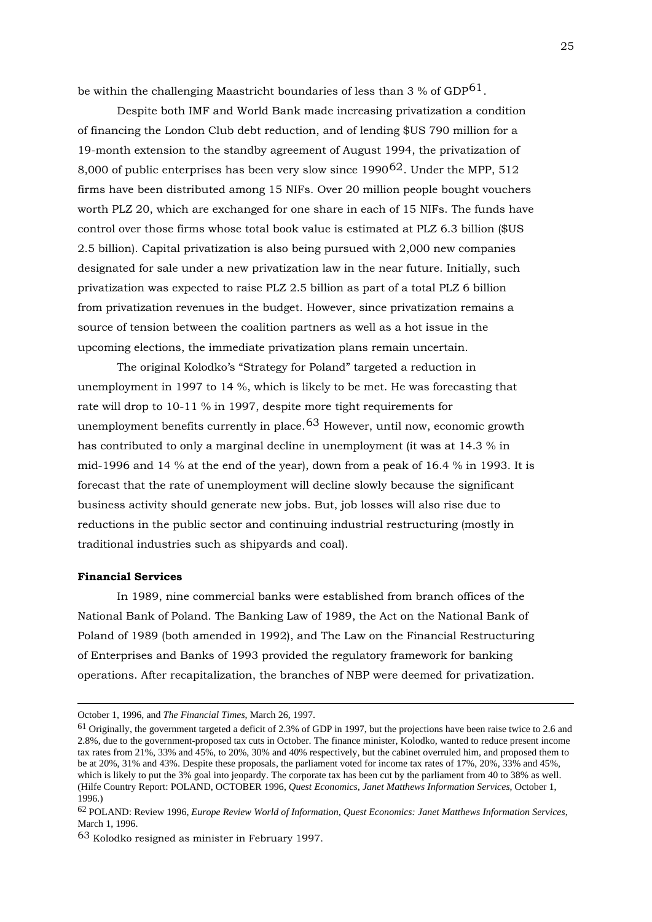be within the challenging Maastricht boundaries of less than 3 % of GDP[61].

Despite both IMF and World Bank made increasing privatization a condition of financing the London Club debt reduction, and of lending $US 790 million for a 19-month extension to the standby agreement of August 1994, the privatization of 8,000 of public enterprises has been very slow since 1990[62]. Under the MPP, 512 firms have been distributed among 15 NIFs. Over 20 million people bought vouchers worth PLZ 20, which are exchanged for one share in each of 15 NIFs. The funds have control over those firms whose total book value is estimated at PLZ 6.3 billion ($US 2.5 billion). Capital privatization is also being pursued with 2,000 new companies designated for sale under a new privatization law in the near future. Initially, such privatization was expected to raise PLZ 2.5 billion as part of a total PLZ 6 billion from privatization revenues in the budget. However, since privatization remains a source of tension between the coalition partners as well as a hot issue in the upcoming elections, the immediate privatization plans remain uncertain.

The original Kolodko's "Strategy for Poland" targeted a reduction in unemployment in 1997 to 14 %, which is likely to be met. He was forecasting that rate will drop to 10-11 % in 1997, despite more tight requirements for unemployment benefits currently in place.[63] However, until now, economic growth has contributed to only a marginal decline in unemployment (it was at 14.3 % in mid-1996 and 14 % at the end of the year), down from a peak of 16.4 % in 1993. It is forecast that the rate of unemployment will decline slowly because the significant business activity should generate new jobs. But, job losses will also rise due to reductions in the public sector and continuing industrial restructuring (mostly in traditional industries such as shipyards and coal).

**Financial Services**

In 1989, nine commercial banks were established from branch offices of the National Bank of Poland. The Banking Law of 1989, the Act on the National Bank of Poland of 1989 (both amended in 1992), and The Law on the Financial Restructuring of Enterprises and Banks of 1993 provided the regulatory framework for banking operations. After recapitalization, the branches of NBP were deemed for privatization.

---

October 1, 1996, and *The Financial Times*, March 26, 1997.

[61] Originally, the government targeted a deficit of 2.3% of GDP in 1997, but the projections have been raise twice to 2.6 and 2.8%, due to the government-proposed tax cuts in October. The finance minister, Kolodko, wanted to reduce present income tax rates from 21%, 33% and 45%, to 20%, 30% and 40% respectively, but the cabinet overruled him, and proposed them to be at 20%, 31% and 43%. Despite these proposals, the parliament voted for income tax rates of 17%, 20%, 33% and 45%, which is likely to put the 3% goal into jeopardy. The corporate tax has been cut by the parliament from 40 to 38% as well. (Hilfe Country Report: POLAND, OCTOBER 1996, *Quest Economics, Janet Matthews Information Services*, October 1, 1996.)

[62] POLAND: Review 1996, *Europe Review World of Information, Quest Economics: Janet Matthews Information Services*, March 1, 1996.

[63] Kolodko resigned as minister in February 1997.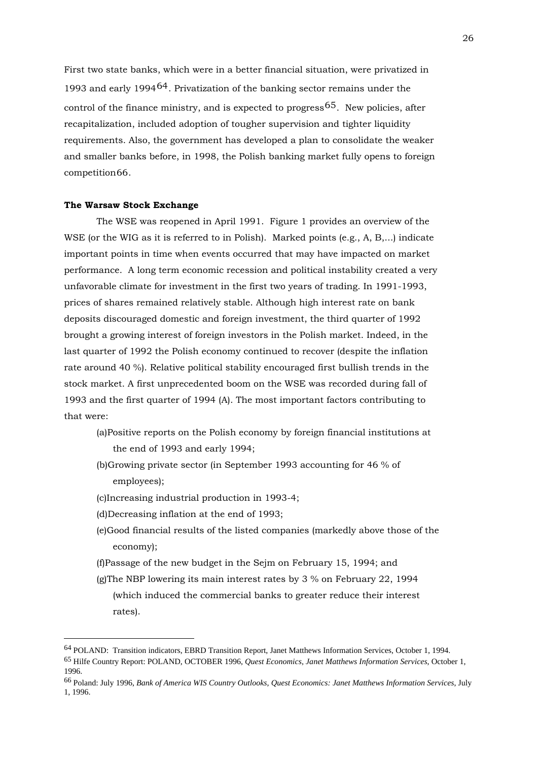First two state banks, which were in a better financial situation, were privatized in 1993 and early 1994[64]. Privatization of the banking sector remains under the control of the finance ministry, and is expected to progress[65]. New policies, after recapitalization, included adoption of tougher supervision and tighter liquidity requirements. Also, the government has developed a plan to consolidate the weaker and smaller banks before, in 1998, the Polish banking market fully opens to foreign competition[66].

**The Warsaw Stock Exchange**

The WSE was reopened in April 1991. Figure 1 provides an overview of the WSE (or the WIG as it is referred to in Polish). Marked points (e.g., A, B,...) indicate important points in time when events occurred that may have impacted on market performance. A long term economic recession and political instability created a very unfavorable climate for investment in the first two years of trading. In 1991-1993, prices of shares remained relatively stable. Although high interest rate on bank deposits discouraged domestic and foreign investment, the third quarter of 1992 brought a growing interest of foreign investors in the Polish market. Indeed, in the last quarter of 1992 the Polish economy continued to recover (despite the inflation rate around 40 %). Relative political stability encouraged first bullish trends in the stock market. A first unprecedented boom on the WSE was recorded during fall of 1993 and the first quarter of 1994 (A). The most important factors contributing to that were:

(a) Positive reports on the Polish economy by foreign financial institutions at the end of 1993 and early 1994;

(b) Growing private sector (in September 1993 accounting for 46 % of employees);

(c) Increasing industrial production in 1993-4;

(d) Decreasing inflation at the end of 1993;

(e) Good financial results of the listed companies (markedly above those of the economy);

(f) Passage of the new budget in the Sejm on February 15, 1994; and

(g) The NBP lowering its main interest rates by 3 % on February 22, 1994 (which induced the commercial banks to greater reduce their interest rates).

---

[64] POLAND: Transition indicators, EBRD Transition Report, Janet Matthews Information Services, October 1, 1994.

[65] Hilfe Country Report: POLAND, OCTOBER 1996, *Quest Economics, Janet Matthews Information Services*, October 1, 1996.

[66] Poland: July 1996, *Bank of America WIS Country Outlooks, Quest Economics: Janet Matthews Information Services*, July 1, 1996.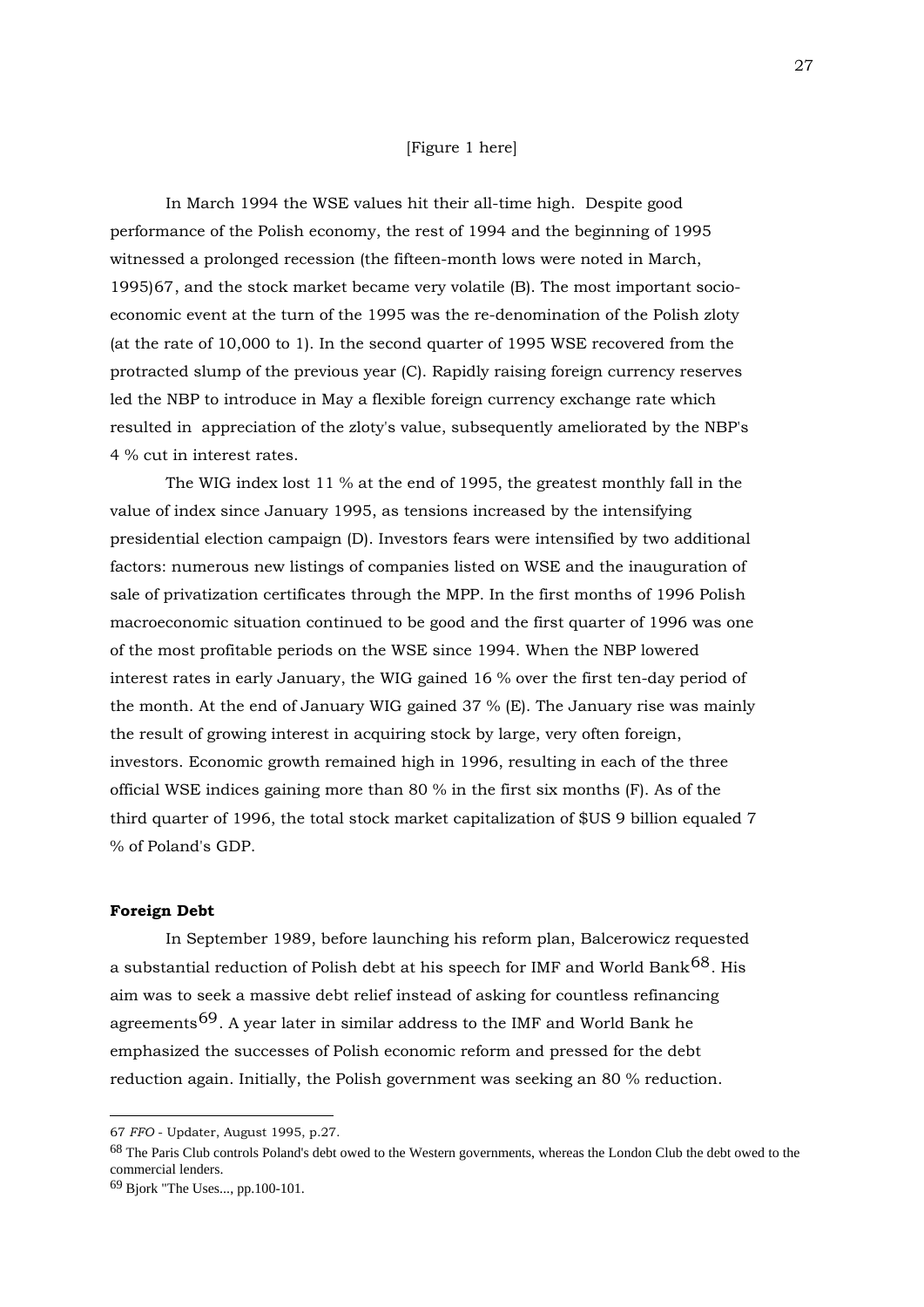[Figure 1 here]

In March 1994 the WSE values hit their all-time high. Despite good performance of the Polish economy, the rest of 1994 and the beginning of 1995 witnessed a prolonged recession (the fifteen-month lows were noted in March, 1995)[67], and the stock market became very volatile (B). The most important socio-economic event at the turn of the 1995 was the re-denomination of the Polish zloty (at the rate of 10,000 to 1). In the second quarter of 1995 WSE recovered from the protracted slump of the previous year (C). Rapidly raising foreign currency reserves led the NBP to introduce in May a flexible foreign currency exchange rate which resulted in appreciation of the zloty's value, subsequently ameliorated by the NBP's 4 % cut in interest rates.

The WIG index lost 11 % at the end of 1995, the greatest monthly fall in the value of index since January 1995, as tensions increased by the intensifying presidential election campaign (D). Investors fears were intensified by two additional factors: numerous new listings of companies listed on WSE and the inauguration of sale of privatization certificates through the MPP. In the first months of 1996 Polish macroeconomic situation continued to be good and the first quarter of 1996 was one of the most profitable periods on the WSE since 1994. When the NBP lowered interest rates in early January, the WIG gained 16 % over the first ten-day period of the month. At the end of January WIG gained 37 % (E). The January rise was mainly the result of growing interest in acquiring stock by large, very often foreign, investors. Economic growth remained high in 1996, resulting in each of the three official WSE indices gaining more than 80 % in the first six months (F). As of the third quarter of 1996, the total stock market capitalization of $US 9 billion equaled 7 % of Poland's GDP.

**Foreign Debt**

In September 1989, before launching his reform plan, Balcerowicz requested a substantial reduction of Polish debt at his speech for IMF and World Bank[68]. His aim was to seek a massive debt relief instead of asking for countless refinancing agreements[69]. A year later in similar address to the IMF and World Bank he emphasized the successes of Polish economic reform and pressed for the debt reduction again. Initially, the Polish government was seeking an 80 % reduction.

---

67 *FFO* - Updater, August 1995, p.27.

68 The Paris Club controls Poland's debt owed to the Western governments, whereas the London Club the debt owed to the commercial lenders.

69 Bjork "The Uses..., pp.100-101.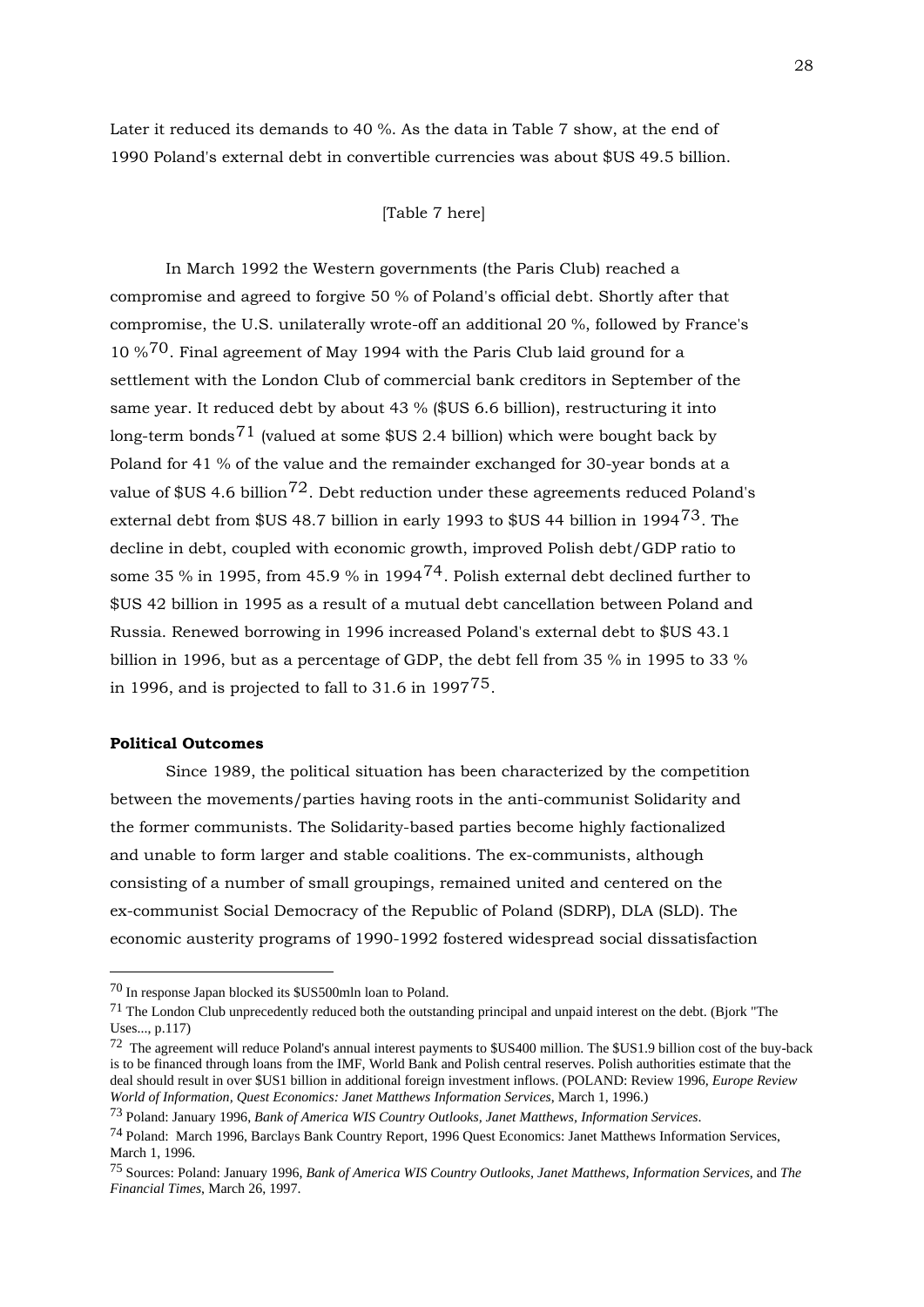Later it reduced its demands to 40 %. As the data in Table 7 show, at the end of 1990 Poland's external debt in convertible currencies was about $US 49.5 billion.

[Table 7 here]

In March 1992 the Western governments (the Paris Club) reached a compromise and agreed to forgive 50 % of Poland's official debt. Shortly after that compromise, the U.S. unilaterally wrote-off an additional 20 %, followed by France's 10 %[70]. Final agreement of May 1994 with the Paris Club laid ground for a settlement with the London Club of commercial bank creditors in September of the same year. It reduced debt by about 43 % ($US 6.6 billion), restructuring it into long-term bonds[71] (valued at some $US 2.4 billion) which were bought back by Poland for 41 % of the value and the remainder exchanged for 30-year bonds at a value of $US 4.6 billion[72]. Debt reduction under these agreements reduced Poland's external debt from $US 48.7 billion in early 1993 to $US 44 billion in 1994[73]. The decline in debt, coupled with economic growth, improved Polish debt/GDP ratio to some 35 % in 1995, from 45.9 % in 1994[74]. Polish external debt declined further to $US 42 billion in 1995 as a result of a mutual debt cancellation between Poland and Russia. Renewed borrowing in 1996 increased Poland's external debt to $US 43.1 billion in 1996, but as a percentage of GDP, the debt fell from 35 % in 1995 to 33 % in 1996, and is projected to fall to 31.6 in 1997[75].

**Political Outcomes**

Since 1989, the political situation has been characterized by the competition between the movements/parties having roots in the anti-communist Solidarity and the former communists. The Solidarity-based parties become highly factionalized and unable to form larger and stable coalitions. The ex-communists, although consisting of a number of small groupings, remained united and centered on the ex-communist Social Democracy of the Republic of Poland (SDRP), DLA (SLD). The economic austerity programs of 1990-1992 fostered widespread social dissatisfaction

---

[70] In response Japan blocked its $US500mln loan to Poland.

[71] The London Club unprecedently reduced both the outstanding principal and unpaid interest on the debt. (Bjork "The Uses..., p.117)

[72] The agreement will reduce Poland's annual interest payments to $US400 million. The $US1.9 billion cost of the buy-back is to be financed through loans from the IMF, World Bank and Polish central reserves. Polish authorities estimate that the deal should result in over $US1 billion in additional foreign investment inflows. (POLAND: Review 1996, *Europe Review World of Information, Quest Economics: Janet Matthews Information Services*, March 1, 1996.)

[73] Poland: January 1996, *Bank of America WIS Country Outlooks, Janet Matthews, Information Services.*

[74] Poland: March 1996, Barclays Bank Country Report, 1996 Quest Economics: Janet Matthews Information Services, March 1, 1996.

[75] Sources: Poland: January 1996, *Bank of America WIS Country Outlooks, Janet Matthews, Information Services*, and *The Financial Times*, March 26, 1997.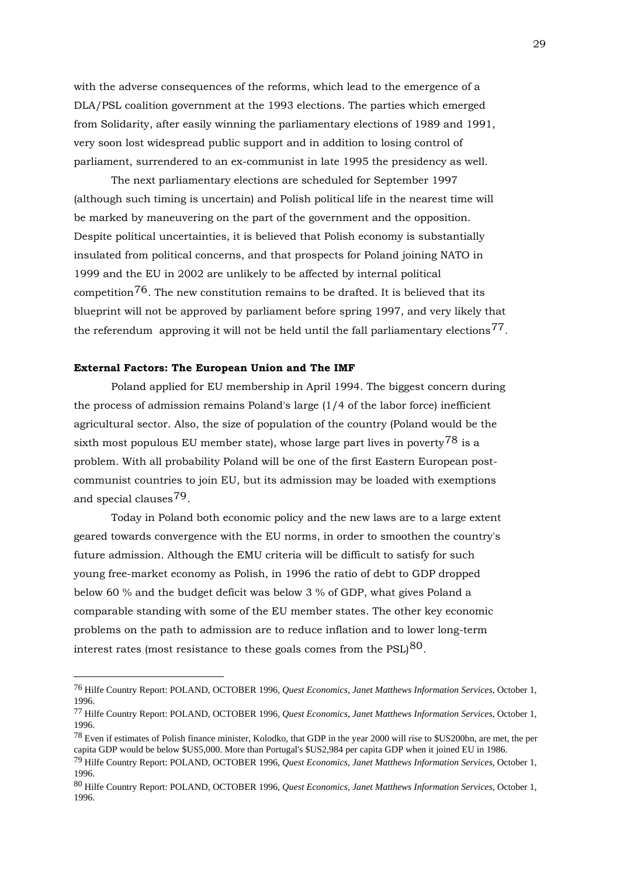with the adverse consequences of the reforms, which lead to the emergence of a DLA/PSL coalition government at the 1993 elections. The parties which emerged from Solidarity, after easily winning the parliamentary elections of 1989 and 1991, very soon lost widespread public support and in addition to losing control of parliament, surrendered to an ex-communist in late 1995 the presidency as well.

The next parliamentary elections are scheduled for September 1997 (although such timing is uncertain) and Polish political life in the nearest time will be marked by maneuvering on the part of the government and the opposition. Despite political uncertainties, it is believed that Polish economy is substantially insulated from political concerns, and that prospects for Poland joining NATO in 1999 and the EU in 2002 are unlikely to be affected by internal political competition[76]. The new constitution remains to be drafted. It is believed that its blueprint will not be approved by parliament before spring 1997, and very likely that the referendum approving it will not be held until the fall parliamentary elections[77].

**External Factors: The European Union and The IMF**

Poland applied for EU membership in April 1994. The biggest concern during the process of admission remains Poland's large (1/4 of the labor force) inefficient agricultural sector. Also, the size of population of the country (Poland would be the sixth most populous EU member state), whose large part lives in poverty[78] is a problem. With all probability Poland will be one of the first Eastern European post-communist countries to join EU, but its admission may be loaded with exemptions and special clauses[79].

Today in Poland both economic policy and the new laws are to a large extent geared towards convergence with the EU norms, in order to smoothen the country's future admission. Although the EMU criteria will be difficult to satisfy for such young free-market economy as Polish, in 1996 the ratio of debt to GDP dropped below 60 % and the budget deficit was below 3 % of GDP, what gives Poland a comparable standing with some of the EU member states. The other key economic problems on the path to admission are to reduce inflation and to lower long-term interest rates (most resistance to these goals comes from the PSL)[80].

---

[76] Hilfe Country Report: POLAND, OCTOBER 1996, *Quest Economics, Janet Matthews Information Services*, October 1, 1996.

[77] Hilfe Country Report: POLAND, OCTOBER 1996, *Quest Economics, Janet Matthews Information Services*, October 1, 1996.

[78] Even if estimates of Polish finance minister, Kolodko, that GDP in the year 2000 will rise to $US200bn, are met, the per capita GDP would be below $US5,000. More than Portugal's $US2,984 per capita GDP when it joined EU in 1986.

[79] Hilfe Country Report: POLAND, OCTOBER 1996, *Quest Economics, Janet Matthews Information Services*, October 1, 1996.

[80] Hilfe Country Report: POLAND, OCTOBER 1996, *Quest Economics, Janet Matthews Information Services*, October 1, 1996.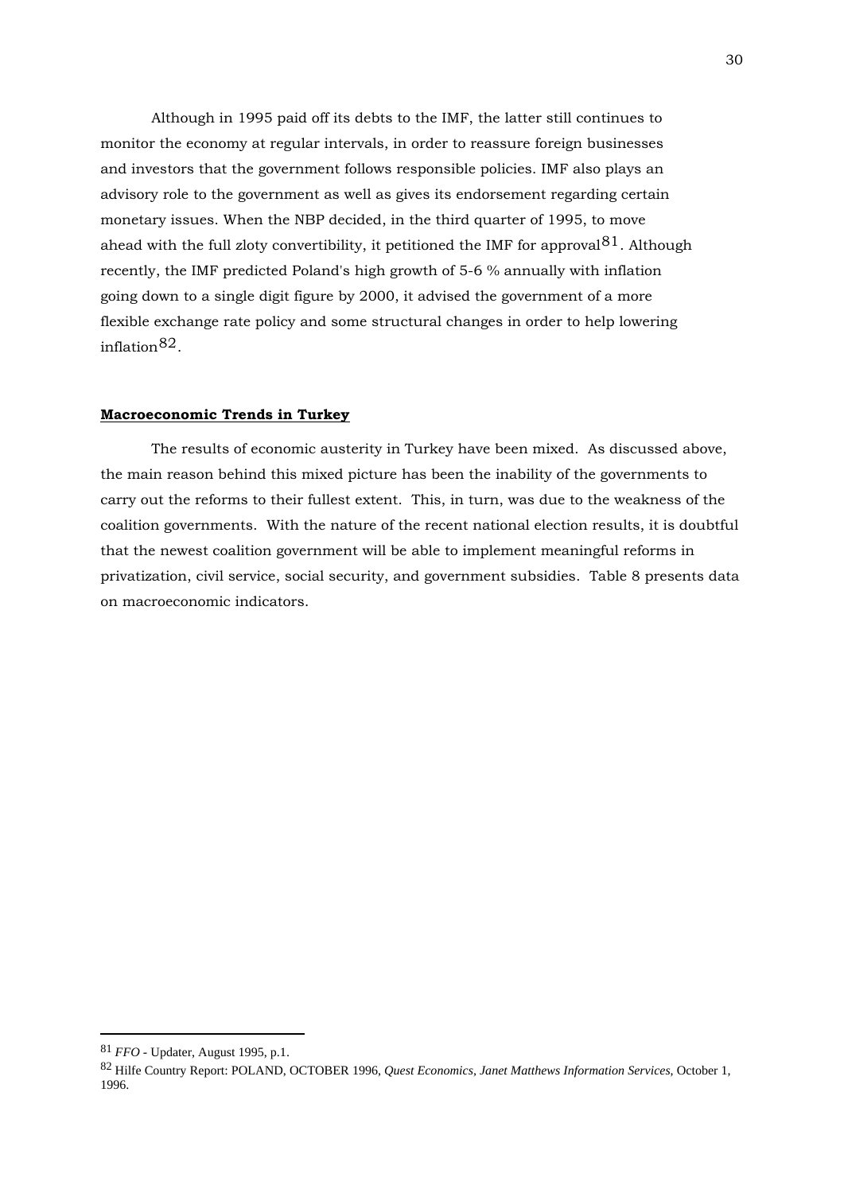Although in 1995 paid off its debts to the IMF, the latter still continues to monitor the economy at regular intervals, in order to reassure foreign businesses and investors that the government follows responsible policies. IMF also plays an advisory role to the government as well as gives its endorsement regarding certain monetary issues. When the NBP decided, in the third quarter of 1995, to move ahead with the full zloty convertibility, it petitioned the IMF for approval[81]. Although recently, the IMF predicted Poland's high growth of 5-6 % annually with inflation going down to a single digit figure by 2000, it advised the government of a more flexible exchange rate policy and some structural changes in order to help lowering inflation[82].

**Macroeconomic Trends in Turkey**

The results of economic austerity in Turkey have been mixed. As discussed above, the main reason behind this mixed picture has been the inability of the governments to carry out the reforms to their fullest extent. This, in turn, was due to the weakness of the coalition governments. With the nature of the recent national election results, it is doubtful that the newest coalition government will be able to implement meaningful reforms in privatization, civil service, social security, and government subsidies. Table 8 presents data on macroeconomic indicators.

---

[81] *FFO* - Updater, August 1995, p.1.

[82] Hilfe Country Report: POLAND, OCTOBER 1996, *Quest Economics, Janet Matthews Information Services*, October 1, 1996.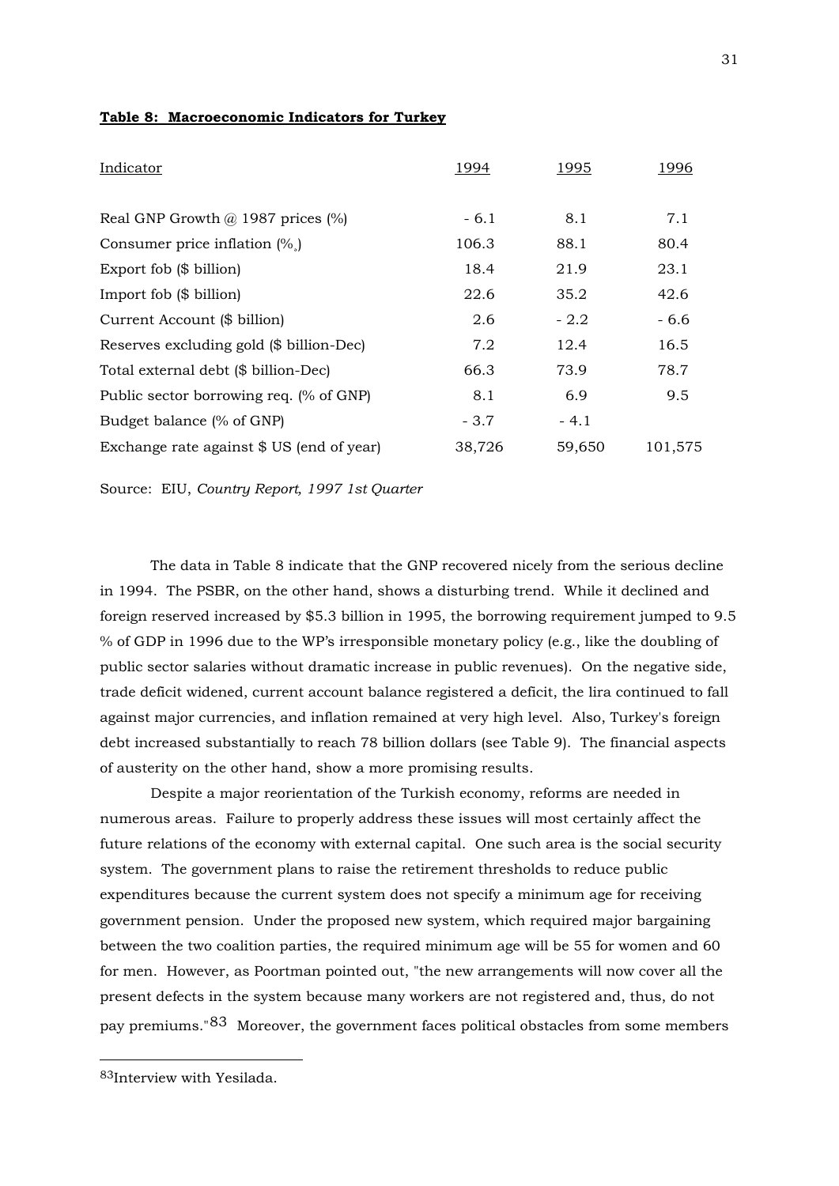**Table 8: Macroeconomic Indicators for Turkey**

| Indicator | 1994 | 1995 | 1996 |
|---|---|---|---|
| Real GNP Growth @ 1987 prices (%) | - 6.1 | 8.1 | 7.1 |
| Consumer price inflation (%,) | 106.3 | 88.1 | 80.4 |
| Export fob ($ billion) | 18.4 | 21.9 | 23.1 |
| Import fob ($ billion) | 22.6 | 35.2 | 42.6 |
| Current Account ($ billion) | 2.6 | - 2.2 | - 6.6 |
| Reserves excluding gold ($ billion-Dec) | 7.2 | 12.4 | 16.5 |
| Total external debt ($ billion-Dec) | 66.3 | 73.9 | 78.7 |
| Public sector borrowing req. (% of GNP) | 8.1 | 6.9 | 9.5 |
| Budget balance (% of GNP) | - 3.7 | - 4.1 | |
| Exchange rate against $ US (end of year) | 38,726 | 59,650 | 101,575 |

Source: EIU, *Country Report, 1997 1st Quarter*

The data in Table 8 indicate that the GNP recovered nicely from the serious decline in 1994. The PSBR, on the other hand, shows a disturbing trend. While it declined and foreign reserved increased by $5.3 billion in 1995, the borrowing requirement jumped to 9.5 % of GDP in 1996 due to the WP's irresponsible monetary policy (e.g., like the doubling of public sector salaries without dramatic increase in public revenues). On the negative side, trade deficit widened, current account balance registered a deficit, the lira continued to fall against major currencies, and inflation remained at very high level. Also, Turkey's foreign debt increased substantially to reach 78 billion dollars (see Table 9). The financial aspects of austerity on the other hand, show a more promising results.

Despite a major reorientation of the Turkish economy, reforms are needed in numerous areas. Failure to properly address these issues will most certainly affect the future relations of the economy with external capital. One such area is the social security system. The government plans to raise the retirement thresholds to reduce public expenditures because the current system does not specify a minimum age for receiving government pension. Under the proposed new system, which required major bargaining between the two coalition parties, the required minimum age will be 55 for women and 60 for men. However, as Poortman pointed out, "the new arrangements will now cover all the present defects in the system because many workers are not registered and, thus, do not pay premiums."[83] Moreover, the government faces political obstacles from some members

---

[83]Interview with Yesilada.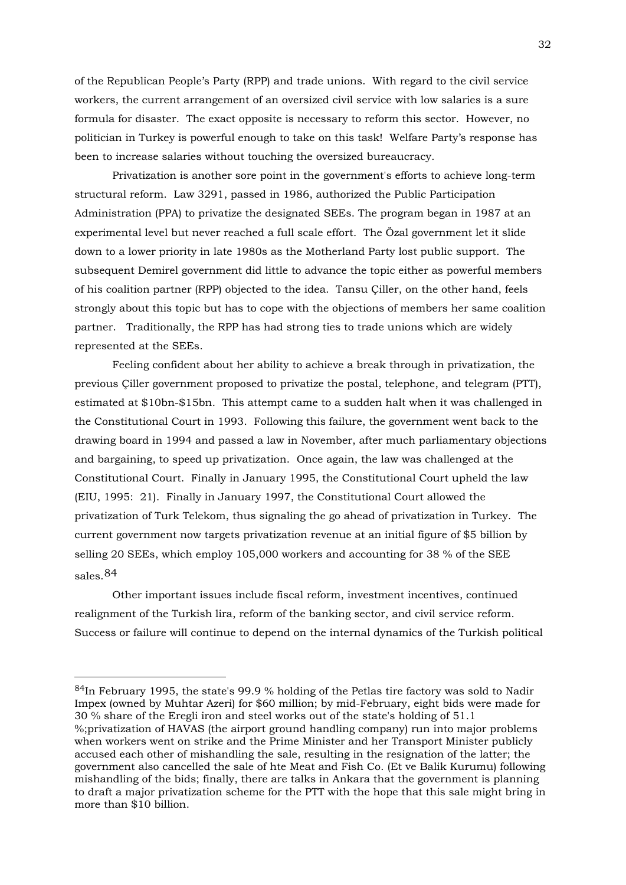of the Republican People's Party (RPP) and trade unions. With regard to the civil service workers, the current arrangement of an oversized civil service with low salaries is a sure formula for disaster. The exact opposite is necessary to reform this sector. However, no politician in Turkey is powerful enough to take on this task! Welfare Party's response has been to increase salaries without touching the oversized bureaucracy.

Privatization is another sore point in the government's efforts to achieve long-term structural reform. Law 3291, passed in 1986, authorized the Public Participation Administration (PPA) to privatize the designated SEEs. The program began in 1987 at an experimental level but never reached a full scale effort. The Özal government let it slide down to a lower priority in late 1980s as the Motherland Party lost public support. The subsequent Demirel government did little to advance the topic either as powerful members of his coalition partner (RPP) objected to the idea. Tansu Çiller, on the other hand, feels strongly about this topic but has to cope with the objections of members her same coalition partner. Traditionally, the RPP has had strong ties to trade unions which are widely represented at the SEEs.

Feeling confident about her ability to achieve a break through in privatization, the previous Çiller government proposed to privatize the postal, telephone, and telegram (PTT), estimated at \$10bn-\$15bn. This attempt came to a sudden halt when it was challenged in the Constitutional Court in 1993. Following this failure, the government went back to the drawing board in 1994 and passed a law in November, after much parliamentary objections and bargaining, to speed up privatization. Once again, the law was challenged at the Constitutional Court. Finally in January 1995, the Constitutional Court upheld the law (EIU, 1995: 21). Finally in January 1997, the Constitutional Court allowed the privatization of Turk Telekom, thus signaling the go ahead of privatization in Turkey. The current government now targets privatization revenue at an initial figure of \$5 billion by selling 20 SEEs, which employ 105,000 workers and accounting for 38 % of the SEE sales.[84]

Other important issues include fiscal reform, investment incentives, continued realignment of the Turkish lira, reform of the banking sector, and civil service reform. Success or failure will continue to depend on the internal dynamics of the Turkish political

---

[84]In February 1995, the state's 99.9 % holding of the Petlas tire factory was sold to Nadir Impex (owned by Muhtar Azeri) for \$60 million; by mid-February, eight bids were made for 30 % share of the Eregli iron and steel works out of the state's holding of 51.1 %;privatization of HAVAS (the airport ground handling company) run into major problems when workers went on strike and the Prime Minister and her Transport Minister publicly accused each other of mishandling the sale, resulting in the resignation of the latter; the government also cancelled the sale of hte Meat and Fish Co. (Et ve Balik Kurumu) following mishandling of the bids; finally, there are talks in Ankara that the government is planning to draft a major privatization scheme for the PTT with the hope that this sale might bring in more than \$10 billion.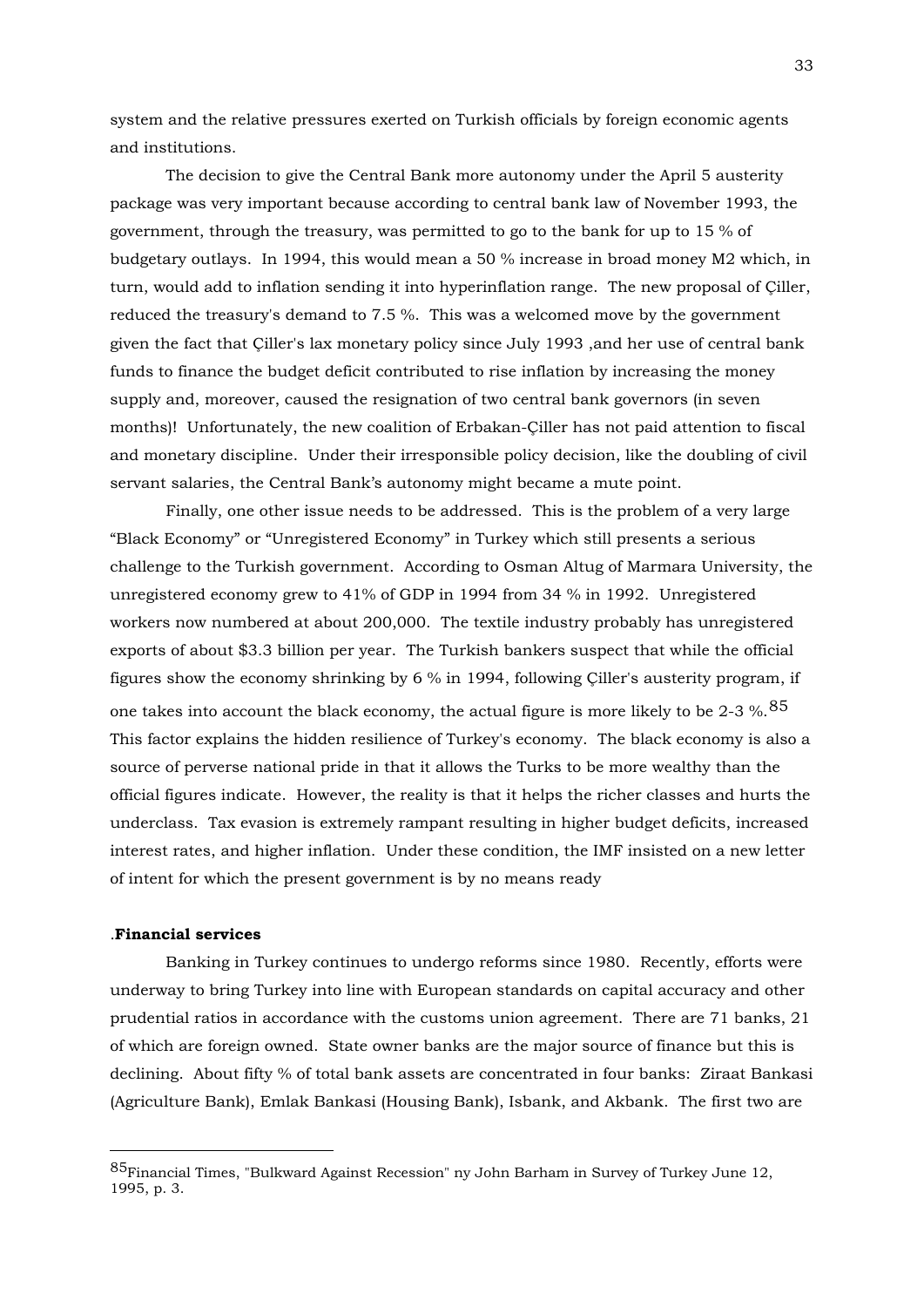system and the relative pressures exerted on Turkish officials by foreign economic agents and institutions.

The decision to give the Central Bank more autonomy under the April 5 austerity package was very important because according to central bank law of November 1993, the government, through the treasury, was permitted to go to the bank for up to 15 % of budgetary outlays. In 1994, this would mean a 50 % increase in broad money M2 which, in turn, would add to inflation sending it into hyperinflation range. The new proposal of Çiller, reduced the treasury's demand to 7.5 %. This was a welcomed move by the government given the fact that Çiller's lax monetary policy since July 1993 ,and her use of central bank funds to finance the budget deficit contributed to rise inflation by increasing the money supply and, moreover, caused the resignation of two central bank governors (in seven months)! Unfortunately, the new coalition of Erbakan-Çiller has not paid attention to fiscal and monetary discipline. Under their irresponsible policy decision, like the doubling of civil servant salaries, the Central Bank's autonomy might became a mute point.

Finally, one other issue needs to be addressed. This is the problem of a very large "Black Economy" or "Unregistered Economy" in Turkey which still presents a serious challenge to the Turkish government. According to Osman Altug of Marmara University, the unregistered economy grew to 41% of GDP in 1994 from 34 % in 1992. Unregistered workers now numbered at about 200,000. The textile industry probably has unregistered exports of about $3.3 billion per year. The Turkish bankers suspect that while the official figures show the economy shrinking by 6 % in 1994, following Çiller's austerity program, if one takes into account the black economy, the actual figure is more likely to be 2-3 %.[85] This factor explains the hidden resilience of Turkey's economy. The black economy is also a source of perverse national pride in that it allows the Turks to be more wealthy than the official figures indicate. However, the reality is that it helps the richer classes and hurts the underclass. Tax evasion is extremely rampant resulting in higher budget deficits, increased interest rates, and higher inflation. Under these condition, the IMF insisted on a new letter of intent for which the present government is by no means ready

.**Financial services**

Banking in Turkey continues to undergo reforms since 1980. Recently, efforts were underway to bring Turkey into line with European standards on capital accuracy and other prudential ratios in accordance with the customs union agreement. There are 71 banks, 21 of which are foreign owned. State owner banks are the major source of finance but this is declining. About fifty % of total bank assets are concentrated in four banks: Ziraat Bankasi (Agriculture Bank), Emlak Bankasi (Housing Bank), Isbank, and Akbank. The first two are

---

[85] Financial Times, "Bulkward Against Recession" ny John Barham in Survey of Turkey June 12, 1995, p. 3.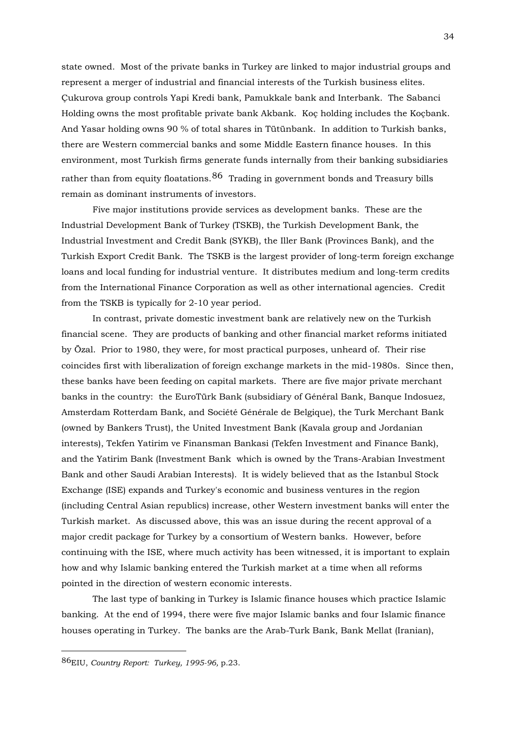state owned. Most of the private banks in Turkey are linked to major industrial groups and represent a merger of industrial and financial interests of the Turkish business elites. Çukurova group controls Yapi Kredi bank, Pamukkale bank and Interbank. The Sabanci Holding owns the most profitable private bank Akbank. Koç holding includes the Koçbank. And Yasar holding owns 90 % of total shares in Tütünbank. In addition to Turkish banks, there are Western commercial banks and some Middle Eastern finance houses. In this environment, most Turkish firms generate funds internally from their banking subsidiaries rather than from equity floatations.[86] Trading in government bonds and Treasury bills remain as dominant instruments of investors.

Five major institutions provide services as development banks. These are the Industrial Development Bank of Turkey (TSKB), the Turkish Development Bank, the Industrial Investment and Credit Bank (SYKB), the Iller Bank (Provinces Bank), and the Turkish Export Credit Bank. The TSKB is the largest provider of long-term foreign exchange loans and local funding for industrial venture. It distributes medium and long-term credits from the International Finance Corporation as well as other international agencies. Credit from the TSKB is typically for 2-10 year period.

In contrast, private domestic investment bank are relatively new on the Turkish financial scene. They are products of banking and other financial market reforms initiated by Özal. Prior to 1980, they were, for most practical purposes, unheard of. Their rise coincides first with liberalization of foreign exchange markets in the mid-1980s. Since then, these banks have been feeding on capital markets. There are five major private merchant banks in the country: the EuroTürk Bank (subsidiary of Général Bank, Banque Indosuez, Amsterdam Rotterdam Bank, and Société Générale de Belgique), the Turk Merchant Bank (owned by Bankers Trust), the United Investment Bank (Kavala group and Jordanian interests), Tekfen Yatirim ve Finansman Bankasi (Tekfen Investment and Finance Bank), and the Yatirim Bank (Investment Bank which is owned by the Trans-Arabian Investment Bank and other Saudi Arabian Interests). It is widely believed that as the Istanbul Stock Exchange (ISE) expands and Turkey's economic and business ventures in the region (including Central Asian republics) increase, other Western investment banks will enter the Turkish market. As discussed above, this was an issue during the recent approval of a major credit package for Turkey by a consortium of Western banks. However, before continuing with the ISE, where much activity has been witnessed, it is important to explain how and why Islamic banking entered the Turkish market at a time when all reforms pointed in the direction of western economic interests.

The last type of banking in Turkey is Islamic finance houses which practice Islamic banking. At the end of 1994, there were five major Islamic banks and four Islamic finance houses operating in Turkey. The banks are the Arab-Turk Bank, Bank Mellat (Iranian),

---

[86] EIU, *Country Report: Turkey, 1995-96,* p.23.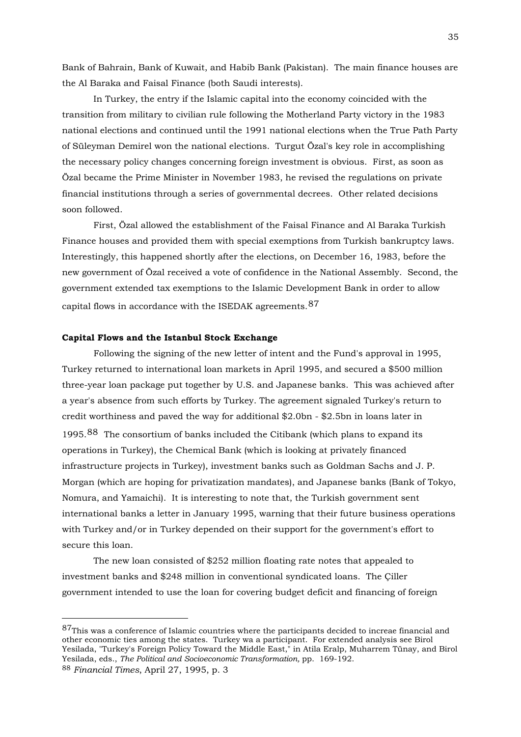Bank of Bahrain, Bank of Kuwait, and Habib Bank (Pakistan). The main finance houses are the Al Baraka and Faisal Finance (both Saudi interests).

In Turkey, the entry if the Islamic capital into the economy coincided with the transition from military to civilian rule following the Motherland Party victory in the 1983 national elections and continued until the 1991 national elections when the True Path Party of Süleyman Demirel won the national elections. Turgut Özal's key role in accomplishing the necessary policy changes concerning foreign investment is obvious. First, as soon as Özal became the Prime Minister in November 1983, he revised the regulations on private financial institutions through a series of governmental decrees. Other related decisions soon followed.

First, Özal allowed the establishment of the Faisal Finance and Al Baraka Turkish Finance houses and provided them with special exemptions from Turkish bankruptcy laws. Interestingly, this happened shortly after the elections, on December 16, 1983, before the new government of Özal received a vote of confidence in the National Assembly. Second, the government extended tax exemptions to the Islamic Development Bank in order to allow capital flows in accordance with the ISEDAK agreements.[87]

**Capital Flows and the Istanbul Stock Exchange**

Following the signing of the new letter of intent and the Fund's approval in 1995, Turkey returned to international loan markets in April 1995, and secured a $500 million three-year loan package put together by U.S. and Japanese banks. This was achieved after a year's absence from such efforts by Turkey. The agreement signaled Turkey's return to credit worthiness and paved the way for additional $2.0bn - $2.5bn in loans later in 1995.[88] The consortium of banks included the Citibank (which plans to expand its operations in Turkey), the Chemical Bank (which is looking at privately financed infrastructure projects in Turkey), investment banks such as Goldman Sachs and J. P. Morgan (which are hoping for privatization mandates), and Japanese banks (Bank of Tokyo, Nomura, and Yamaichi). It is interesting to note that, the Turkish government sent international banks a letter in January 1995, warning that their future business operations with Turkey and/or in Turkey depended on their support for the government's effort to secure this loan.

The new loan consisted of $252 million floating rate notes that appealed to investment banks and $248 million in conventional syndicated loans. The Çiller government intended to use the loan for covering budget deficit and financing of foreign

---

[87] This was a conference of Islamic countries where the participants decided to increae financial and other economic ties among the states. Turkey wa a participant. For extended analysis see Birol Yesilada, "Turkey's Foreign Policy Toward the Middle East," in Atila Eralp, Muharrem Tünay, and Birol Yesilada, eds., *The Political and Socioeconomic Transformation,* pp. 169-192.

[88] *Financial Times*, April 27, 1995, p. 3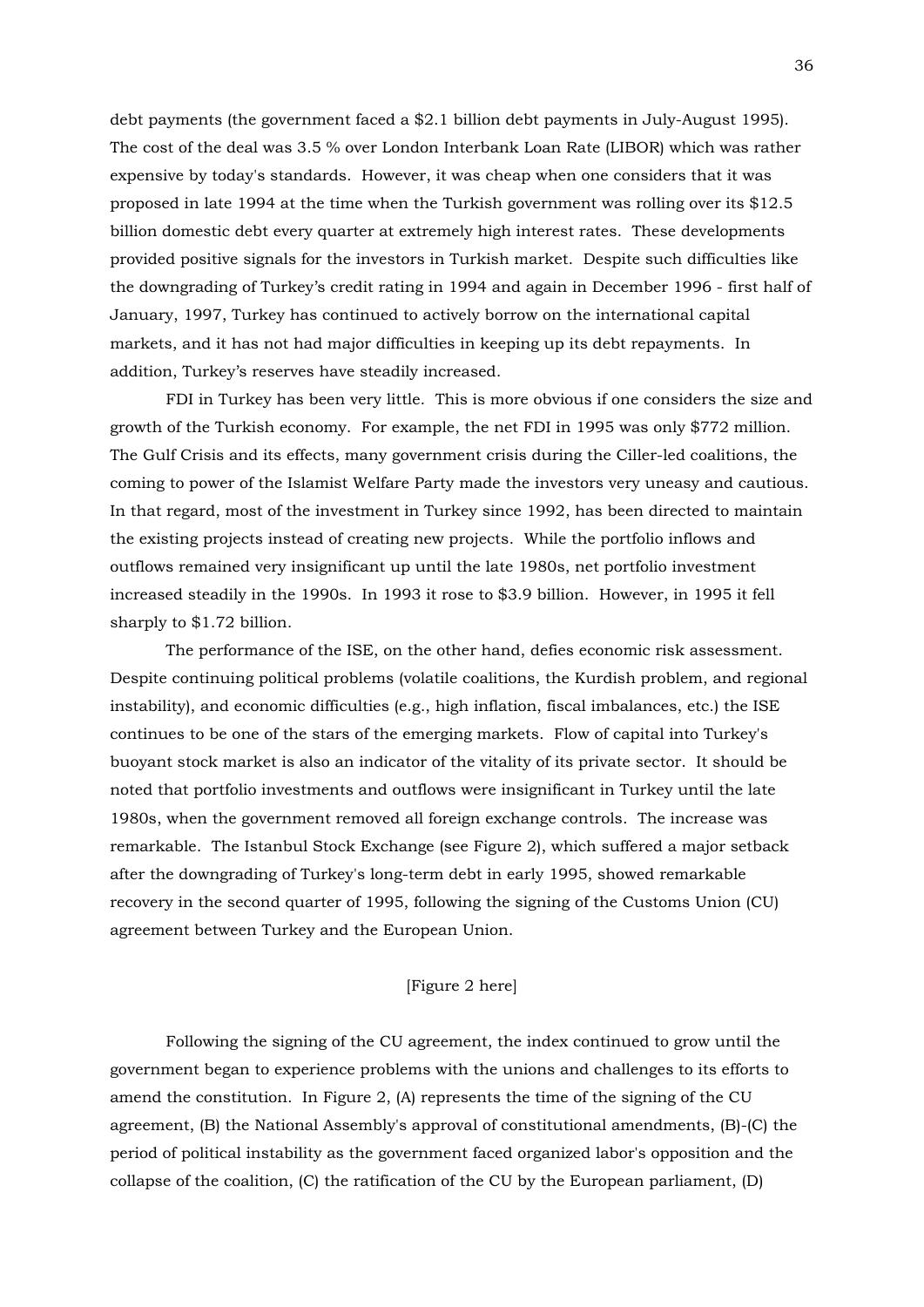debt payments (the government faced a $2.1 billion debt payments in July-August 1995). The cost of the deal was 3.5 % over London Interbank Loan Rate (LIBOR) which was rather expensive by today's standards. However, it was cheap when one considers that it was proposed in late 1994 at the time when the Turkish government was rolling over its $12.5 billion domestic debt every quarter at extremely high interest rates. These developments provided positive signals for the investors in Turkish market. Despite such difficulties like the downgrading of Turkey's credit rating in 1994 and again in December 1996 - first half of January, 1997, Turkey has continued to actively borrow on the international capital markets, and it has not had major difficulties in keeping up its debt repayments. In addition, Turkey's reserves have steadily increased.

FDI in Turkey has been very little. This is more obvious if one considers the size and growth of the Turkish economy. For example, the net FDI in 1995 was only $772 million. The Gulf Crisis and its effects, many government crisis during the Ciller-led coalitions, the coming to power of the Islamist Welfare Party made the investors very uneasy and cautious. In that regard, most of the investment in Turkey since 1992, has been directed to maintain the existing projects instead of creating new projects. While the portfolio inflows and outflows remained very insignificant up until the late 1980s, net portfolio investment increased steadily in the 1990s. In 1993 it rose to $3.9 billion. However, in 1995 it fell sharply to $1.72 billion.

The performance of the ISE, on the other hand, defies economic risk assessment. Despite continuing political problems (volatile coalitions, the Kurdish problem, and regional instability), and economic difficulties (e.g., high inflation, fiscal imbalances, etc.) the ISE continues to be one of the stars of the emerging markets. Flow of capital into Turkey's buoyant stock market is also an indicator of the vitality of its private sector. It should be noted that portfolio investments and outflows were insignificant in Turkey until the late 1980s, when the government removed all foreign exchange controls. The increase was remarkable. The Istanbul Stock Exchange (see Figure 2), which suffered a major setback after the downgrading of Turkey's long-term debt in early 1995, showed remarkable recovery in the second quarter of 1995, following the signing of the Customs Union (CU) agreement between Turkey and the European Union.

[Figure 2 here]

Following the signing of the CU agreement, the index continued to grow until the government began to experience problems with the unions and challenges to its efforts to amend the constitution. In Figure 2, (A) represents the time of the signing of the CU agreement, (B) the National Assembly's approval of constitutional amendments, (B)-(C) the period of political instability as the government faced organized labor's opposition and the collapse of the coalition, (C) the ratification of the CU by the European parliament, (D)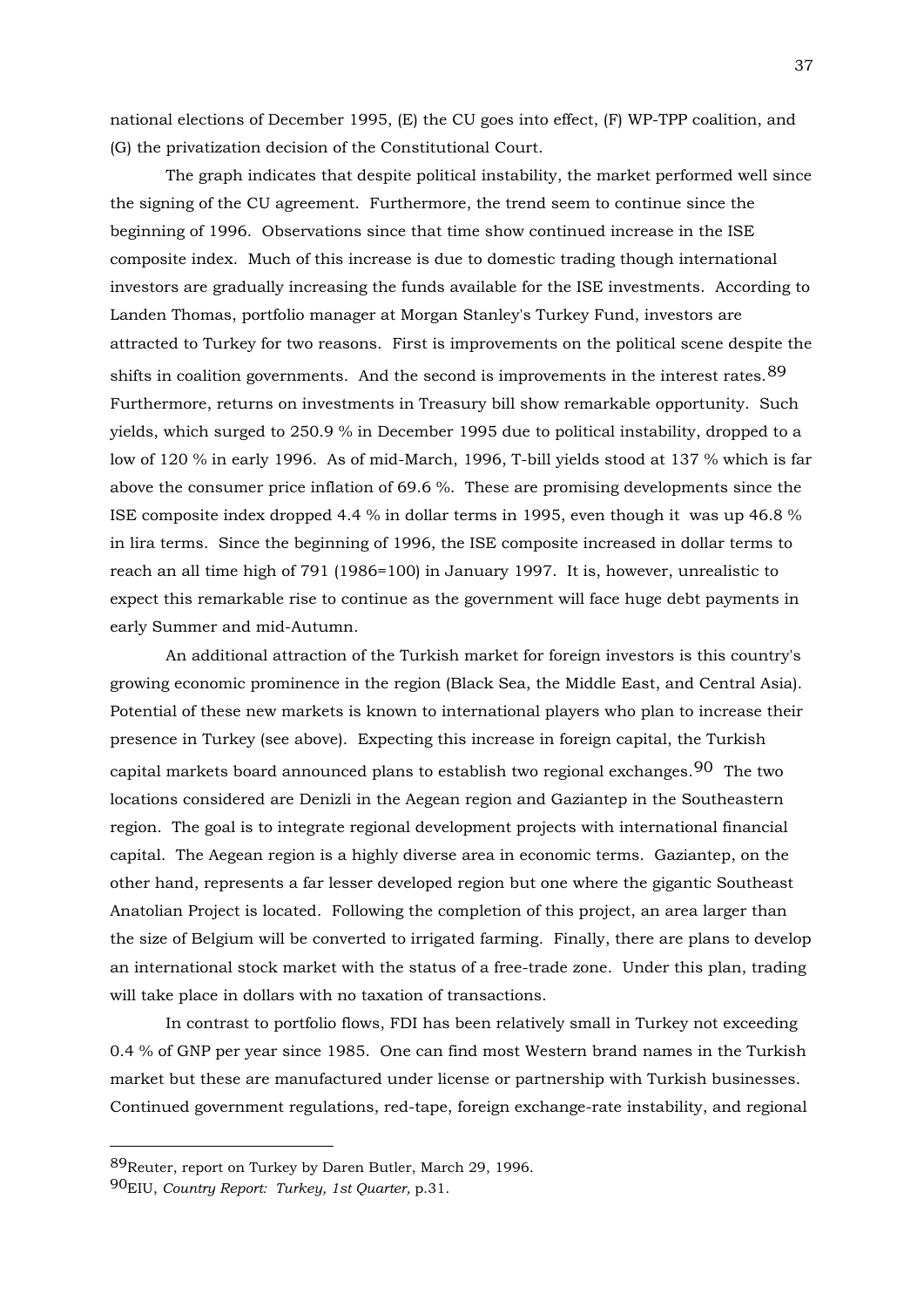national elections of December 1995, (E) the CU goes into effect, (F) WP-TPP coalition, and (G) the privatization decision of the Constitutional Court.

The graph indicates that despite political instability, the market performed well since the signing of the CU agreement. Furthermore, the trend seem to continue since the beginning of 1996. Observations since that time show continued increase in the ISE composite index. Much of this increase is due to domestic trading though international investors are gradually increasing the funds available for the ISE investments. According to Landen Thomas, portfolio manager at Morgan Stanley's Turkey Fund, investors are attracted to Turkey for two reasons. First is improvements on the political scene despite the shifts in coalition governments. And the second is improvements in the interest rates.[89] Furthermore, returns on investments in Treasury bill show remarkable opportunity. Such yields, which surged to 250.9 % in December 1995 due to political instability, dropped to a low of 120 % in early 1996. As of mid-March, 1996, T-bill yields stood at 137 % which is far above the consumer price inflation of 69.6 %. These are promising developments since the ISE composite index dropped 4.4 % in dollar terms in 1995, even though it was up 46.8 % in lira terms. Since the beginning of 1996, the ISE composite increased in dollar terms to reach an all time high of 791 (1986=100) in January 1997. It is, however, unrealistic to expect this remarkable rise to continue as the government will face huge debt payments in early Summer and mid-Autumn.

An additional attraction of the Turkish market for foreign investors is this country's growing economic prominence in the region (Black Sea, the Middle East, and Central Asia). Potential of these new markets is known to international players who plan to increase their presence in Turkey (see above). Expecting this increase in foreign capital, the Turkish capital markets board announced plans to establish two regional exchanges.[90] The two locations considered are Denizli in the Aegean region and Gaziantep in the Southeastern region. The goal is to integrate regional development projects with international financial capital. The Aegean region is a highly diverse area in economic terms. Gaziantep, on the other hand, represents a far lesser developed region but one where the gigantic Southeast Anatolian Project is located. Following the completion of this project, an area larger than the size of Belgium will be converted to irrigated farming. Finally, there are plans to develop an international stock market with the status of a free-trade zone. Under this plan, trading will take place in dollars with no taxation of transactions.

In contrast to portfolio flows, FDI has been relatively small in Turkey not exceeding 0.4 % of GNP per year since 1985. One can find most Western brand names in the Turkish market but these are manufactured under license or partnership with Turkish businesses. Continued government regulations, red-tape, foreign exchange-rate instability, and regional

---

[89] Reuter, report on Turkey by Daren Butler, March 29, 1996.

[90] EIU, *Country Report: Turkey, 1st Quarter,* p.31.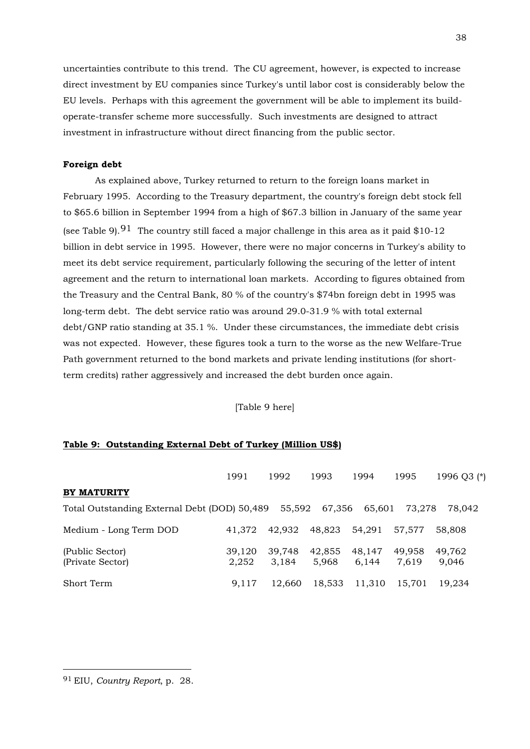uncertainties contribute to this trend. The CU agreement, however, is expected to increase direct investment by EU companies since Turkey's until labor cost is considerably below the EU levels. Perhaps with this agreement the government will be able to implement its build-operate-transfer scheme more successfully. Such investments are designed to attract investment in infrastructure without direct financing from the public sector.

**Foreign debt**

As explained above, Turkey returned to return to the foreign loans market in February 1995. According to the Treasury department, the country's foreign debt stock fell to $65.6 billion in September 1994 from a high of $67.3 billion in January of the same year (see Table 9).[91] The country still faced a major challenge in this area as it paid $10-12 billion in debt service in 1995. However, there were no major concerns in Turkey's ability to meet its debt service requirement, particularly following the securing of the letter of intent agreement and the return to international loan markets. According to figures obtained from the Treasury and the Central Bank, 80 % of the country's $74bn foreign debt in 1995 was long-term debt. The debt service ratio was around 29.0-31.9 % with total external debt/GNP ratio standing at 35.1 %. Under these circumstances, the immediate debt crisis was not expected. However, these figures took a turn to the worse as the new Welfare-True Path government returned to the bond markets and private lending institutions (for short-term credits) rather aggressively and increased the debt burden once again.

[Table 9 here]

**Table 9: Outstanding External Debt of Turkey (Million US$)**

| | 1991 | 1992 | 1993 | 1994 | 1995 | 1996 Q3 (*) |
|---|---|---|---|---|---|---|
| **BY MATURITY** | | | | | | |
| Total Outstanding External Debt (DOD) | 50,489 | 55,592 | 67,356 | 65,601 | 73,278 | 78,042 |
| Medium - Long Term DOD | 41,372 | 42,932 | 48,823 | 54,291 | 57,577 | 58,808 |
| (Public Sector) | 39,120 | 39,748 | 42,855 | 48,147 | 49,958 | 49,762 |
| (Private Sector) | 2,252 | 3,184 | 5,968 | 6,144 | 7,619 | 9,046 |
| Short Term | 9,117 | 12,660 | 18,533 | 11,310 | 15,701 | 19,234 |

[91] EIU, *Country Report*, p. 28.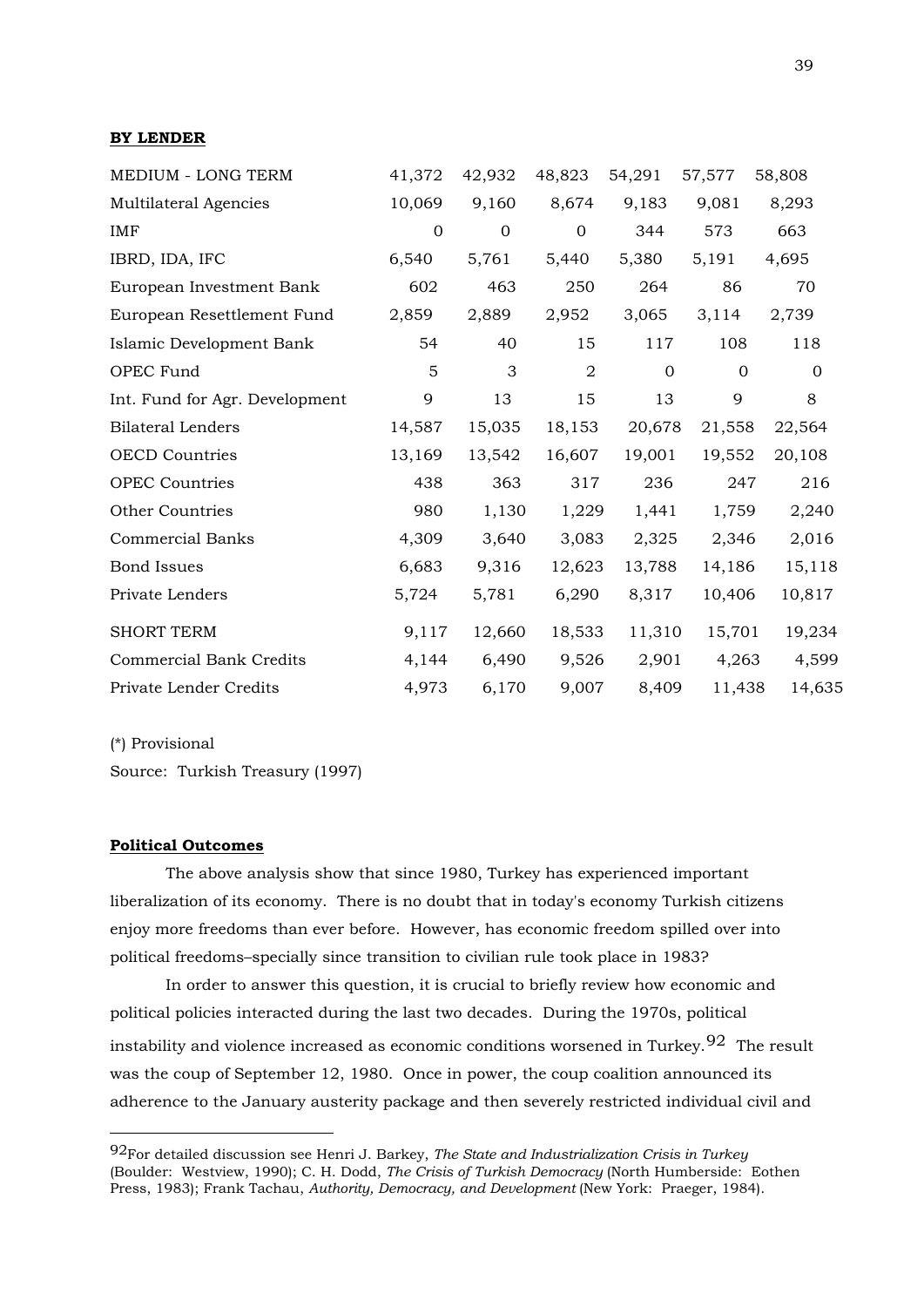**BY LENDER**

| | | | | | | |
|---|---|---|---|---|---|---|
| MEDIUM - LONG TERM | 41,372 | 42,932 | 48,823 | 54,291 | 57,577 | 58,808 |
| Multilateral Agencies | 10,069 | 9,160 | 8,674 | 9,183 | 9,081 | 8,293 |
| IMF | 0 | 0 | 0 | 344 | 573 | 663 |
| IBRD, IDA, IFC | 6,540 | 5,761 | 5,440 | 5,380 | 5,191 | 4,695 |
| European Investment Bank | 602 | 463 | 250 | 264 | 86 | 70 |
| European Resettlement Fund | 2,859 | 2,889 | 2,952 | 3,065 | 3,114 | 2,739 |
| Islamic Development Bank | 54 | 40 | 15 | 117 | 108 | 118 |
| OPEC Fund | 5 | 3 | 2 | 0 | 0 | 0 |
| Int. Fund for Agr. Development | 9 | 13 | 15 | 13 | 9 | 8 |
| Bilateral Lenders | 14,587 | 15,035 | 18,153 | 20,678 | 21,558 | 22,564 |
| OECD Countries | 13,169 | 13,542 | 16,607 | 19,001 | 19,552 | 20,108 |
| OPEC Countries | 438 | 363 | 317 | 236 | 247 | 216 |
| Other Countries | 980 | 1,130 | 1,229 | 1,441 | 1,759 | 2,240 |
| Commercial Banks | 4,309 | 3,640 | 3,083 | 2,325 | 2,346 | 2,016 |
| Bond Issues | 6,683 | 9,316 | 12,623 | 13,788 | 14,186 | 15,118 |
| Private Lenders | 5,724 | 5,781 | 6,290 | 8,317 | 10,406 | 10,817 |
| SHORT TERM | 9,117 | 12,660 | 18,533 | 11,310 | 15,701 | 19,234 |
| Commercial Bank Credits | 4,144 | 6,490 | 9,526 | 2,901 | 4,263 | 4,599 |
| Private Lender Credits | 4,973 | 6,170 | 9,007 | 8,409 | 11,438 | 14,635 |

(*) Provisional

Source: Turkish Treasury (1997)

**Political Outcomes**

The above analysis show that since 1980, Turkey has experienced important liberalization of its economy. There is no doubt that in today's economy Turkish citizens enjoy more freedoms than ever before. However, has economic freedom spilled over into political freedoms–specially since transition to civilian rule took place in 1983?

In order to answer this question, it is crucial to briefly review how economic and political policies interacted during the last two decades. During the 1970s, political instability and violence increased as economic conditions worsened in Turkey.[92] The result was the coup of September 12, 1980. Once in power, the coup coalition announced its adherence to the January austerity package and then severely restricted individual civil and

[92]For detailed discussion see Henri J. Barkey, *The State and Industrialization Crisis in Turkey* (Boulder: Westview, 1990); C. H. Dodd, *The Crisis of Turkish Democracy* (North Humberside: Eothen Press, 1983); Frank Tachau, *Authority, Democracy, and Development* (New York: Praeger, 1984).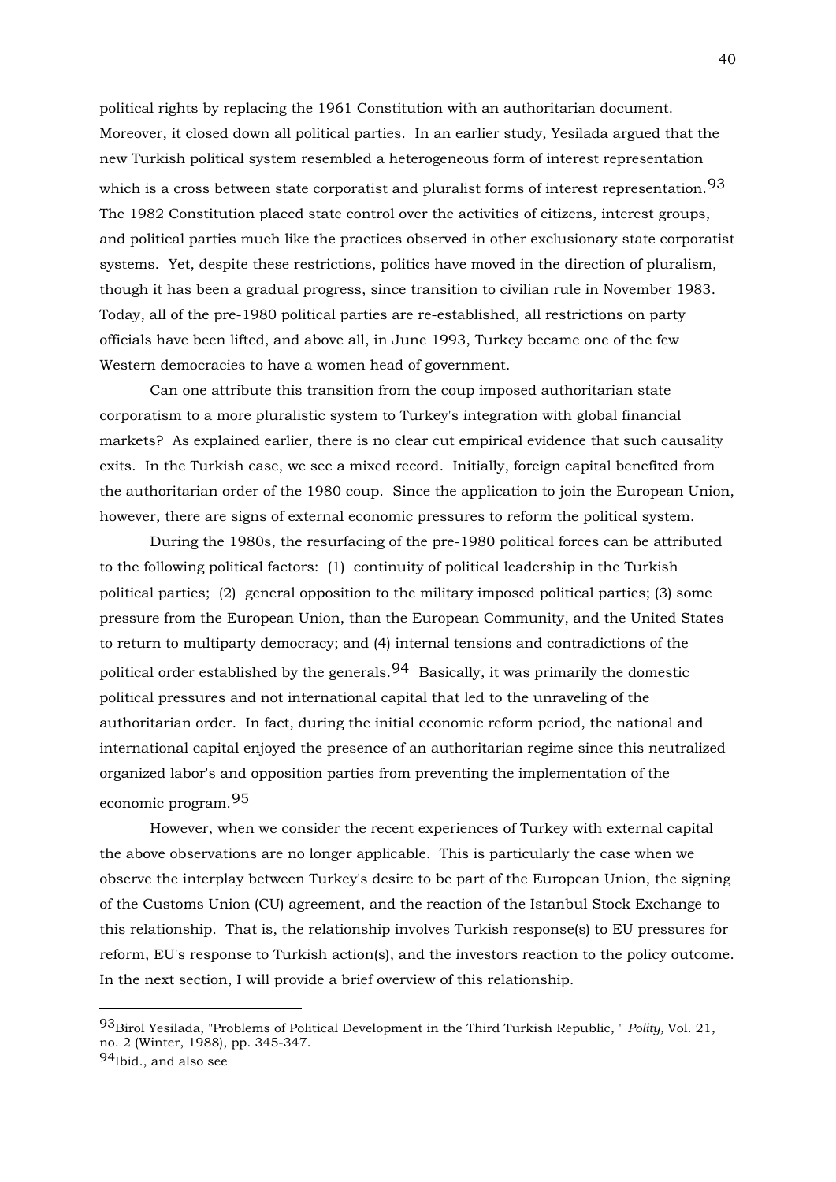political rights by replacing the 1961 Constitution with an authoritarian document. Moreover, it closed down all political parties. In an earlier study, Yesilada argued that the new Turkish political system resembled a heterogeneous form of interest representation which is a cross between state corporatist and pluralist forms of interest representation.[93] The 1982 Constitution placed state control over the activities of citizens, interest groups, and political parties much like the practices observed in other exclusionary state corporatist systems. Yet, despite these restrictions, politics have moved in the direction of pluralism, though it has been a gradual progress, since transition to civilian rule in November 1983. Today, all of the pre-1980 political parties are re-established, all restrictions on party officials have been lifted, and above all, in June 1993, Turkey became one of the few Western democracies to have a women head of government.

Can one attribute this transition from the coup imposed authoritarian state corporatism to a more pluralistic system to Turkey's integration with global financial markets? As explained earlier, there is no clear cut empirical evidence that such causality exits. In the Turkish case, we see a mixed record. Initially, foreign capital benefited from the authoritarian order of the 1980 coup. Since the application to join the European Union, however, there are signs of external economic pressures to reform the political system.

During the 1980s, the resurfacing of the pre-1980 political forces can be attributed to the following political factors: (1) continuity of political leadership in the Turkish political parties; (2) general opposition to the military imposed political parties; (3) some pressure from the European Union, than the European Community, and the United States to return to multiparty democracy; and (4) internal tensions and contradictions of the political order established by the generals.[94] Basically, it was primarily the domestic political pressures and not international capital that led to the unraveling of the authoritarian order. In fact, during the initial economic reform period, the national and international capital enjoyed the presence of an authoritarian regime since this neutralized organized labor's and opposition parties from preventing the implementation of the economic program.[95]

However, when we consider the recent experiences of Turkey with external capital the above observations are no longer applicable. This is particularly the case when we observe the interplay between Turkey's desire to be part of the European Union, the signing of the Customs Union (CU) agreement, and the reaction of the Istanbul Stock Exchange to this relationship. That is, the relationship involves Turkish response(s) to EU pressures for reform, EU's response to Turkish action(s), and the investors reaction to the policy outcome. In the next section, I will provide a brief overview of this relationship.

---

[93] Birol Yesilada, "Problems of Political Development in the Third Turkish Republic, " *Polity,* Vol. 21, no. 2 (Winter, 1988), pp. 345-347.

[94] Ibid., and also see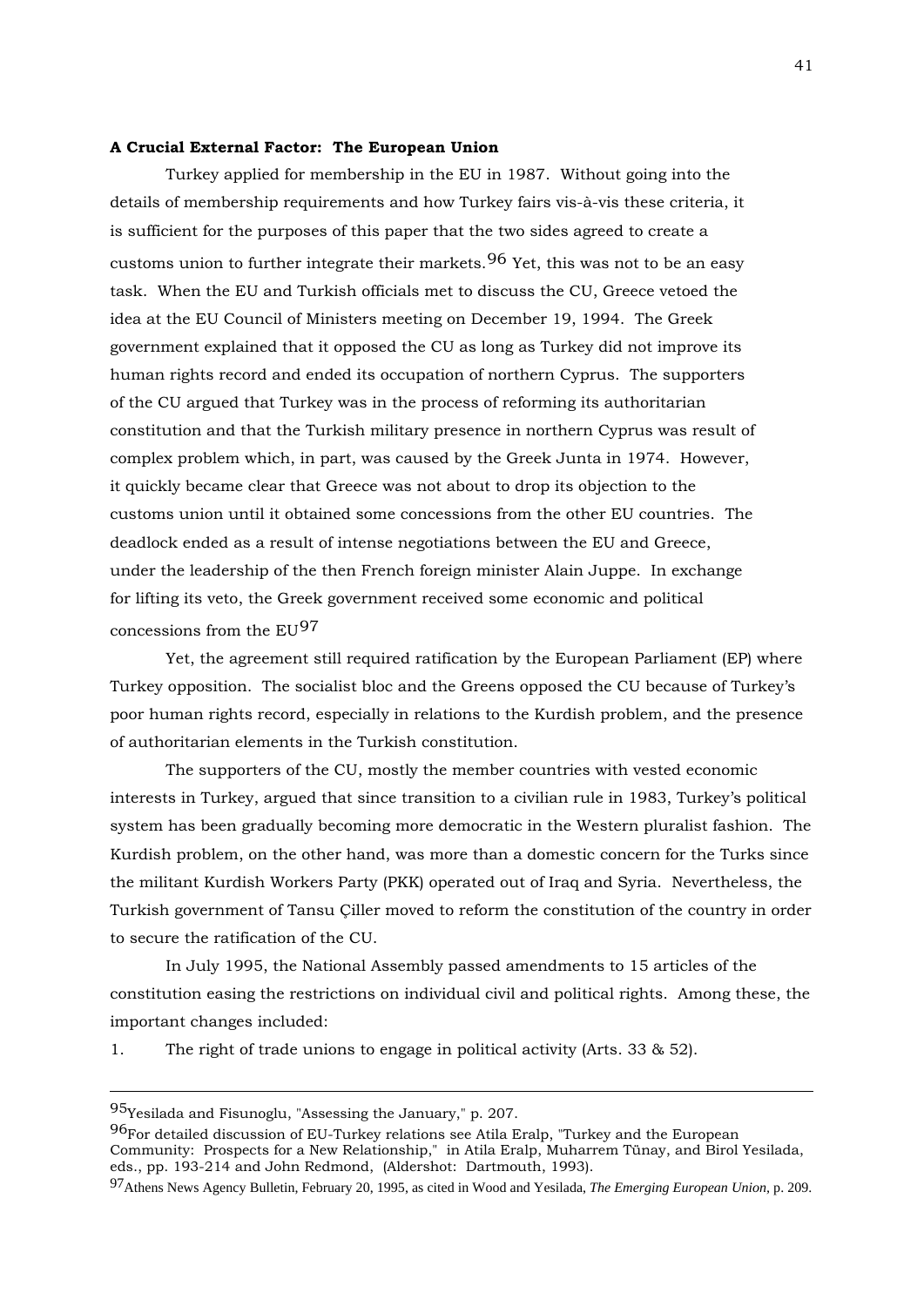**A Crucial External Factor: The European Union**

Turkey applied for membership in the EU in 1987. Without going into the details of membership requirements and how Turkey fairs vis-à-vis these criteria, it is sufficient for the purposes of this paper that the two sides agreed to create a customs union to further integrate their markets.[96] Yet, this was not to be an easy task. When the EU and Turkish officials met to discuss the CU, Greece vetoed the idea at the EU Council of Ministers meeting on December 19, 1994. The Greek government explained that it opposed the CU as long as Turkey did not improve its human rights record and ended its occupation of northern Cyprus. The supporters of the CU argued that Turkey was in the process of reforming its authoritarian constitution and that the Turkish military presence in northern Cyprus was result of complex problem which, in part, was caused by the Greek Junta in 1974. However, it quickly became clear that Greece was not about to drop its objection to the customs union until it obtained some concessions from the other EU countries. The deadlock ended as a result of intense negotiations between the EU and Greece, under the leadership of the then French foreign minister Alain Juppe. In exchange for lifting its veto, the Greek government received some economic and political concessions from the EU[97]

Yet, the agreement still required ratification by the European Parliament (EP) where Turkey opposition. The socialist bloc and the Greens opposed the CU because of Turkey's poor human rights record, especially in relations to the Kurdish problem, and the presence of authoritarian elements in the Turkish constitution.

The supporters of the CU, mostly the member countries with vested economic interests in Turkey, argued that since transition to a civilian rule in 1983, Turkey's political system has been gradually becoming more democratic in the Western pluralist fashion. The Kurdish problem, on the other hand, was more than a domestic concern for the Turks since the militant Kurdish Workers Party (PKK) operated out of Iraq and Syria. Nevertheless, the Turkish government of Tansu Çiller moved to reform the constitution of the country in order to secure the ratification of the CU.

In July 1995, the National Assembly passed amendments to 15 articles of the constitution easing the restrictions on individual civil and political rights. Among these, the important changes included:

1. The right of trade unions to engage in political activity (Arts. 33 & 52).

---

[95] Yesilada and Fisunoglu, "Assessing the January," p. 207.

[96] For detailed discussion of EU-Turkey relations see Atila Eralp, "Turkey and the European Community: Prospects for a New Relationship," in Atila Eralp, Muharrem Tünay, and Birol Yesilada, eds., pp. 193-214 and John Redmond, (Aldershot: Dartmouth, 1993).

[97] Athens News Agency Bulletin, February 20, 1995, as cited in Wood and Yesilada, *The Emerging European Union*, p. 209.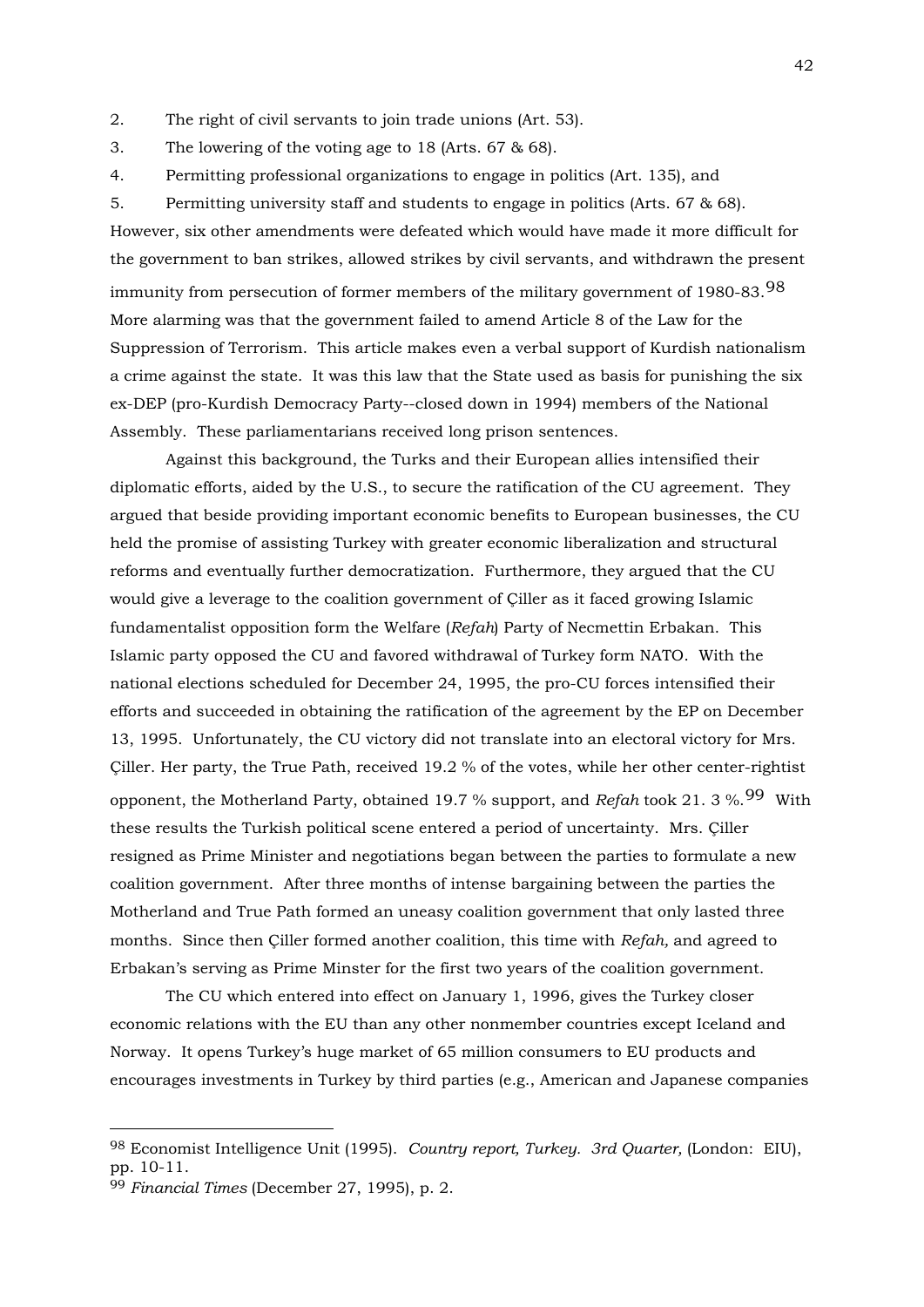2. The right of civil servants to join trade unions (Art. 53).
3. The lowering of the voting age to 18 (Arts. 67 & 68).
4. Permitting professional organizations to engage in politics (Art. 135), and
5. Permitting university staff and students to engage in politics (Arts. 67 & 68).

However, six other amendments were defeated which would have made it more difficult for the government to ban strikes, allowed strikes by civil servants, and withdrawn the present immunity from persecution of former members of the military government of 1980-83.[98] More alarming was that the government failed to amend Article 8 of the Law for the Suppression of Terrorism. This article makes even a verbal support of Kurdish nationalism a crime against the state. It was this law that the State used as basis for punishing the six ex-DEP (pro-Kurdish Democracy Party--closed down in 1994) members of the National Assembly. These parliamentarians received long prison sentences.

Against this background, the Turks and their European allies intensified their diplomatic efforts, aided by the U.S., to secure the ratification of the CU agreement. They argued that beside providing important economic benefits to European businesses, the CU held the promise of assisting Turkey with greater economic liberalization and structural reforms and eventually further democratization. Furthermore, they argued that the CU would give a leverage to the coalition government of Çiller as it faced growing Islamic fundamentalist opposition form the Welfare (*Refah*) Party of Necmettin Erbakan. This Islamic party opposed the CU and favored withdrawal of Turkey form NATO. With the national elections scheduled for December 24, 1995, the pro-CU forces intensified their efforts and succeeded in obtaining the ratification of the agreement by the EP on December 13, 1995. Unfortunately, the CU victory did not translate into an electoral victory for Mrs. Çiller. Her party, the True Path, received 19.2 % of the votes, while her other center-rightist opponent, the Motherland Party, obtained 19.7 % support, and *Refah* took 21. 3 %.[99] With these results the Turkish political scene entered a period of uncertainty. Mrs. Çiller resigned as Prime Minister and negotiations began between the parties to formulate a new coalition government. After three months of intense bargaining between the parties the Motherland and True Path formed an uneasy coalition government that only lasted three months. Since then Çiller formed another coalition, this time with *Refah,* and agreed to Erbakan's serving as Prime Minster for the first two years of the coalition government.

The CU which entered into effect on January 1, 1996, gives the Turkey closer economic relations with the EU than any other nonmember countries except Iceland and Norway. It opens Turkey's huge market of 65 million consumers to EU products and encourages investments in Turkey by third parties (e.g., American and Japanese companies

---

[98] Economist Intelligence Unit (1995). *Country report, Turkey. 3rd Quarter,* (London: EIU), pp. 10-11.

[99] *Financial Times* (December 27, 1995), p. 2.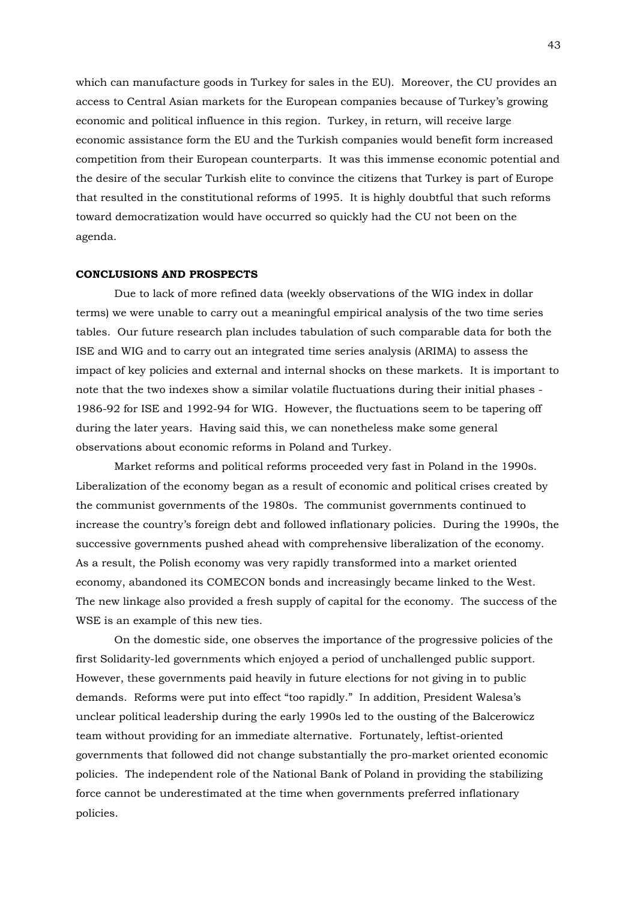which can manufacture goods in Turkey for sales in the EU). Moreover, the CU provides an access to Central Asian markets for the European companies because of Turkey's growing economic and political influence in this region. Turkey, in return, will receive large economic assistance form the EU and the Turkish companies would benefit form increased competition from their European counterparts. It was this immense economic potential and the desire of the secular Turkish elite to convince the citizens that Turkey is part of Europe that resulted in the constitutional reforms of 1995. It is highly doubtful that such reforms toward democratization would have occurred so quickly had the CU not been on the agenda.

**CONCLUSIONS AND PROSPECTS**

Due to lack of more refined data (weekly observations of the WIG index in dollar terms) we were unable to carry out a meaningful empirical analysis of the two time series tables. Our future research plan includes tabulation of such comparable data for both the ISE and WIG and to carry out an integrated time series analysis (ARIMA) to assess the impact of key policies and external and internal shocks on these markets. It is important to note that the two indexes show a similar volatile fluctuations during their initial phases - 1986-92 for ISE and 1992-94 for WIG. However, the fluctuations seem to be tapering off during the later years. Having said this, we can nonetheless make some general observations about economic reforms in Poland and Turkey.

Market reforms and political reforms proceeded very fast in Poland in the 1990s. Liberalization of the economy began as a result of economic and political crises created by the communist governments of the 1980s. The communist governments continued to increase the country's foreign debt and followed inflationary policies. During the 1990s, the successive governments pushed ahead with comprehensive liberalization of the economy. As a result, the Polish economy was very rapidly transformed into a market oriented economy, abandoned its COMECON bonds and increasingly became linked to the West. The new linkage also provided a fresh supply of capital for the economy. The success of the WSE is an example of this new ties.

On the domestic side, one observes the importance of the progressive policies of the first Solidarity-led governments which enjoyed a period of unchallenged public support. However, these governments paid heavily in future elections for not giving in to public demands. Reforms were put into effect "too rapidly." In addition, President Walesa's unclear political leadership during the early 1990s led to the ousting of the Balcerowicz team without providing for an immediate alternative. Fortunately, leftist-oriented governments that followed did not change substantially the pro-market oriented economic policies. The independent role of the National Bank of Poland in providing the stabilizing force cannot be underestimated at the time when governments preferred inflationary policies.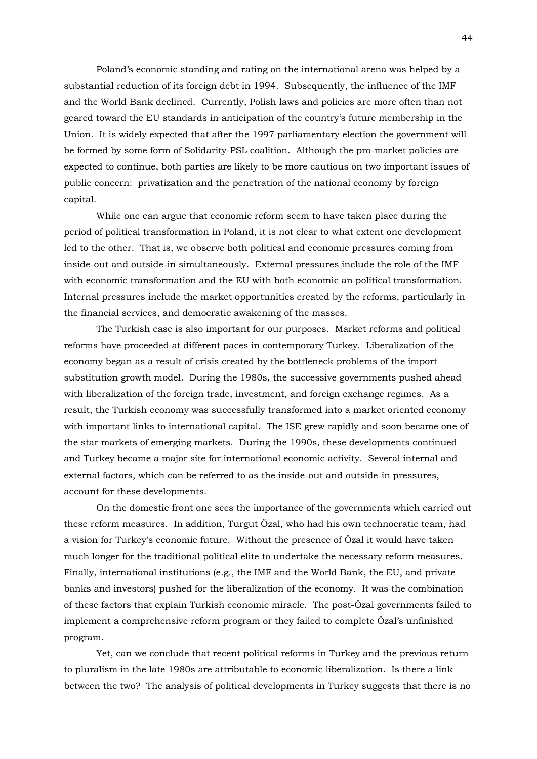Poland's economic standing and rating on the international arena was helped by a substantial reduction of its foreign debt in 1994. Subsequently, the influence of the IMF and the World Bank declined. Currently, Polish laws and policies are more often than not geared toward the EU standards in anticipation of the country's future membership in the Union. It is widely expected that after the 1997 parliamentary election the government will be formed by some form of Solidarity-PSL coalition. Although the pro-market policies are expected to continue, both parties are likely to be more cautious on two important issues of public concern: privatization and the penetration of the national economy by foreign capital.

While one can argue that economic reform seem to have taken place during the period of political transformation in Poland, it is not clear to what extent one development led to the other. That is, we observe both political and economic pressures coming from inside-out and outside-in simultaneously. External pressures include the role of the IMF with economic transformation and the EU with both economic an political transformation. Internal pressures include the market opportunities created by the reforms, particularly in the financial services, and democratic awakening of the masses.

The Turkish case is also important for our purposes. Market reforms and political reforms have proceeded at different paces in contemporary Turkey. Liberalization of the economy began as a result of crisis created by the bottleneck problems of the import substitution growth model. During the 1980s, the successive governments pushed ahead with liberalization of the foreign trade, investment, and foreign exchange regimes. As a result, the Turkish economy was successfully transformed into a market oriented economy with important links to international capital. The ISE grew rapidly and soon became one of the star markets of emerging markets. During the 1990s, these developments continued and Turkey became a major site for international economic activity. Several internal and external factors, which can be referred to as the inside-out and outside-in pressures, account for these developments.

On the domestic front one sees the importance of the governments which carried out these reform measures. In addition, Turgut Özal, who had his own technocratic team, had a vision for Turkey's economic future. Without the presence of Özal it would have taken much longer for the traditional political elite to undertake the necessary reform measures. Finally, international institutions (e.g., the IMF and the World Bank, the EU, and private banks and investors) pushed for the liberalization of the economy. It was the combination of these factors that explain Turkish economic miracle. The post-Özal governments failed to implement a comprehensive reform program or they failed to complete Özal's unfinished program.

Yet, can we conclude that recent political reforms in Turkey and the previous return to pluralism in the late 1980s are attributable to economic liberalization. Is there a link between the two? The analysis of political developments in Turkey suggests that there is no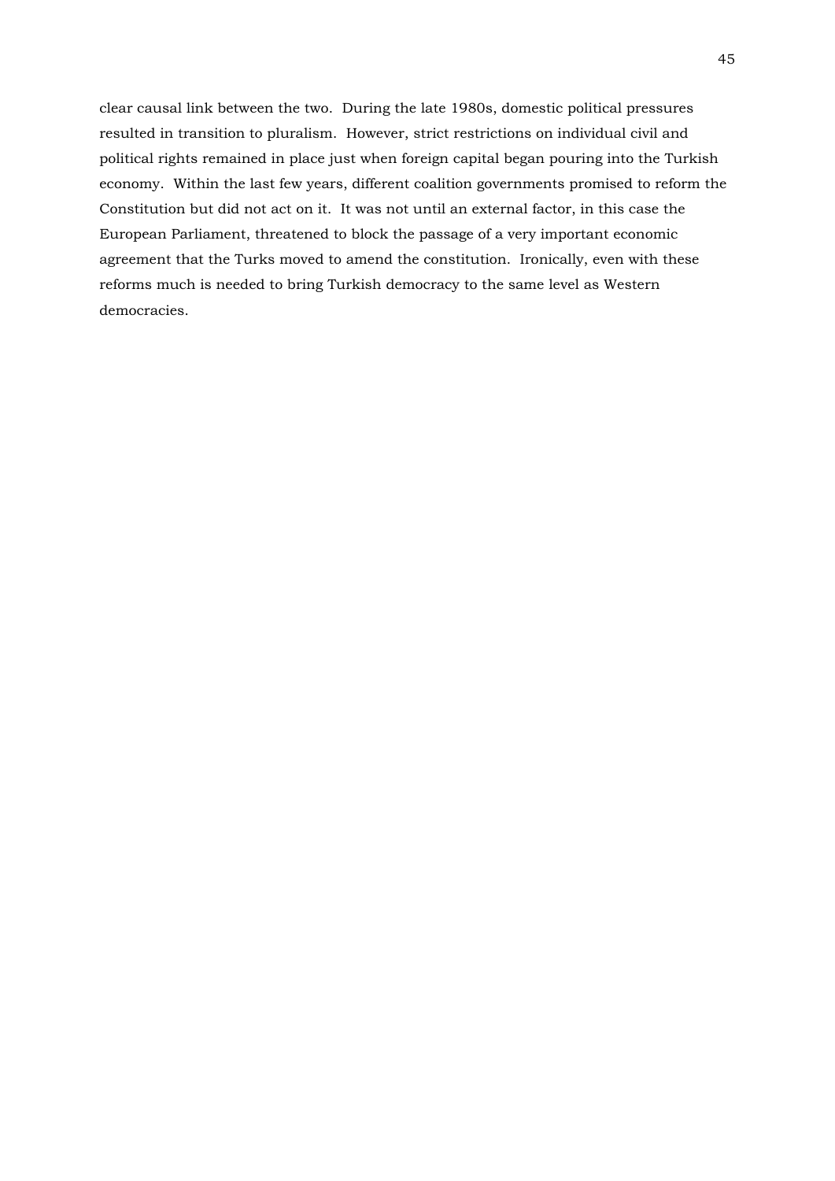clear causal link between the two. During the late 1980s, domestic political pressures resulted in transition to pluralism. However, strict restrictions on individual civil and political rights remained in place just when foreign capital began pouring into the Turkish economy. Within the last few years, different coalition governments promised to reform the Constitution but did not act on it. It was not until an external factor, in this case the European Parliament, threatened to block the passage of a very important economic agreement that the Turks moved to amend the constitution. Ironically, even with these reforms much is needed to bring Turkish democracy to the same level as Western democracies.